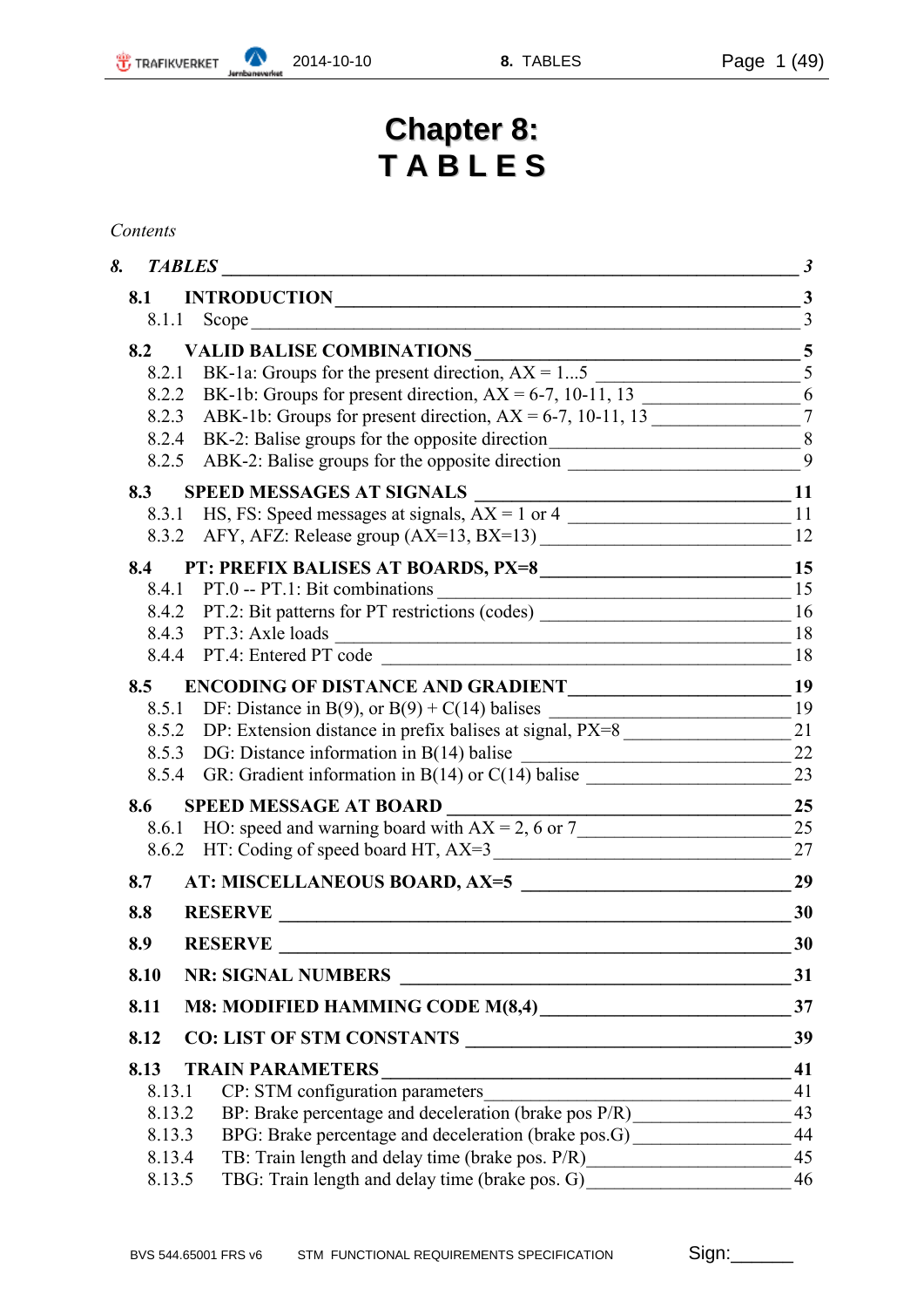# Chapter 8:
# T A B L E S

*Contents*

***8. TABLES*** **3**

**8.1 INTRODUCTION** **3**

8.1.1 Scope 3

**8.2 VALID BALISE COMBINATIONS** **5**

8.2.1 BK-1a: Groups for the present direction, AX = 1...5 5

8.2.2 BK-1b: Groups for present direction, AX = 6-7, 10-11, 13 6

8.2.3 ABK-1b: Groups for present direction, AX = 6-7, 10-11, 13 7

8.2.4 BK-2: Balise groups for the opposite direction 8

8.2.5 ABK-2: Balise groups for the opposite direction 9

**8.3 SPEED MESSAGES AT SIGNALS** **11**

8.3.1 HS, FS: Speed messages at signals, AX = 1 or 4 11

8.3.2 AFY, AFZ: Release group (AX=13, BX=13) 12

**8.4 PT: PREFIX BALISES AT BOARDS, PX=8** **15**

8.4.1 PT.0 -- PT.1: Bit combinations 15

8.4.2 PT.2: Bit patterns for PT restrictions (codes) 16

8.4.3 PT.3: Axle loads 18

8.4.4 PT.4: Entered PT code 18

**8.5 ENCODING OF DISTANCE AND GRADIENT** **19**

8.5.1 DF: Distance in B(9), or B(9) + C(14) balises 19

8.5.2 DP: Extension distance in prefix balises at signal, PX=8 21

8.5.3 DG: Distance information in B(14) balise 22

8.5.4 GR: Gradient information in B(14) or C(14) balise 23

**8.6 SPEED MESSAGE AT BOARD** **25**

8.6.1 HO: speed and warning board with AX = 2, 6 or 7 25

8.6.2 HT: Coding of speed board HT, AX=3 27

**8.7 AT: MISCELLANEOUS BOARD, AX=5** **29**

**8.8 RESERVE** **30**

**8.9 RESERVE** **30**

**8.10 NR: SIGNAL NUMBERS** **31**

**8.11 M8: MODIFIED HAMMING CODE M(8,4)** **37**

**8.12 CO: LIST OF STM CONSTANTS** **39**

**8.13 TRAIN PARAMETERS** **41**

8.13.1 CP: STM configuration parameters 41

8.13.2 BP: Brake percentage and deceleration (brake pos P/R) 43

8.13.3 BPG: Brake percentage and deceleration (brake pos.G) 44

8.13.4 TB: Train length and delay time (brake pos. P/R) 45

8.13.5 TBG: Train length and delay time (brake pos. G) 46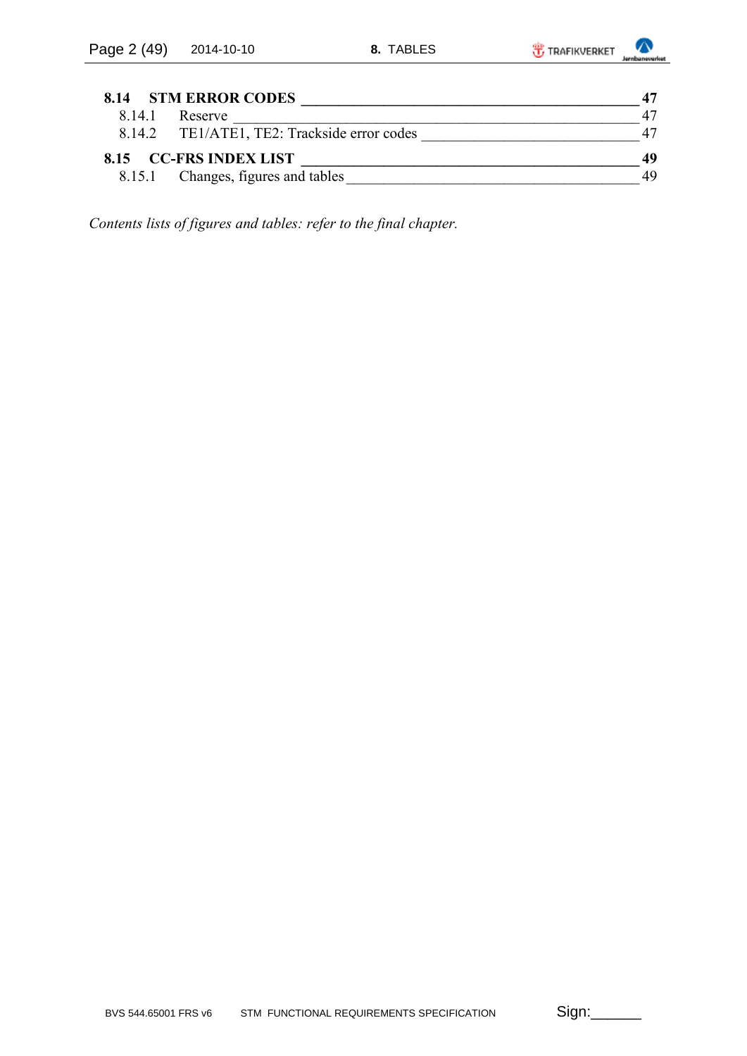**8.14 STM ERROR CODES** 47

8.14.1 Reserve 47

8.14.2 TE1/ATE1, TE2: Trackside error codes 47

**8.15 CC-FRS INDEX LIST** 49

8.15.1 Changes, figures and tables 49

*Contents lists of figures and tables: refer to the final chapter.*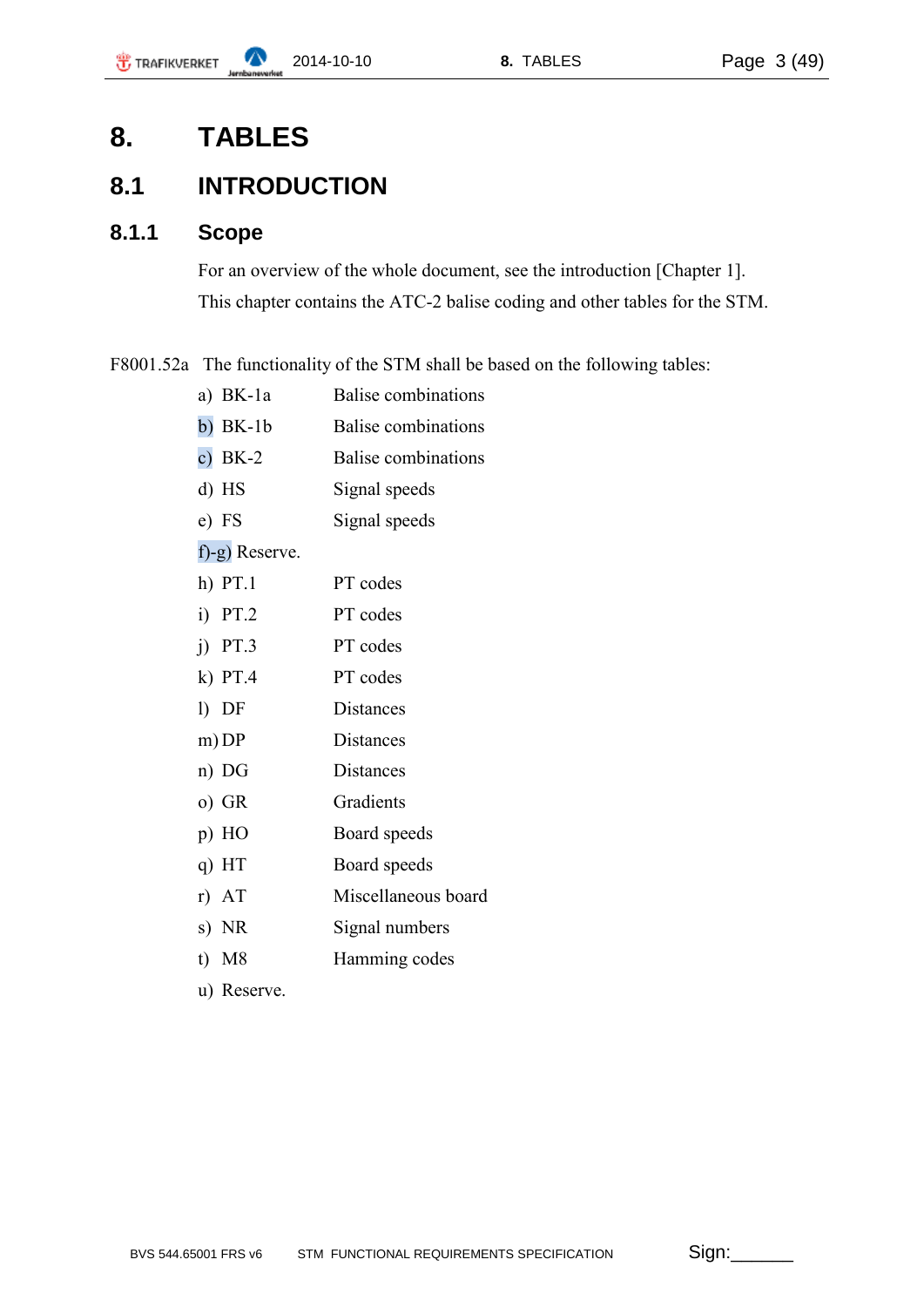# 8. TABLES

## 8.1 INTRODUCTION

### 8.1.1 Scope

For an overview of the whole document, see the introduction [Chapter 1].

This chapter contains the ATC-2 balise coding and other tables for the STM.

F8001.52a The functionality of the STM shall be based on the following tables:

a) BK-1a Balise combinations
b) BK-1b Balise combinations
c) BK-2 Balise combinations
d) HS Signal speeds
e) FS Signal speeds
f)-g) Reserve.
h) PT.1 PT codes
i) PT.2 PT codes
j) PT.3 PT codes
k) PT.4 PT codes
l) DF Distances
m) DP Distances
n) DG Distances
o) GR Gradients
p) HO Board speeds
q) HT Board speeds
r) AT Miscellaneous board
s) NR Signal numbers
t) M8 Hamming codes
u) Reserve.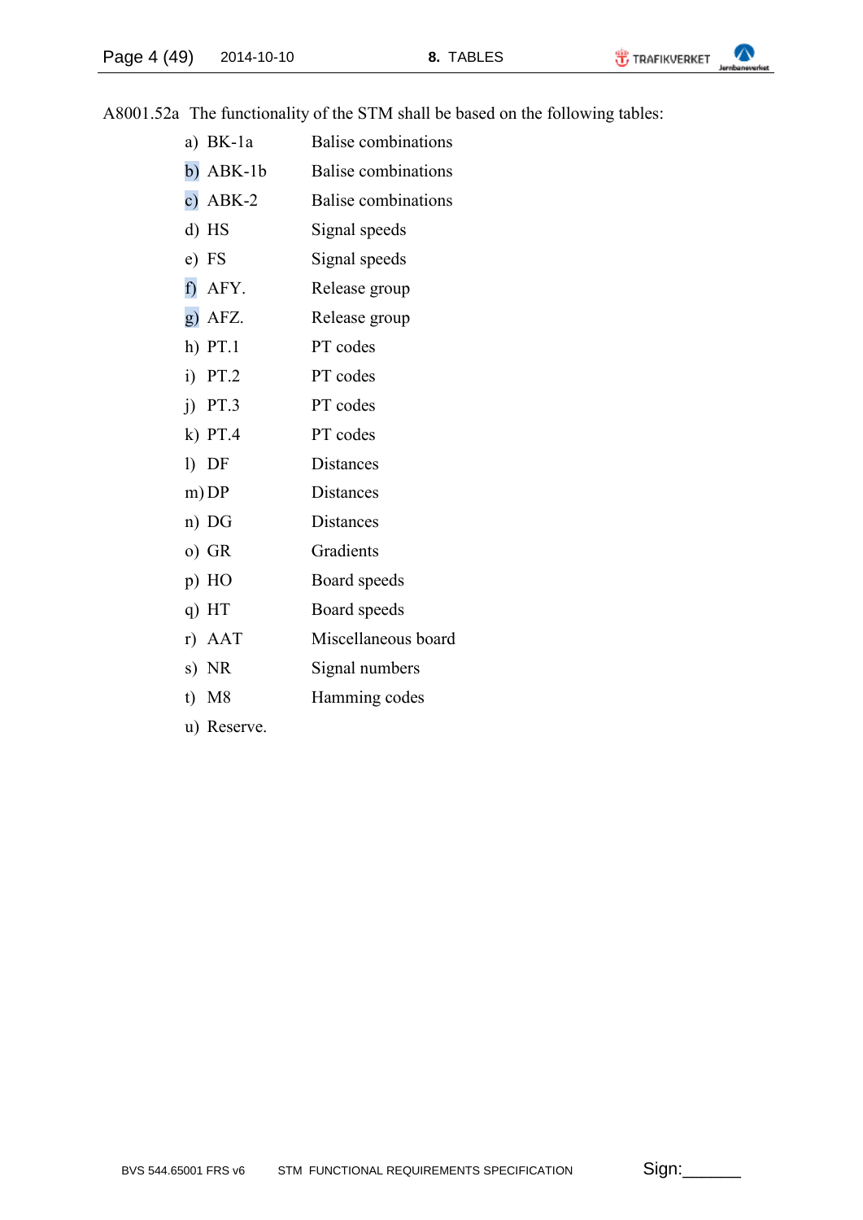A8001.52a The functionality of the STM shall be based on the following tables:

a) BK-1a Balise combinations
b) ABK-1b Balise combinations
c) ABK-2 Balise combinations
d) HS Signal speeds
e) FS Signal speeds
f) AFY. Release group
g) AFZ. Release group
h) PT.1 PT codes
i) PT.2 PT codes
j) PT.3 PT codes
k) PT.4 PT codes
l) DF Distances
m) DP Distances
n) DG Distances
o) GR Gradients
p) HO Board speeds
q) HT Board speeds
r) AAT Miscellaneous board
s) NR Signal numbers
t) M8 Hamming codes
u) Reserve.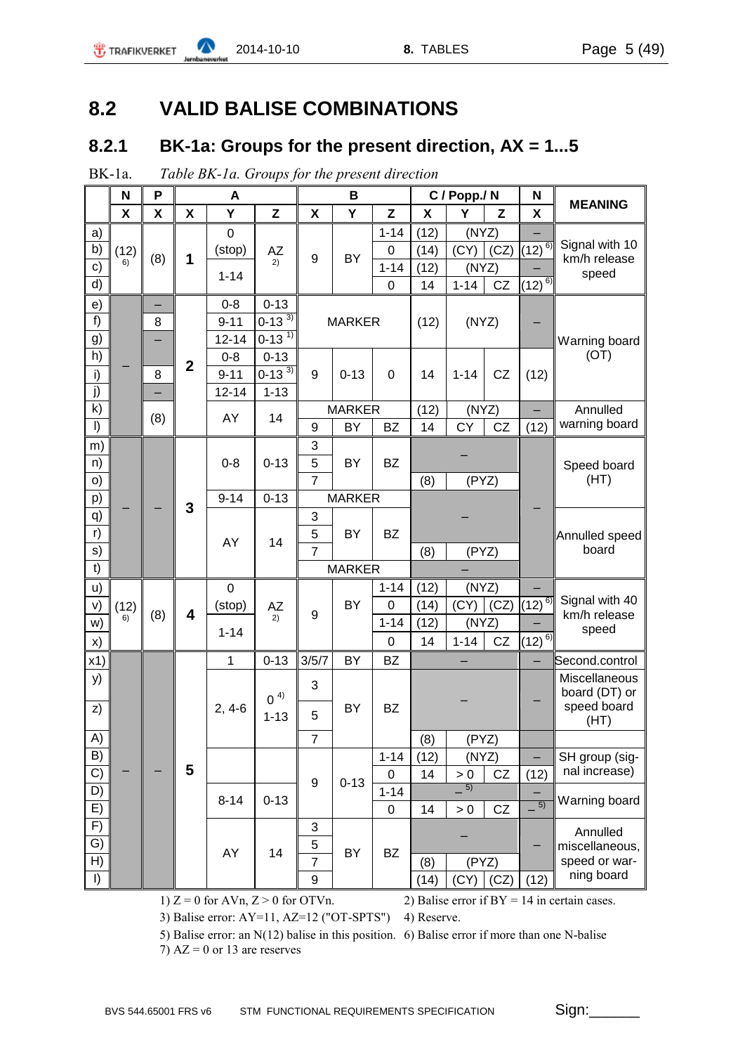# 8.2 VALID BALISE COMBINATIONS

## 8.2.1 BK-1a: Groups for the present direction, AX = 1...5

BK-1a. *Table BK-1a. Groups for the present direction*

| | N | P | A | | | B | | | C / Popp./ N | | | N | MEANING |
|---|---|---|---|---|---|---|---|---|---|---|---|---|---|
| | X | X | X | Y | Z | X | Y | Z | X | Y | Z | X | |
| a) | (12) 6) | (8) | 1 | 0 (stop) | AZ 2) | 9 | BY | 1-14 | (12) | (NYZ) | | – | Signal with 10 km/h release speed |
| b) | | | | | | | | 0 | (14) | (CY) | (CZ) | (12) 6) | |
| c) | | | | 1-14 | | | | 1-14 | (12) | (NYZ) | | – | |
| d) | | | | | | | | 0 | 14 | 1-14 | CZ | (12) 6) | |
| e) | – | – | 2 | 0-8 | 0-13 | MARKER | | | (12) | (NYZ) | | – | Warning board (OT) |
| f) | | 8 | | 9-11 | 0-13 3) | | | | | | | | |
| g) | | – | | 12-14 | 0-13 1) | | | | | | | | |
| h) | | – | | 0-8 | 0-13 | 9 | 0-13 | 0 | 14 | 1-14 | CZ | (12) | |
| i) | | 8 | | 9-11 | 0-13 3) | | | | | | | | |
| j) | | – | | 12-14 | 1-13 | | | | | | | | |
| k) | | (8) | | AY | 14 | MARKER | | | (12) | (NYZ) | | – | Annulled warning board |
| l) | | | | | | 9 | BY | BZ | 14 | CY | CZ | (12) | |
| m) | – | – | 3 | 0-8 | 0-13 | 3 | BY | BZ | – | | | – | Speed board (HT) |
| n) | | | | | | 5 | | | | | | | |
| o) | | | | | | 7 | | | (8) | (PYZ) | | | |
| p) | | | | 9-14 | 0-13 | MARKER | | | | | | | |
| q) | | | | AY | 14 | 3 | BY | BZ | – | | | | Annulled speed board |
| r) | | | | | | 5 | | | | | | | |
| s) | | | | | | 7 | | | (8) | (PYZ) | | | |
| t) | | | | | | MARKER | | | – | | | | |
| u) | (12) 6) | (8) | 4 | 0 (stop) | AZ 2) | 9 | BY | 1-14 | (12) | (NYZ) | | – | Signal with 40 km/h release speed |
| v) | | | | | | | | 0 | (14) | (CY) | (CZ) | (12) 6) | |
| w) | | | | 1-14 | | | | 1-14 | (12) | (NYZ) | | – | |
| x) | | | | | | | | 0 | 14 | 1-14 | CZ | (12) 6) | |
| x1) | – | – | 5 | 1 | 0-13 | 3/5/7 | BY | BZ | – | | | – | Second.control |
| y) | | | | 2, 4-6 | 0 4) 1-13 | 3 | BY | BZ | – | | | – | Miscellaneous board (DT) or speed board (HT) |
| z) | | | | | | 5 | | | | | | | |
| A) | | | | | | 7 | | | (8) | (PYZ) | | | |
| B) | | | | | | 9 | 0-13 | 1-14 | (12) | (NYZ) | | – | SH group (signal increase) |
| C) | | | | | | | | 0 | 14 | > 0 | CZ | (12) | |
| D) | | | | 8-14 | 0-13 | | | 1-14 | – 5) | | | – | Warning board |
| E) | | | | | | | | 0 | 14 | > 0 | CZ | – 5) | |
| F) | | | | AY | 14 | 3 | BY | BZ | – | | | – | Annulled miscellaneous, speed or warning board |
| G) | | | | | | 5 | | | | | | | |
| H) | | | | | | 7 | | | (8) | (PYZ) | | | |
| I) | | | | | | 9 | | | (14) | (CY) | (CZ) | (12) | |

1) Z = 0 for AVn, Z > 0 for OTVn.
2) Balise error if BY = 14 in certain cases.
3) Balise error: AY=11, AZ=12 ("OT-SPTS")
4) Reserve.
5) Balise error: an N(12) balise in this position.
6) Balise error if more than one N-balise
7) AZ = 0 or 13 are reserves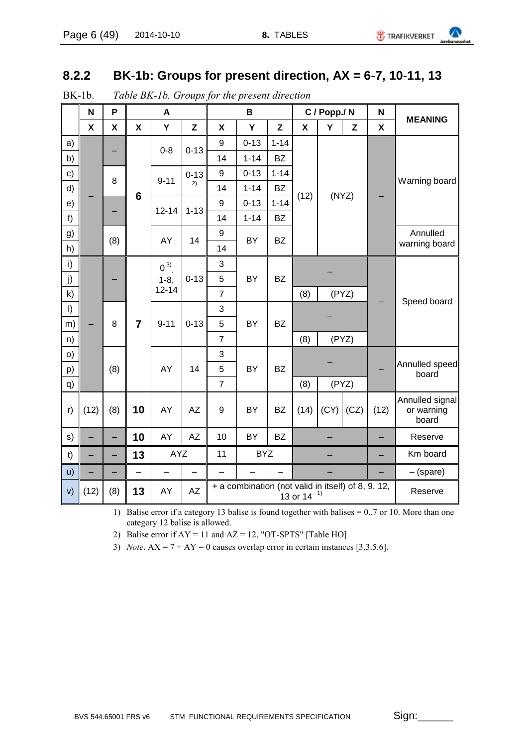## 8.2.2 BK-1b: Groups for present direction, AX = 6-7, 10-11, 13

BK-1b. *Table BK-1b. Groups for the present direction*

| | N | P | A | | | B | | | C / Popp./ N | | | N | MEANING |
|---|---|---|---|---|---|---|---|---|---|---|---|---|---|
| | X | X | X | Y | Z | X | Y | Z | X | Y | Z | X | |
| a) | – | – | 6 | 0-8 | 0-13 | 9 | 0-13 | 1-14 | (12) | (NYZ) | | – | Warning board |
| b) | | | | | | 14 | 1-14 | BZ | | | | | |
| c) | | 8 | | 9-11 | 0-13 [2] | 9 | 0-13 | 1-14 | | | | | |
| d) | | | | | | 14 | 1-14 | BZ | | | | | |
| e) | | – | | 12-14 | 1-13 | 9 | 0-13 | 1-14 | | | | | |
| f) | | | | | | 14 | 1-14 | BZ | | | | | |
| g) | | (8) | | AY | 14 | 9 | BY | BZ | | | | | Annulled warning board |
| h) | | | | | | 14 | | | | | | | |
| i) | – | – | 7 | 0 [3], 1-8, 12-14 | 0-13 | 3 | BY | BZ | – | | | – | Speed board |
| j) | | | | | | 5 | | | | | | | |
| k) | | | | | | 7 | | | (8) | (PYZ) | | | |
| l) | | 8 | | 9-11 | 0-13 | 3 | BY | BZ | – | | | | |
| m) | | | | | | 5 | | | | | | | |
| n) | | | | | | 7 | | | (8) | (PYZ) | | | |
| o) | | (8) | | AY | 14 | 3 | BY | BZ | – | | | – | Annulled speed board |
| p) | | | | | | 5 | | | | | | | |
| q) | | | | | | 7 | | | (8) | (PYZ) | | | |
| r) | (12) | (8) | 10 | AY | AZ | 9 | BY | BZ | (14) | (CY) | (CZ) | (12) | Annulled signal or warning board |
| s) | – | – | 10 | AY | AZ | 10 | BY | BZ | – | | | – | Reserve |
| t) | – | – | 13 | AYZ | | 11 | BYZ | | – | | | – | Km board |
| u) | – | – | – | – | – | – | – | – | – | | | – | – (spare) |
| v) | (12) | (8) | 13 | AY | AZ | + a combination (not valid in itself) of 8, 9, 12, 13 or 14 [1] | | | | | | | Reserve |

1) Balise error if a category 13 balise is found together with balises = 0..7 or 10. More than one category 12 balise is allowed.

2) Balise error if AY = 11 and AZ = 12, "OT-SPTS" [Table HO]

3) *Note.* AX = 7 + AY = 0 causes overlap error in certain instances [3.3.5.6].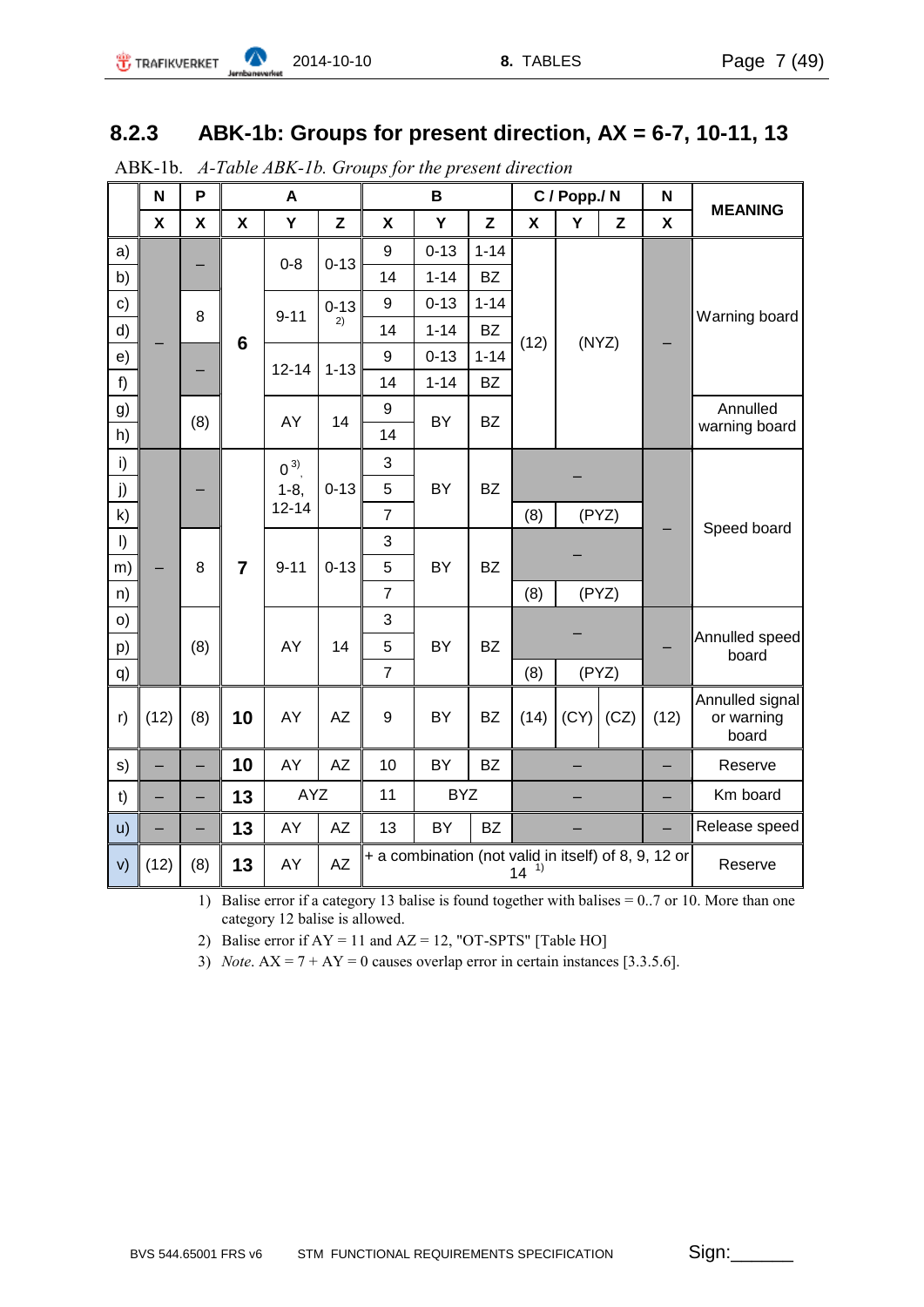## 8.2.3 ABK-1b: Groups for present direction, AX = 6-7, 10-11, 13

ABK-1b. *A-Table ABK-1b. Groups for the present direction*

| | N | P | A | | | B | | | C / Popp./ N | | | N | MEANING |
|---|---|---|---|---|---|---|---|---|---|---|---|---|---|
| | X | X | X | Y | Z | X | Y | Z | X | Y | Z | X | |
| a) | – | – | 6 | 0-8 | 0-13 | 9 | 0-13 | 1-14 | (12) | (NYZ) | | – | Warning board |
| b) | | | | | | 14 | 1-14 | BZ | | | | | |
| c) | | 8 | | 9-11 | 0-13 [2) | 9 | 0-13 | 1-14 | | | | | |
| d) | | | | | | 14 | 1-14 | BZ | | | | | |
| e) | | – | | 12-14 | 1-13 | 9 | 0-13 | 1-14 | | | | | |
| f) | | | | | | 14 | 1-14 | BZ | | | | | |
| g) | | (8) | | AY | 14 | 9 | BY | BZ | | | | | Annulled warning board |
| h) | | | | | | 14 | | | | | | | |
| i) | – | – | 7 | 0 [3), 1-8, 12-14 | 0-13 | 3 | BY | BZ | – | | | – | Speed board |
| j) | | | | | | 5 | | | | | | | |
| k) | | | | | | 7 | | | (8) | (PYZ) | | | |
| l) | | 8 | | 9-11 | 0-13 | 3 | BY | BZ | – | | | | |
| m) | | | | | | 5 | | | | | | | |
| n) | | | | | | 7 | | | (8) | (PYZ) | | | |
| o) | | (8) | | AY | 14 | 3 | BY | BZ | – | | | – | Annulled speed board |
| p) | | | | | | 5 | | | | | | | |
| q) | | | | | | 7 | | | (8) | (PYZ) | | | |
| r) | (12) | (8) | 10 | AY | AZ | 9 | BY | BZ | (14) | (CY) | (CZ) | (12) | Annulled signal or warning board |
| s) | – | – | 10 | AY | AZ | 10 | BY | BZ | – | | | – | Reserve |
| t) | – | – | 13 | AYZ | | 11 | BYZ | | – | | | – | Km board |
| u) | – | – | 13 | AY | AZ | 13 | BY | BZ | – | | | – | Release speed |
| v) | (12) | (8) | 13 | AY | AZ | + a combination (not valid in itself) of 8, 9, 12 or 14 [1) | | | | | | | Reserve |

1) Balise error if a category 13 balise is found together with balises = 0..7 or 10. More than one category 12 balise is allowed.

2) Balise error if AY = 11 and AZ = 12, "OT-SPTS" [Table HO]

3) *Note*. AX = 7 + AY = 0 causes overlap error in certain instances [3.3.5.6].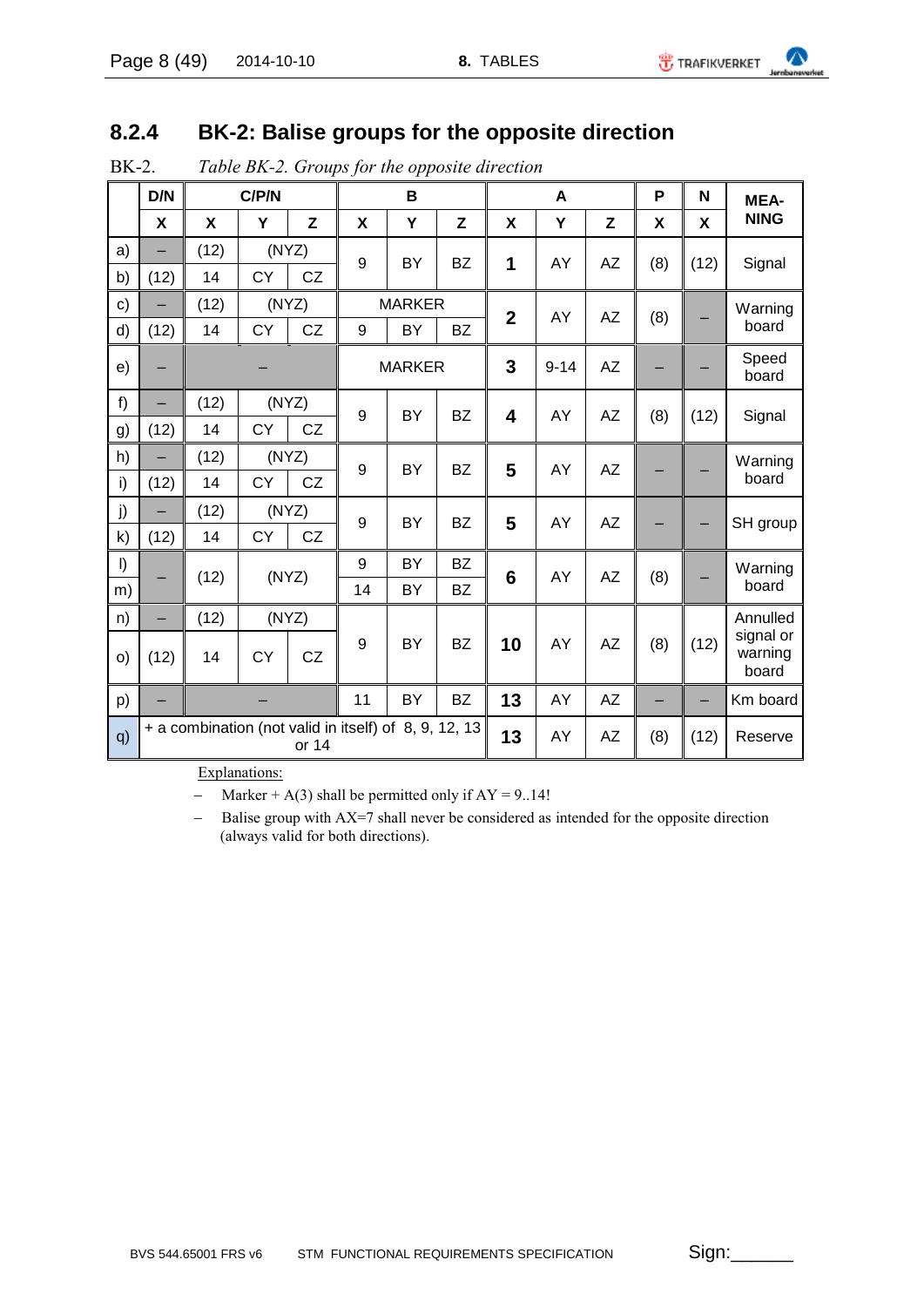## 8.2.4 BK-2: Balise groups for the opposite direction

BK-2. *Table BK-2. Groups for the opposite direction*

| | D/N | C/P/N | | | B | | | A | | | P | N | MEA-NING |
|---|---|---|---|---|---|---|---|---|---|---|---|---|---|
| | X | X | Y | Z | X | Y | Z | X | Y | Z | X | X | |
| a) | – | (12) | (NYZ) | | 9 | BY | BZ | **1** | AY | AZ | (8) | (12) | Signal |
| b) | (12) | 14 | CY | CZ | | | | | | | | | |
| c) | – | (12) | (NYZ) | | MARKER | | | **2** | AY | AZ | (8) | – | Warning board |
| d) | (12) | 14 | CY | CZ | 9 | BY | BZ | | | | | | |
| e) | – | – | | | MARKER | | | **3** | 9-14 | AZ | – | – | Speed board |
| f) | – | (12) | (NYZ) | | 9 | BY | BZ | **4** | AY | AZ | (8) | (12) | Signal |
| g) | (12) | 14 | CY | CZ | | | | | | | | | |
| h) | – | (12) | (NYZ) | | 9 | BY | BZ | **5** | AY | AZ | – | – | Warning board |
| i) | (12) | 14 | CY | CZ | | | | | | | | | |
| j) | – | (12) | (NYZ) | | 9 | BY | BZ | **5** | AY | AZ | – | – | SH group |
| k) | (12) | 14 | CY | CZ | | | | | | | | | |
| l) | – | (12) | (NYZ) | | 9 | BY | BZ | **6** | AY | AZ | (8) | – | Warning board |
| m) | | | | | 14 | BY | BZ | | | | | | |
| n) | – | (12) | (NYZ) | | 9 | BY | BZ | **10** | AY | AZ | (8) | (12) | Annulled signal or warning board |
| o) | (12) | 14 | CY | CZ | | | | | | | | | |
| p) | – | – | | | 11 | BY | BZ | **13** | AY | AZ | – | – | Km board |
| q) | + a combination (not valid in itself) of 8, 9, 12, 13 or 14 | | | | | | | **13** | AY | AZ | (8) | (12) | Reserve |

Explanations:

- Marker + A(3) shall be permitted only if AY = 9..14!
- Balise group with AX=7 shall never be considered as intended for the opposite direction (always valid for both directions).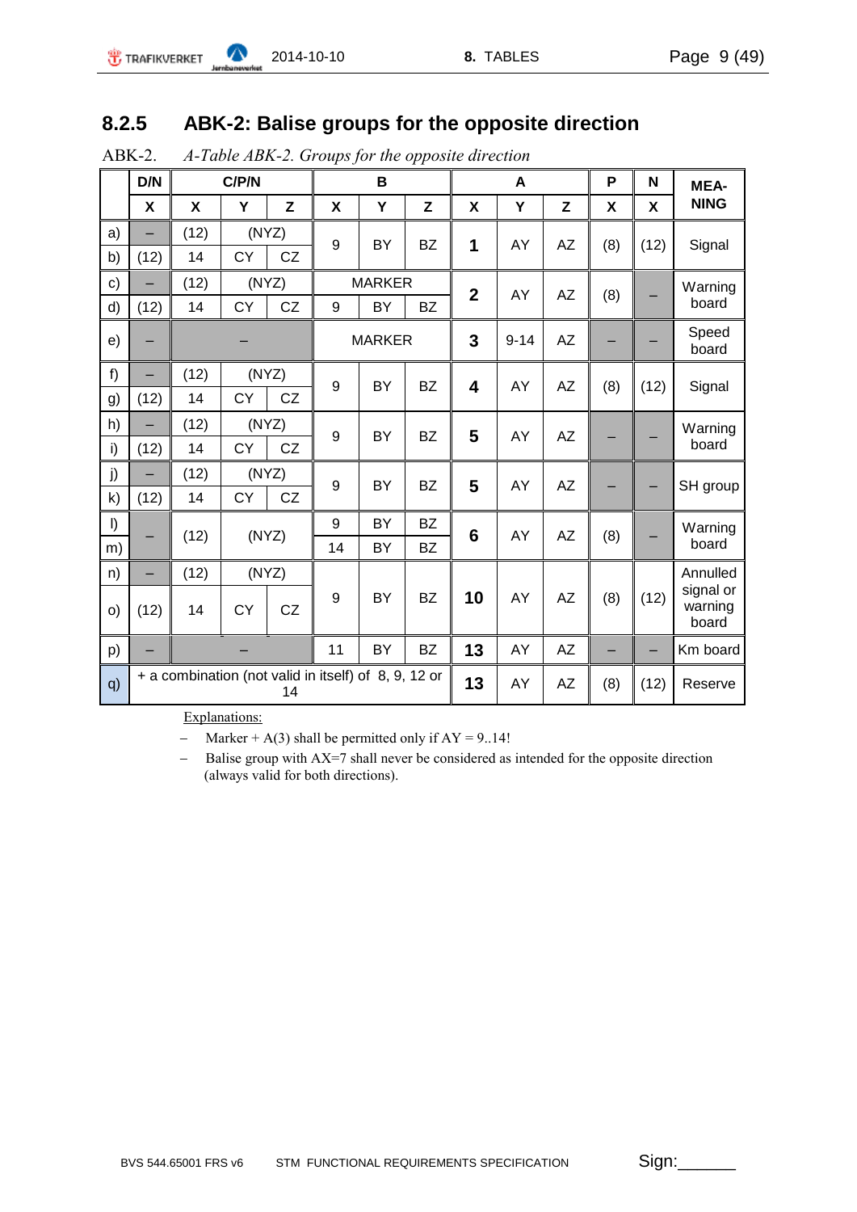## 8.2.5 ABK-2: Balise groups for the opposite direction

ABK-2. *A-Table ABK-2. Groups for the opposite direction*

| | D/N | C/P/N | | | B | | | A | | | P | N | MEA-NING |
|---|---|---|---|---|---|---|---|---|---|---|---|---|---|
| | X | X | Y | Z | X | Y | Z | X | Y | Z | X | X | |
| a) | – | (12) | (NYZ) | | 9 | BY | BZ | **1** | AY | AZ | (8) | (12) | Signal |
| b) | (12) | 14 | CY | CZ | | | | | | | | | |
| c) | – | (12) | (NYZ) | | MARKER | | | **2** | AY | AZ | (8) | – | Warning board |
| d) | (12) | 14 | CY | CZ | 9 | BY | BZ | | | | | | |
| e) | – | – | | | MARKER | | | **3** | 9-14 | AZ | – | – | Speed board |
| f) | – | (12) | (NYZ) | | 9 | BY | BZ | **4** | AY | AZ | (8) | (12) | Signal |
| g) | (12) | 14 | CY | CZ | | | | | | | | | |
| h) | – | (12) | (NYZ) | | 9 | BY | BZ | **5** | AY | AZ | – | – | Warning board |
| i) | (12) | 14 | CY | CZ | | | | | | | | | |
| j) | – | (12) | (NYZ) | | 9 | BY | BZ | **5** | AY | AZ | – | – | SH group |
| k) | (12) | 14 | CY | CZ | | | | | | | | | |
| l) | – | (12) | (NYZ) | | 9 | BY | BZ | **6** | AY | AZ | (8) | – | Warning board |
| m) | | | | | 14 | BY | BZ | | | | | | |
| n) | – | (12) | (NYZ) | | 9 | BY | BZ | **10** | AY | AZ | (8) | (12) | Annulled signal or warning board |
| o) | (12) | 14 | CY | CZ | | | | | | | | | |
| p) | – | – | | | 11 | BY | BZ | **13** | AY | AZ | – | – | Km board |
| q) | + a combination (not valid in itself) of 8, 9, 12 or 14 | | | | | | | **13** | AY | AZ | (8) | (12) | Reserve |

Explanations:

- Marker + A(3) shall be permitted only if AY = 9..14!
- Balise group with AX=7 shall never be considered as intended for the opposite direction (always valid for both directions).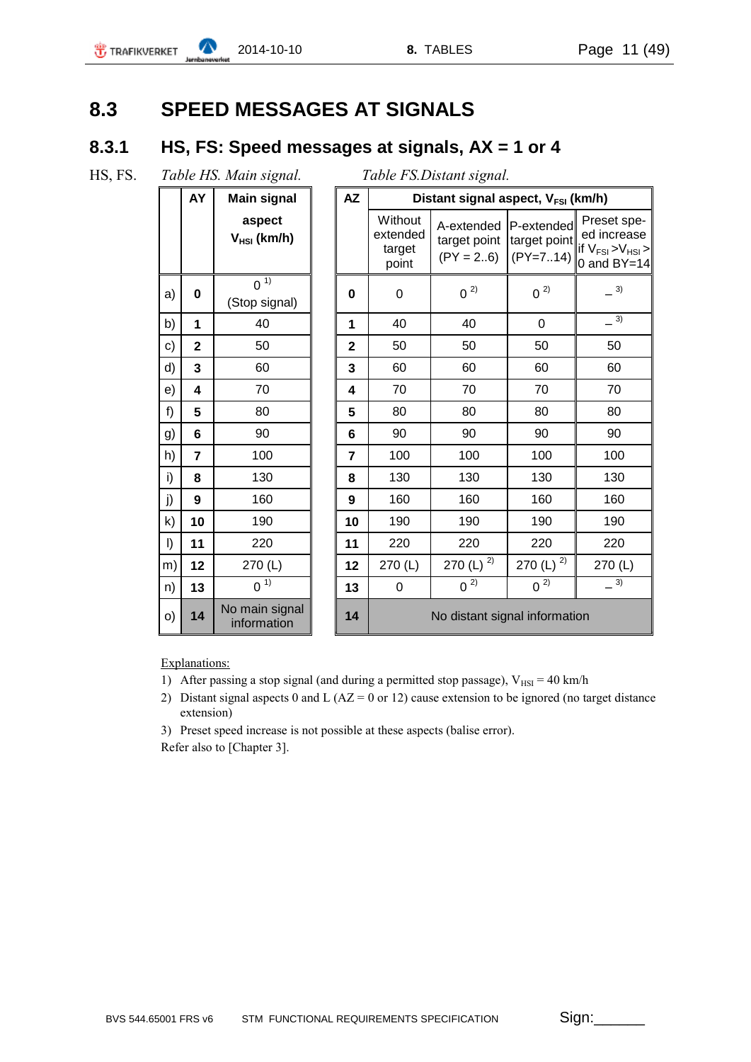# 8.3 SPEED MESSAGES AT SIGNALS

## 8.3.1 HS, FS: Speed messages at signals, AX = 1 or 4

HS, FS. *Table HS. Main signal.* *Table FS.Distant signal.*

| | AY | Main signal aspect $V_{HSI}$ (km/h) |
|---|---|---|
| a) | **0** | 0 [1] (Stop signal) |
| b) | **1** | 40 |
| c) | **2** | 50 |
| d) | **3** | 60 |
| e) | **4** | 70 |
| f) | **5** | 80 |
| g) | **6** | 90 |
| h) | **7** | 100 |
| i) | **8** | 130 |
| j) | **9** | 160 |
| k) | **10** | 190 |
| l) | **11** | 220 |
| m) | **12** | 270 (L) |
| n) | **13** | 0 [1] |
| o) | **14** | No main signal information |

| AZ | Distant signal aspect, $V_{FSI}$ (km/h) | | | |
|---|---|---|---|---|
| | Without extended target point | A-extended target point (PY = 2..6) | P-extended target point (PY=7..14) | Preset speed increase if $V_{FSI} > V_{HSI} > 0$ and BY=14 |
| **0** | 0 | 0 [2] | 0 [2] | – [3] |
| **1** | 40 | 40 | 0 | – [3] |
| **2** | 50 | 50 | 50 | 50 |
| **3** | 60 | 60 | 60 | 60 |
| **4** | 70 | 70 | 70 | 70 |
| **5** | 80 | 80 | 80 | 80 |
| **6** | 90 | 90 | 90 | 90 |
| **7** | 100 | 100 | 100 | 100 |
| **8** | 130 | 130 | 130 | 130 |
| **9** | 160 | 160 | 160 | 160 |
| **10** | 190 | 190 | 190 | 190 |
| **11** | 220 | 220 | 220 | 220 |
| **12** | 270 (L) | 270 (L) [2] | 270 (L) [2] | 270 (L) |
| **13** | 0 | 0 [2] | 0 [2] | – [3] |
| **14** | No distant signal information | | | |

Explanations:

1) After passing a stop signal (and during a permitted stop passage), $V_{HSI}$ = 40 km/h
2) Distant signal aspects 0 and L (AZ = 0 or 12) cause extension to be ignored (no target distance extension)
3) Preset speed increase is not possible at these aspects (balise error).

Refer also to [Chapter 3].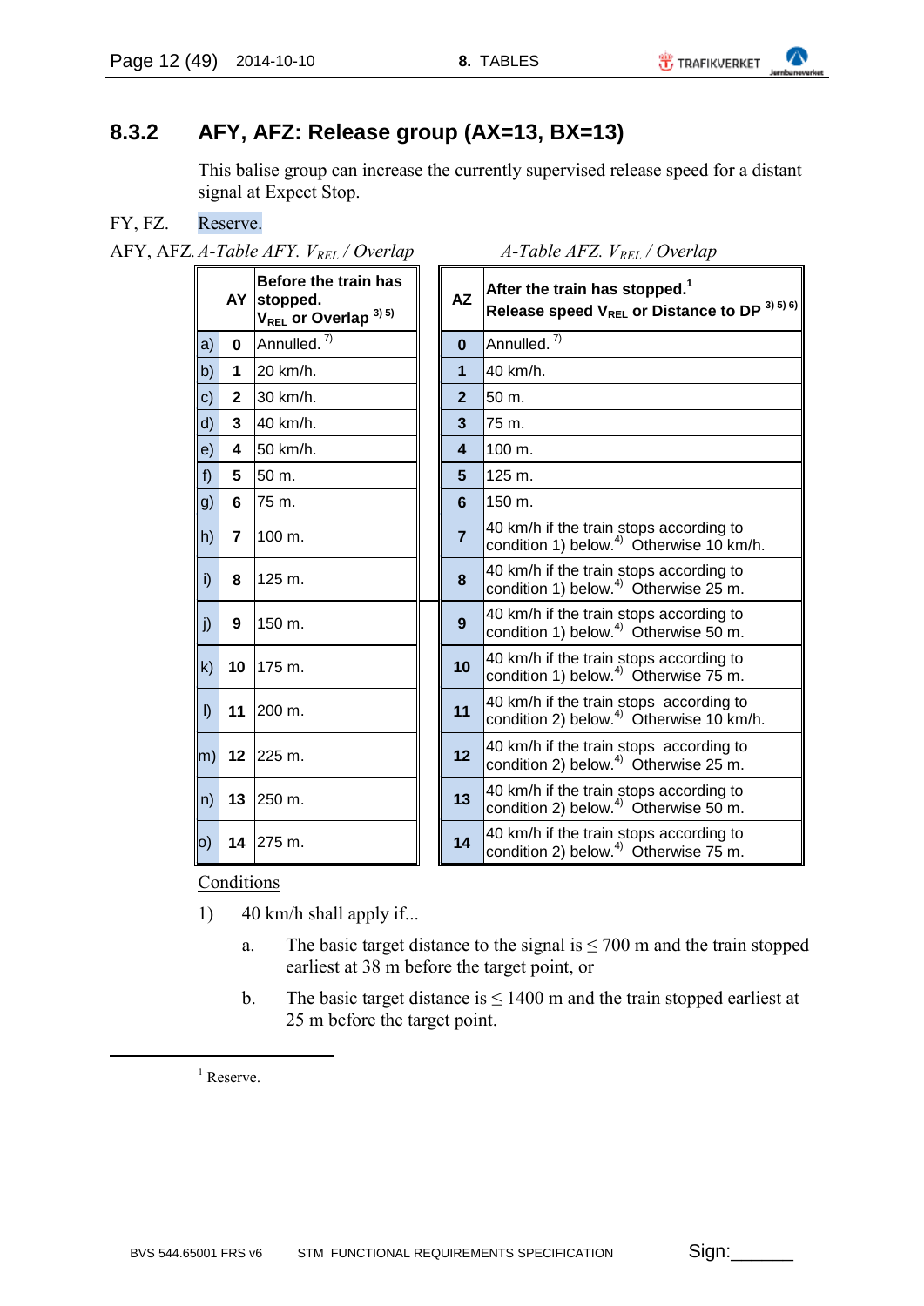## 8.3.2 AFY, AFZ: Release group (AX=13, BX=13)

This balise group can increase the currently supervised release speed for a distant signal at Expect Stop.

FY, FZ. Reserve.

AFY, AFZ. *A-Table AFY. $V_{REL}$ / Overlap*

| | AY | Before the train has stopped. $V_{REL}$ or Overlap [3) 5)] |
|---|---|---|
| a) | 0 | Annulled. [7)] |
| b) | 1 | 20 km/h. |
| c) | 2 | 30 km/h. |
| d) | 3 | 40 km/h. |
| e) | 4 | 50 km/h. |
| f) | 5 | 50 m. |
| g) | 6 | 75 m. |
| h) | 7 | 100 m. |
| i) | 8 | 125 m. |
| j) | 9 | 150 m. |
| k) | 10 | 175 m. |
| l) | 11 | 200 m. |
| m) | 12 | 225 m. |
| n) | 13 | 250 m. |
| o) | 14 | 275 m. |

*A-Table AFZ. $V_{REL}$ / Overlap*

| AZ | After the train has stopped.[1] Release speed $V_{REL}$ or Distance to DP [3) 5) 6)] |
|---|---|
| 0 | Annulled. [7)] |
| 1 | 40 km/h. |
| 2 | 50 m. |
| 3 | 75 m. |
| 4 | 100 m. |
| 5 | 125 m. |
| 6 | 150 m. |
| 7 | 40 km/h if the train stops according to condition 1) below.[4)] Otherwise 10 km/h. |
| 8 | 40 km/h if the train stops according to condition 1) below.[4)] Otherwise 25 m. |
| 9 | 40 km/h if the train stops according to condition 1) below.[4)] Otherwise 50 m. |
| 10 | 40 km/h if the train stops according to condition 1) below.[4)] Otherwise 75 m. |
| 11 | 40 km/h if the train stops according to condition 2) below.[4)] Otherwise 10 km/h. |
| 12 | 40 km/h if the train stops according to condition 2) below.[4)] Otherwise 25 m. |
| 13 | 40 km/h if the train stops according to condition 2) below.[4)] Otherwise 50 m. |
| 14 | 40 km/h if the train stops according to condition 2) below.[4)] Otherwise 75 m. |

Conditions

1) 40 km/h shall apply if...

   a. The basic target distance to the signal is ≤ 700 m and the train stopped earliest at 38 m before the target point, or

   b. The basic target distance is ≤ 1400 m and the train stopped earliest at 25 m before the target point.

---

[1] Reserve.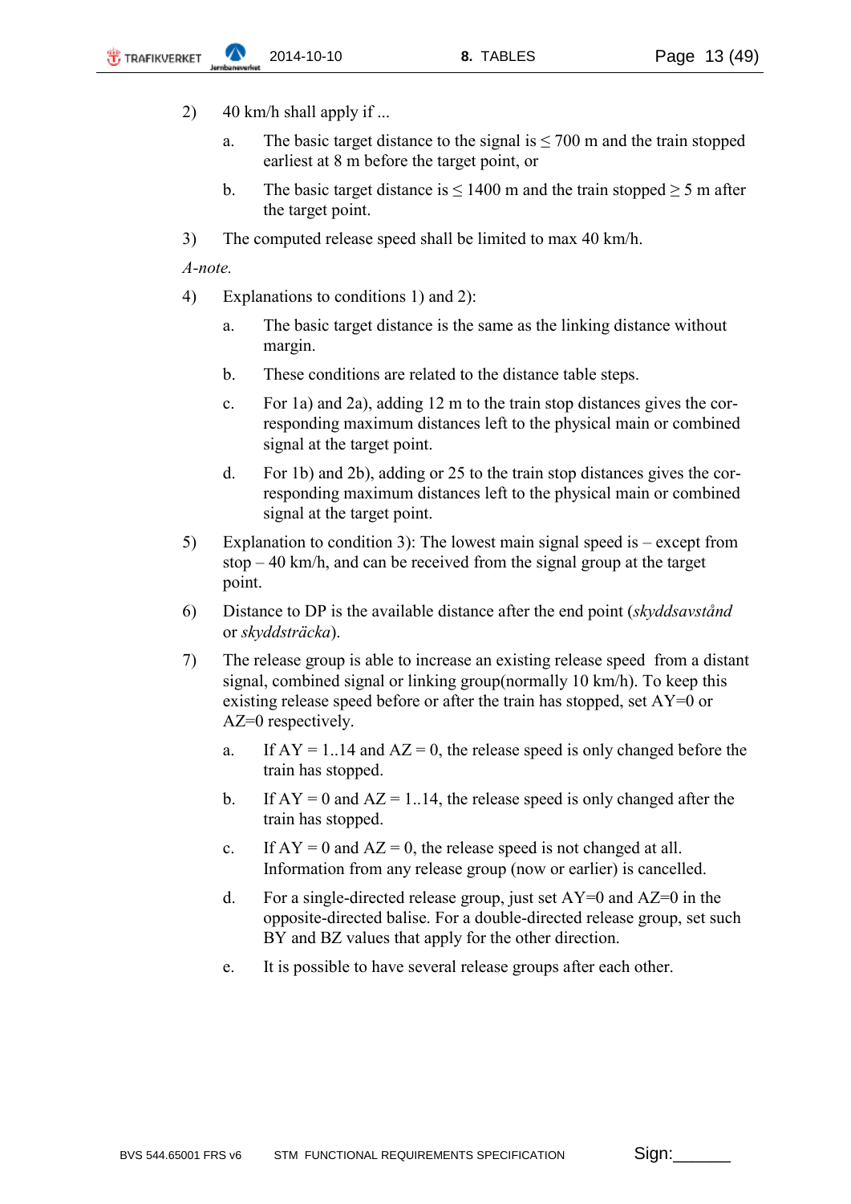2) 40 km/h shall apply if ...

   a. The basic target distance to the signal is ≤ 700 m and the train stopped earliest at 8 m before the target point, or

   b. The basic target distance is ≤ 1400 m and the train stopped ≥ 5 m after the target point.

3) The computed release speed shall be limited to max 40 km/h.

*A-note.*

4) Explanations to conditions 1) and 2):

   a. The basic target distance is the same as the linking distance without margin.

   b. These conditions are related to the distance table steps.

   c. For 1a) and 2a), adding 12 m to the train stop distances gives the corresponding maximum distances left to the physical main or combined signal at the target point.

   d. For 1b) and 2b), adding or 25 to the train stop distances gives the corresponding maximum distances left to the physical main or combined signal at the target point.

5) Explanation to condition 3): The lowest main signal speed is – except from stop – 40 km/h, and can be received from the signal group at the target point.

6) Distance to DP is the available distance after the end point (*skyddsavstånd* or *skyddsträcka*).

7) The release group is able to increase an existing release speed from a distant signal, combined signal or linking group(normally 10 km/h). To keep this existing release speed before or after the train has stopped, set AY=0 or AZ=0 respectively.

   a. If AY = 1..14 and AZ = 0, the release speed is only changed before the train has stopped.

   b. If AY = 0 and AZ = 1..14, the release speed is only changed after the train has stopped.

   c. If AY = 0 and AZ = 0, the release speed is not changed at all. Information from any release group (now or earlier) is cancelled.

   d. For a single-directed release group, just set AY=0 and AZ=0 in the opposite-directed balise. For a double-directed release group, set such BY and BZ values that apply for the other direction.

   e. It is possible to have several release groups after each other.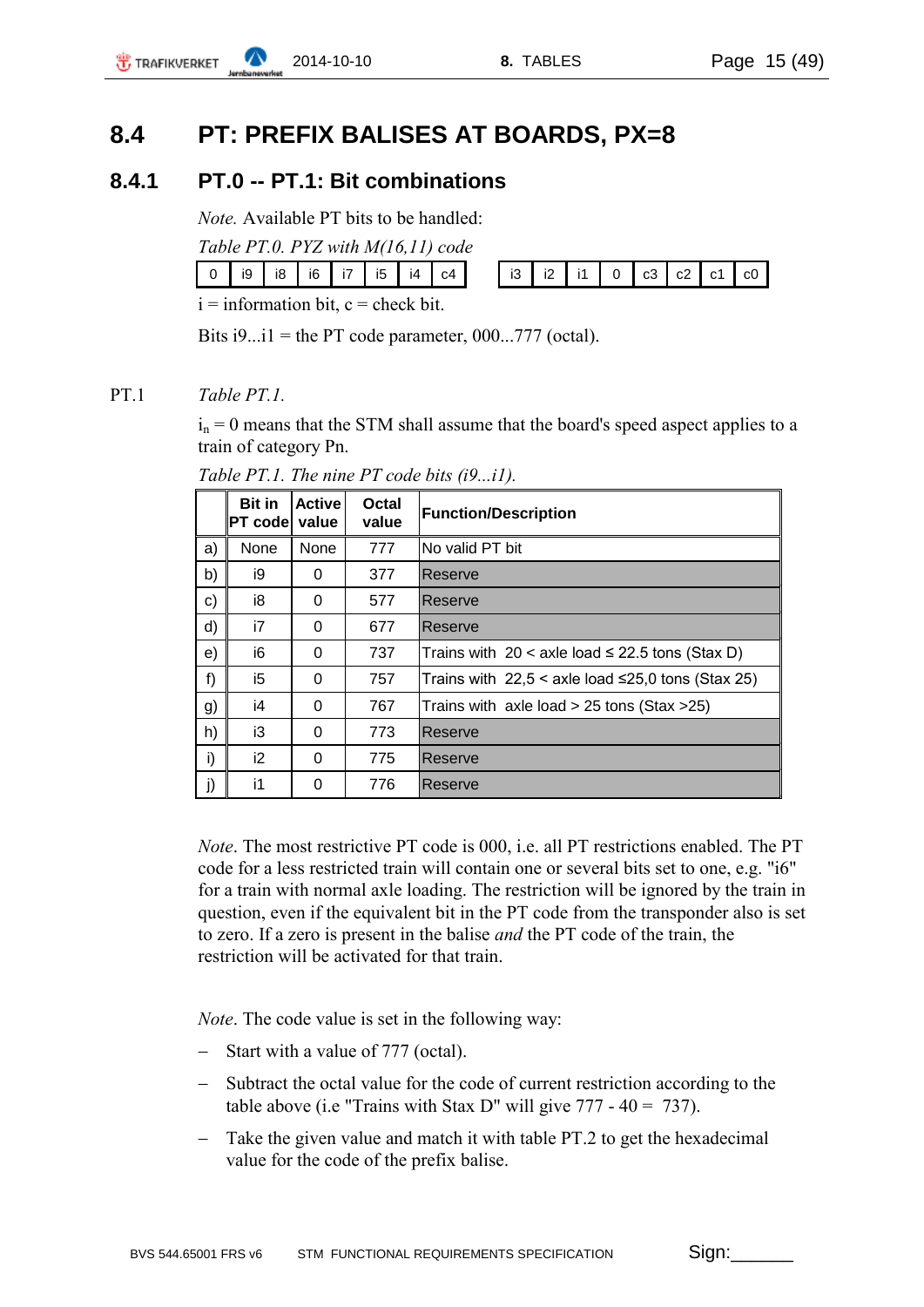## 8.4 PT: PREFIX BALISES AT BOARDS, PX=8

### 8.4.1 PT.0 -- PT.1: Bit combinations

*Note.* Available PT bits to be handled:

*Table PT.0. PYZ with M(16,11) code*

| 0 | i9 | i8 | i6 | i7 | i5 | i4 | c4 |
|---|---|---|---|---|---|---|---|

| i3 | i2 | i1 | 0 | c3 | c2 | c1 | c0 |
|---|---|---|---|---|---|---|---|

i = information bit, c = check bit.

Bits i9...i1 = the PT code parameter, 000...777 (octal).

PT.1 *Table PT.1.*

$i_n = 0$ means that the STM shall assume that the board's speed aspect applies to a train of category Pn.

*Table PT.1. The nine PT code bits (i9...i1).*

| | Bit in PT code | Active value | Octal value | Function/Description |
|---|---|---|---|---|
| a) | None | None | 777 | No valid PT bit |
| b) | i9 | 0 | 377 | Reserve |
| c) | i8 | 0 | 577 | Reserve |
| d) | i7 | 0 | 677 | Reserve |
| e) | i6 | 0 | 737 | Trains with 20 < axle load ≤ 22.5 tons (Stax D) |
| f) | i5 | 0 | 757 | Trains with 22,5 < axle load ≤25,0 tons (Stax 25) |
| g) | i4 | 0 | 767 | Trains with axle load > 25 tons (Stax >25) |
| h) | i3 | 0 | 773 | Reserve |
| i) | i2 | 0 | 775 | Reserve |
| j) | i1 | 0 | 776 | Reserve |

*Note*. The most restrictive PT code is 000, i.e. all PT restrictions enabled. The PT code for a less restricted train will contain one or several bits set to one, e.g. "i6" for a train with normal axle loading. The restriction will be ignored by the train in question, even if the equivalent bit in the PT code from the transponder also is set to zero. If a zero is present in the balise *and* the PT code of the train, the restriction will be activated for that train.

*Note*. The code value is set in the following way:

- Start with a value of 777 (octal).
- Subtract the octal value for the code of current restriction according to the table above (i.e "Trains with Stax D" will give 777 - 40 = 737).
- Take the given value and match it with table PT.2 to get the hexadecimal value for the code of the prefix balise.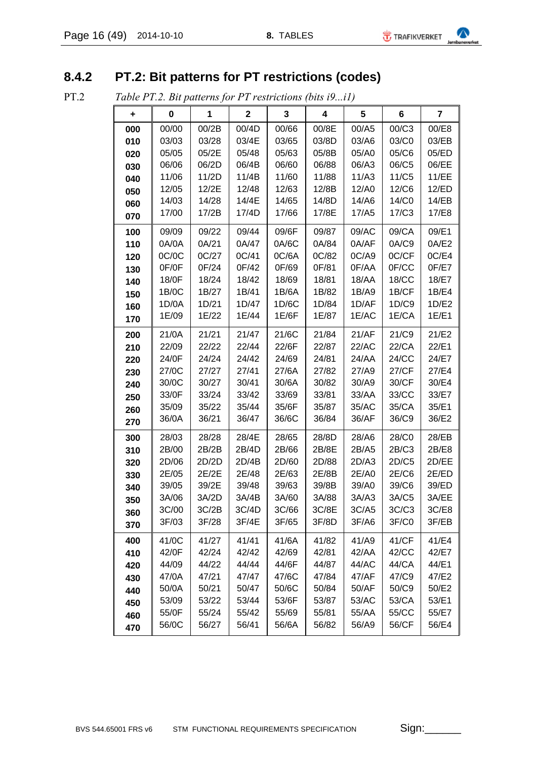## 8.4.2 PT.2: Bit patterns for PT restrictions (codes)

PT.2 *Table PT.2. Bit patterns for PT restrictions (bits i9...i1)*

| + | 0 | 1 | 2 | 3 | 4 | 5 | 6 | 7 |
|---|---|---|---|---|---|---|---|---|
| 000 | 00/00 | 00/2B | 00/4D | 00/66 | 00/8E | 00/A5 | 00/C3 | 00/E8 |
| 010 | 03/03 | 03/28 | 03/4E | 03/65 | 03/8D | 03/A6 | 03/C0 | 03/EB |
| 020 | 05/05 | 05/2E | 05/48 | 05/63 | 05/8B | 05/A0 | 05/C6 | 05/ED |
| 030 | 06/06 | 06/2D | 06/4B | 06/60 | 06/88 | 06/A3 | 06/C5 | 06/EE |
| 040 | 11/06 | 11/2D | 11/4B | 11/60 | 11/88 | 11/A3 | 11/C5 | 11/EE |
| 050 | 12/05 | 12/2E | 12/48 | 12/63 | 12/8B | 12/A0 | 12/C6 | 12/ED |
| 060 | 14/03 | 14/28 | 14/4E | 14/65 | 14/8D | 14/A6 | 14/C0 | 14/EB |
| 070 | 17/00 | 17/2B | 17/4D | 17/66 | 17/8E | 17/A5 | 17/C3 | 17/E8 |
| 100 | 09/09 | 09/22 | 09/44 | 09/6F | 09/87 | 09/AC | 09/CA | 09/E1 |
| 110 | 0A/0A | 0A/21 | 0A/47 | 0A/6C | 0A/84 | 0A/AF | 0A/C9 | 0A/E2 |
| 120 | 0C/0C | 0C/27 | 0C/41 | 0C/6A | 0C/82 | 0C/A9 | 0C/CF | 0C/E4 |
| 130 | 0F/0F | 0F/24 | 0F/42 | 0F/69 | 0F/81 | 0F/AA | 0F/CC | 0F/E7 |
| 140 | 18/0F | 18/24 | 18/42 | 18/69 | 18/81 | 18/AA | 18/CC | 18/E7 |
| 150 | 1B/0C | 1B/27 | 1B/41 | 1B/6A | 1B/82 | 1B/A9 | 1B/CF | 1B/E4 |
| 160 | 1D/0A | 1D/21 | 1D/47 | 1D/6C | 1D/84 | 1D/AF | 1D/C9 | 1D/E2 |
| 170 | 1E/09 | 1E/22 | 1E/44 | 1E/6F | 1E/87 | 1E/AC | 1E/CA | 1E/E1 |
| 200 | 21/0A | 21/21 | 21/47 | 21/6C | 21/84 | 21/AF | 21/C9 | 21/E2 |
| 210 | 22/09 | 22/22 | 22/44 | 22/6F | 22/87 | 22/AC | 22/CA | 22/E1 |
| 220 | 24/0F | 24/24 | 24/42 | 24/69 | 24/81 | 24/AA | 24/CC | 24/E7 |
| 230 | 27/0C | 27/27 | 27/41 | 27/6A | 27/82 | 27/A9 | 27/CF | 27/E4 |
| 240 | 30/0C | 30/27 | 30/41 | 30/6A | 30/82 | 30/A9 | 30/CF | 30/E4 |
| 250 | 33/0F | 33/24 | 33/42 | 33/69 | 33/81 | 33/AA | 33/CC | 33/E7 |
| 260 | 35/09 | 35/22 | 35/44 | 35/6F | 35/87 | 35/AC | 35/CA | 35/E1 |
| 270 | 36/0A | 36/21 | 36/47 | 36/6C | 36/84 | 36/AF | 36/C9 | 36/E2 |
| 300 | 28/03 | 28/28 | 28/4E | 28/65 | 28/8D | 28/A6 | 28/C0 | 28/EB |
| 310 | 2B/00 | 2B/2B | 2B/4D | 2B/66 | 2B/8E | 2B/A5 | 2B/C3 | 2B/E8 |
| 320 | 2D/06 | 2D/2D | 2D/4B | 2D/60 | 2D/88 | 2D/A3 | 2D/C5 | 2D/EE |
| 330 | 2E/05 | 2E/2E | 2E/48 | 2E/63 | 2E/8B | 2E/A0 | 2E/C6 | 2E/ED |
| 340 | 39/05 | 39/2E | 39/48 | 39/63 | 39/8B | 39/A0 | 39/C6 | 39/ED |
| 350 | 3A/06 | 3A/2D | 3A/4B | 3A/60 | 3A/88 | 3A/A3 | 3A/C5 | 3A/EE |
| 360 | 3C/00 | 3C/2B | 3C/4D | 3C/66 | 3C/8E | 3C/A5 | 3C/C3 | 3C/E8 |
| 370 | 3F/03 | 3F/28 | 3F/4E | 3F/65 | 3F/8D | 3F/A6 | 3F/C0 | 3F/EB |
| 400 | 41/0C | 41/27 | 41/41 | 41/6A | 41/82 | 41/A9 | 41/CF | 41/E4 |
| 410 | 42/0F | 42/24 | 42/42 | 42/69 | 42/81 | 42/AA | 42/CC | 42/E7 |
| 420 | 44/09 | 44/22 | 44/44 | 44/6F | 44/87 | 44/AC | 44/CA | 44/E1 |
| 430 | 47/0A | 47/21 | 47/47 | 47/6C | 47/84 | 47/AF | 47/C9 | 47/E2 |
| 440 | 50/0A | 50/21 | 50/47 | 50/6C | 50/84 | 50/AF | 50/C9 | 50/E2 |
| 450 | 53/09 | 53/22 | 53/44 | 53/6F | 53/87 | 53/AC | 53/CA | 53/E1 |
| 460 | 55/0F | 55/24 | 55/42 | 55/69 | 55/81 | 55/AA | 55/CC | 55/E7 |
| 470 | 56/0C | 56/27 | 56/41 | 56/6A | 56/82 | 56/A9 | 56/CF | 56/E4 |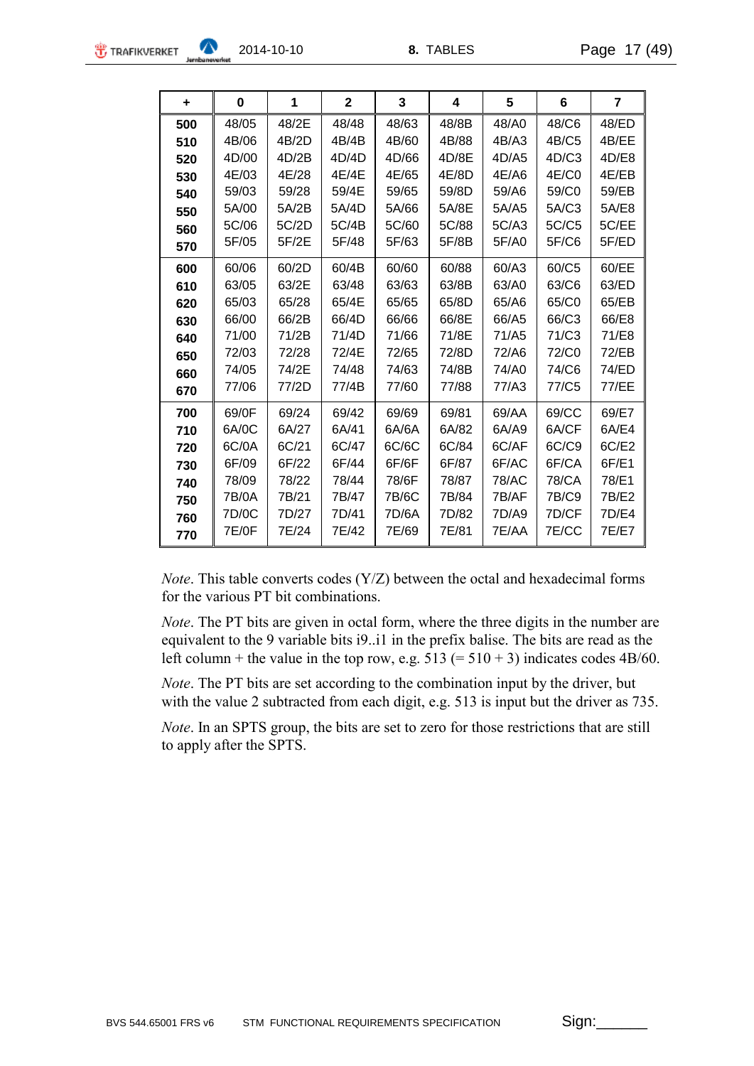| + | 0 | 1 | 2 | 3 | 4 | 5 | 6 | 7 |
|---|---|---|---|---|---|---|---|---|
| **500** | 48/05 | 48/2E | 48/48 | 48/63 | 48/8B | 48/A0 | 48/C6 | 48/ED |
| **510** | 4B/06 | 4B/2D | 4B/4B | 4B/60 | 4B/88 | 4B/A3 | 4B/C5 | 4B/EE |
| **520** | 4D/00 | 4D/2B | 4D/4D | 4D/66 | 4D/8E | 4D/A5 | 4D/C3 | 4D/E8 |
| **530** | 4E/03 | 4E/28 | 4E/4E | 4E/65 | 4E/8D | 4E/A6 | 4E/C0 | 4E/EB |
| **540** | 59/03 | 59/28 | 59/4E | 59/65 | 59/8D | 59/A6 | 59/C0 | 59/EB |
| **550** | 5A/00 | 5A/2B | 5A/4D | 5A/66 | 5A/8E | 5A/A5 | 5A/C3 | 5A/E8 |
| **560** | 5C/06 | 5C/2D | 5C/4B | 5C/60 | 5C/88 | 5C/A3 | 5C/C5 | 5C/EE |
| **570** | 5F/05 | 5F/2E | 5F/48 | 5F/63 | 5F/8B | 5F/A0 | 5F/C6 | 5F/ED |
| **600** | 60/06 | 60/2D | 60/4B | 60/60 | 60/88 | 60/A3 | 60/C5 | 60/EE |
| **610** | 63/05 | 63/2E | 63/48 | 63/63 | 63/8B | 63/A0 | 63/C6 | 63/ED |
| **620** | 65/03 | 65/28 | 65/4E | 65/65 | 65/8D | 65/A6 | 65/C0 | 65/EB |
| **630** | 66/00 | 66/2B | 66/4D | 66/66 | 66/8E | 66/A5 | 66/C3 | 66/E8 |
| **640** | 71/00 | 71/2B | 71/4D | 71/66 | 71/8E | 71/A5 | 71/C3 | 71/E8 |
| **650** | 72/03 | 72/28 | 72/4E | 72/65 | 72/8D | 72/A6 | 72/C0 | 72/EB |
| **660** | 74/05 | 74/2E | 74/48 | 74/63 | 74/8B | 74/A0 | 74/C6 | 74/ED |
| **670** | 77/06 | 77/2D | 77/4B | 77/60 | 77/88 | 77/A3 | 77/C5 | 77/EE |
| **700** | 69/0F | 69/24 | 69/42 | 69/69 | 69/81 | 69/AA | 69/CC | 69/E7 |
| **710** | 6A/0C | 6A/27 | 6A/41 | 6A/6A | 6A/82 | 6A/A9 | 6A/CF | 6A/E4 |
| **720** | 6C/0A | 6C/21 | 6C/47 | 6C/6C | 6C/84 | 6C/AF | 6C/C9 | 6C/E2 |
| **730** | 6F/09 | 6F/22 | 6F/44 | 6F/6F | 6F/87 | 6F/AC | 6F/CA | 6F/E1 |
| **740** | 78/09 | 78/22 | 78/44 | 78/6F | 78/87 | 78/AC | 78/CA | 78/E1 |
| **750** | 7B/0A | 7B/21 | 7B/47 | 7B/6C | 7B/84 | 7B/AF | 7B/C9 | 7B/E2 |
| **760** | 7D/0C | 7D/27 | 7D/41 | 7D/6A | 7D/82 | 7D/A9 | 7D/CF | 7D/E4 |
| **770** | 7E/0F | 7E/24 | 7E/42 | 7E/69 | 7E/81 | 7E/AA | 7E/CC | 7E/E7 |

*Note*. This table converts codes (Y/Z) between the octal and hexadecimal forms for the various PT bit combinations.

*Note*. The PT bits are given in octal form, where the three digits in the number are equivalent to the 9 variable bits i9..i1 in the prefix balise. The bits are read as the left column + the value in the top row, e.g. 513 (= 510 + 3) indicates codes 4B/60.

*Note*. The PT bits are set according to the combination input by the driver, but with the value 2 subtracted from each digit, e.g. 513 is input but the driver as 735.

*Note*. In an SPTS group, the bits are set to zero for those restrictions that are still to apply after the SPTS.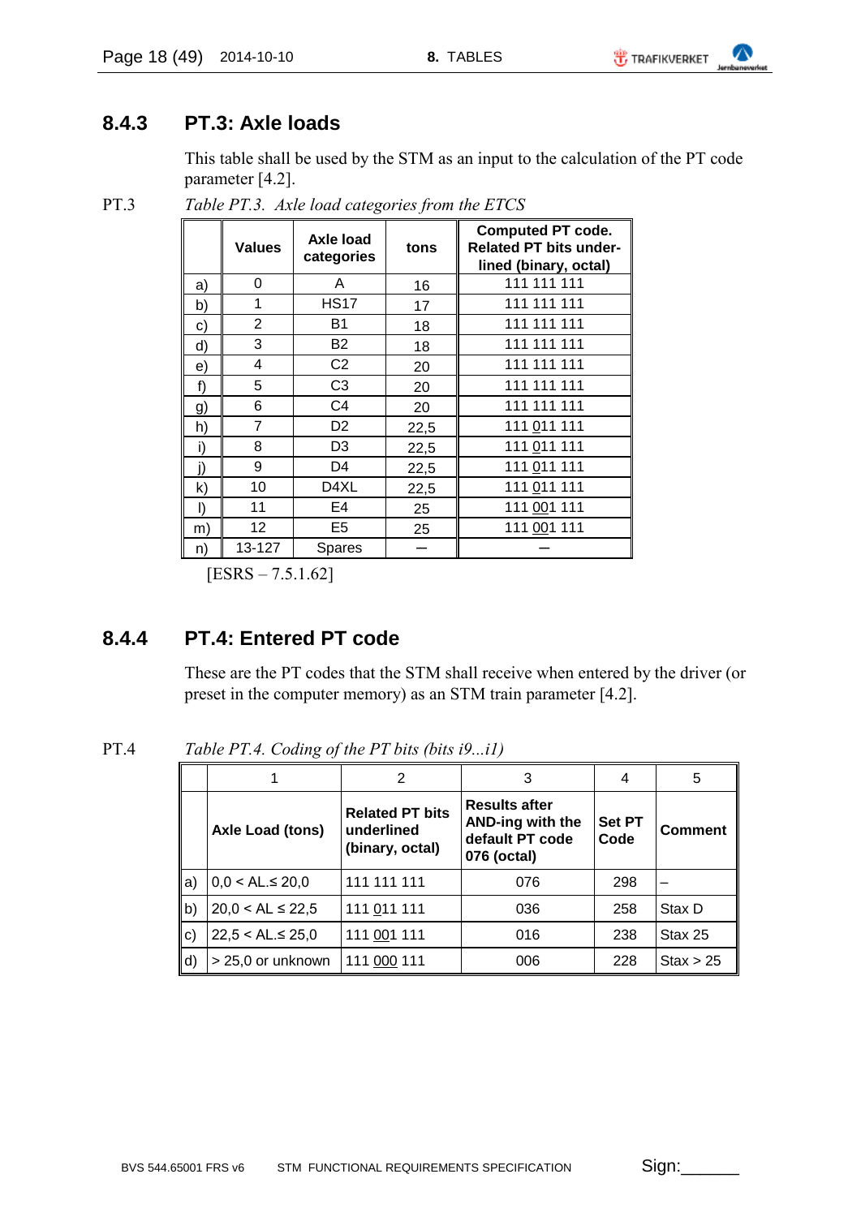### 8.4.3 PT.3: Axle loads

This table shall be used by the STM as an input to the calculation of the PT code parameter [4.2].

PT.3 *Table PT.3. Axle load categories from the ETCS*

| | Values | Axle load categories | tons | Computed PT code. Related PT bits underlined (binary, octal) |
|---|---|---|---|---|
| a) | 0 | A | 16 | 111 111 111 |
| b) | 1 | HS17 | 17 | 111 111 111 |
| c) | 2 | B1 | 18 | 111 111 111 |
| d) | 3 | B2 | 18 | 111 111 111 |
| e) | 4 | C2 | 20 | 111 111 111 |
| f) | 5 | C3 | 20 | 111 111 111 |
| g) | 6 | C4 | 20 | 111 111 111 |
| h) | 7 | D2 | 22,5 | 111 <u>0</u>11 111 |
| i) | 8 | D3 | 22,5 | 111 <u>0</u>11 111 |
| j) | 9 | D4 | 22,5 | 111 <u>0</u>11 111 |
| k) | 10 | D4XL | 22,5 | 111 <u>0</u>11 111 |
| l) | 11 | E4 | 25 | 111 <u>00</u>1 111 |
| m) | 12 | E5 | 25 | 111 <u>00</u>1 111 |
| n) | 13-127 | Spares | – | – |

[ESRS – 7.5.1.62]

### 8.4.4 PT.4: Entered PT code

These are the PT codes that the STM shall receive when entered by the driver (or preset in the computer memory) as an STM train parameter [4.2].

PT.4 *Table PT.4. Coding of the PT bits (bits i9...i1)*

| | 1 | 2 | 3 | 4 | 5 |
|---|---|---|---|---|---|
| | **Axle Load (tons)** | **Related PT bits underlined (binary, octal)** | **Results after AND-ing with the default PT code 076 (octal)** | **Set PT Code** | **Comment** |
| a) | 0,0 < AL.≤ 20,0 | 111 111 111 | 076 | 298 | – |
| b) | 20,0 < AL ≤ 22,5 | 111 <u>0</u>11 111 | 036 | 258 | Stax D |
| c) | 22,5 < AL.≤ 25,0 | 111 <u>00</u>1 111 | 016 | 238 | Stax 25 |
| d) | > 25,0 or unknown | 111 <u>000</u> 111 | 006 | 228 | Stax > 25 |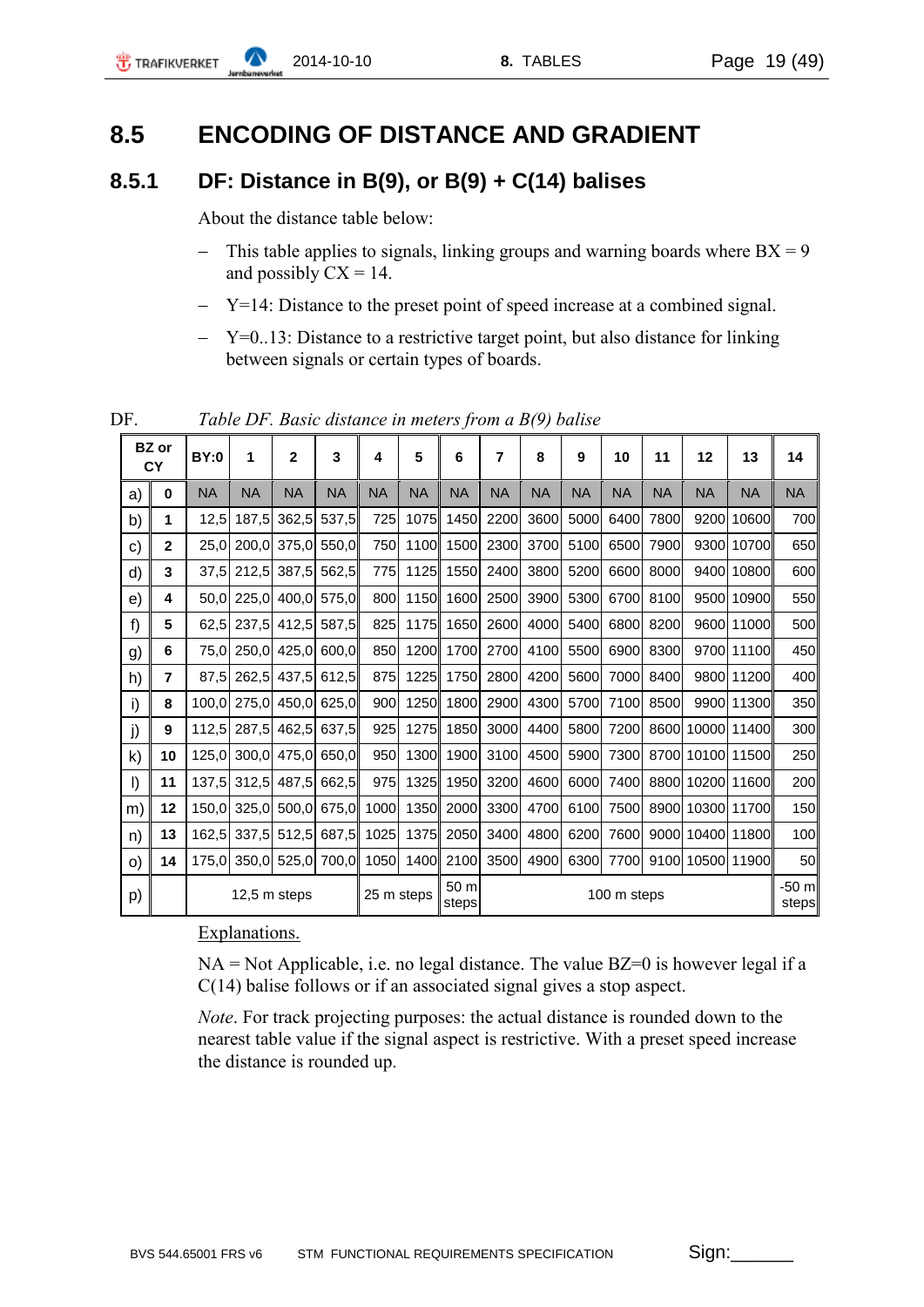## 8.5 ENCODING OF DISTANCE AND GRADIENT

### 8.5.1 DF: Distance in B(9), or B(9) + C(14) balises

About the distance table below:

- This table applies to signals, linking groups and warning boards where BX = 9 and possibly CX = 14.
- Y=14: Distance to the preset point of speed increase at a combined signal.
- Y=0..13: Distance to a restrictive target point, but also distance for linking between signals or certain types of boards.

DF. *Table DF. Basic distance in meters from a B(9) balise*

| | BZ or CY | BY:0 | 1 | 2 | 3 | 4 | 5 | 6 | 7 | 8 | 9 | 10 | 11 | 12 | 13 | 14 |
|---|---|---|---|---|---|---|---|---|---|---|---|---|---|---|---|---|
| a) | 0 | NA | NA | NA | NA | NA | NA | NA | NA | NA | NA | NA | NA | NA | NA | NA |
| b) | 1 | 12,5 | 187,5 | 362,5 | 537,5 | 725 | 1075 | 1450 | 2200 | 3600 | 5000 | 6400 | 7800 | 9200 | 10600 | 700 |
| c) | 2 | 25,0 | 200,0 | 375,0 | 550,0 | 750 | 1100 | 1500 | 2300 | 3700 | 5100 | 6500 | 7900 | 9300 | 10700 | 650 |
| d) | 3 | 37,5 | 212,5 | 387,5 | 562,5 | 775 | 1125 | 1550 | 2400 | 3800 | 5200 | 6600 | 8000 | 9400 | 10800 | 600 |
| e) | 4 | 50,0 | 225,0 | 400,0 | 575,0 | 800 | 1150 | 1600 | 2500 | 3900 | 5300 | 6700 | 8100 | 9500 | 10900 | 550 |
| f) | 5 | 62,5 | 237,5 | 412,5 | 587,5 | 825 | 1175 | 1650 | 2600 | 4000 | 5400 | 6800 | 8200 | 9600 | 11000 | 500 |
| g) | 6 | 75,0 | 250,0 | 425,0 | 600,0 | 850 | 1200 | 1700 | 2700 | 4100 | 5500 | 6900 | 8300 | 9700 | 11100 | 450 |
| h) | 7 | 87,5 | 262,5 | 437,5 | 612,5 | 875 | 1225 | 1750 | 2800 | 4200 | 5600 | 7000 | 8400 | 9800 | 11200 | 400 |
| i) | 8 | 100,0 | 275,0 | 450,0 | 625,0 | 900 | 1250 | 1800 | 2900 | 4300 | 5700 | 7100 | 8500 | 9900 | 11300 | 350 |
| j) | 9 | 112,5 | 287,5 | 462,5 | 637,5 | 925 | 1275 | 1850 | 3000 | 4400 | 5800 | 7200 | 8600 | 10000 | 11400 | 300 |
| k) | 10 | 125,0 | 300,0 | 475,0 | 650,0 | 950 | 1300 | 1900 | 3100 | 4500 | 5900 | 7300 | 8700 | 10100 | 11500 | 250 |
| l) | 11 | 137,5 | 312,5 | 487,5 | 662,5 | 975 | 1325 | 1950 | 3200 | 4600 | 6000 | 7400 | 8800 | 10200 | 11600 | 200 |
| m) | 12 | 150,0 | 325,0 | 500,0 | 675,0 | 1000 | 1350 | 2000 | 3300 | 4700 | 6100 | 7500 | 8900 | 10300 | 11700 | 150 |
| n) | 13 | 162,5 | 337,5 | 512,5 | 687,5 | 1025 | 1375 | 2050 | 3400 | 4800 | 6200 | 7600 | 9000 | 10400 | 11800 | 100 |
| o) | 14 | 175,0 | 350,0 | 525,0 | 700,0 | 1050 | 1400 | 2100 | 3500 | 4900 | 6300 | 7700 | 9100 | 10500 | 11900 | 50 |
| p) | | 12,5 m steps | | | | 25 m steps | | 50 m steps | 100 m steps | | | | | | | -50 m steps |

Explanations.

NA = Not Applicable, i.e. no legal distance. The value BZ=0 is however legal if a C(14) balise follows or if an associated signal gives a stop aspect.

*Note*. For track projecting purposes: the actual distance is rounded down to the nearest table value if the signal aspect is restrictive. With a preset speed increase the distance is rounded up.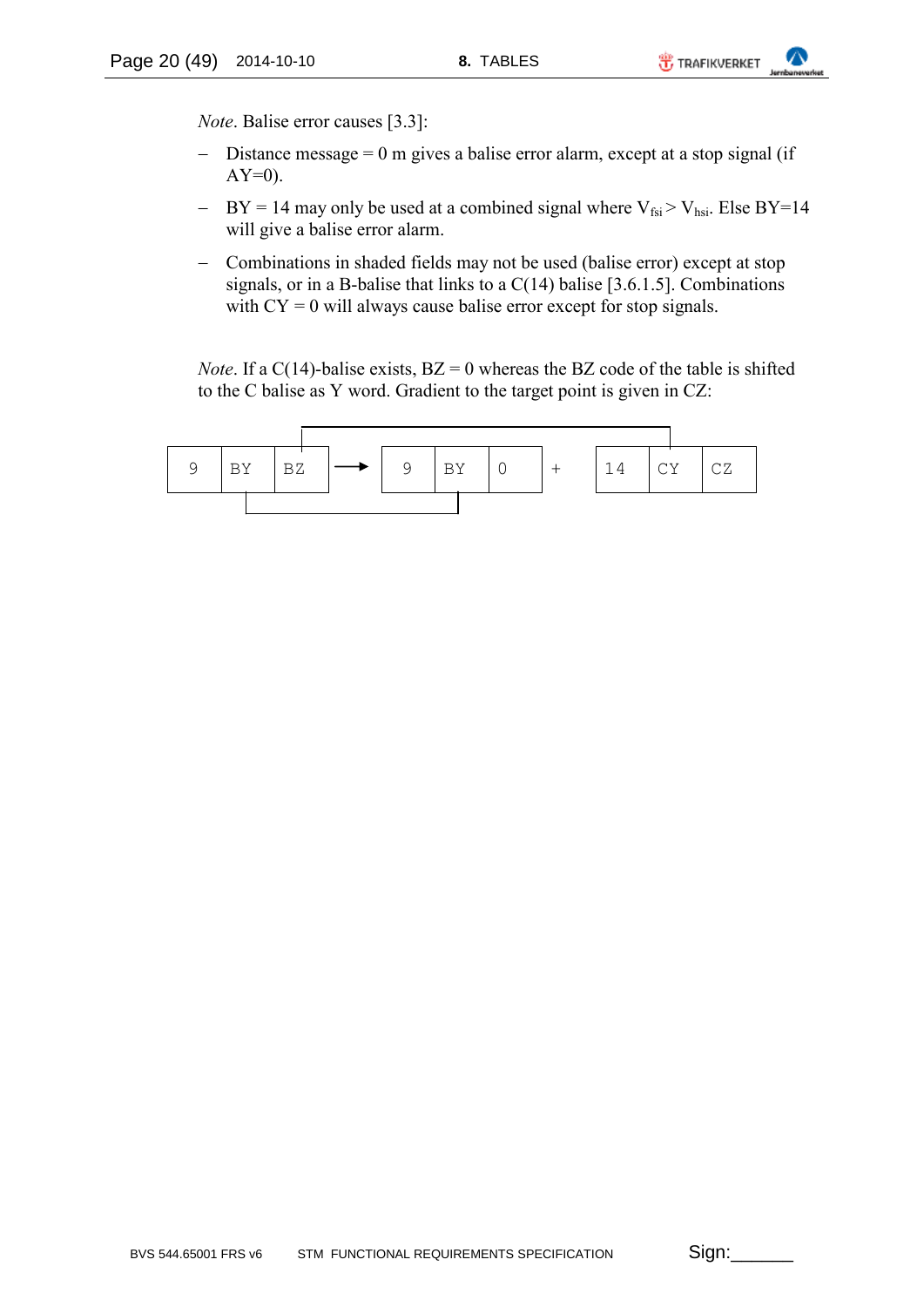*Note*. Balise error causes [3.3]:

- Distance message = 0 m gives a balise error alarm, except at a stop signal (if AY=0).
- BY = 14 may only be used at a combined signal where $V_{fsi} > V_{hsi}$. Else BY=14 will give a balise error alarm.
- Combinations in shaded fields may not be used (balise error) except at stop signals, or in a B-balise that links to a C(14) balise [3.6.1.5]. Combinations with CY = 0 will always cause balise error except for stop signals.

*Note*. If a C(14)-balise exists, BZ = 0 whereas the BZ code of the table is shifted to the C balise as Y word. Gradient to the target point is given in CZ:

```
| 9 | BY | BZ |  →  | 9 | BY | 0 |  +  | 14 | CY | CZ |
```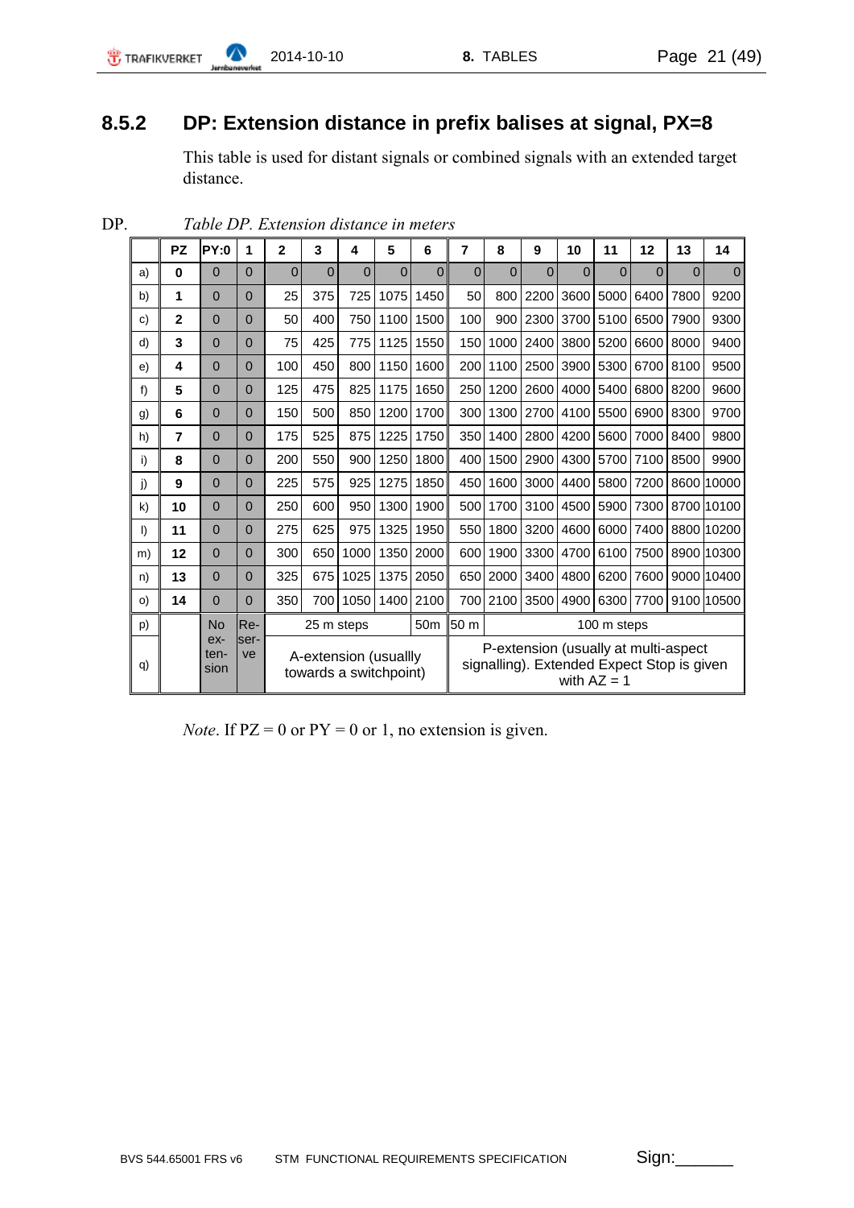### 8.5.2 DP: Extension distance in prefix balises at signal, PX=8

This table is used for distant signals or combined signals with an extended target distance.

DP. *Table DP. Extension distance in meters*

| | PZ | PY:0 | 1 | 2 | 3 | 4 | 5 | 6 | 7 | 8 | 9 | 10 | 11 | 12 | 13 | 14 |
|---|---|---|---|---|---|---|---|---|---|---|---|---|---|---|---|---|
| a) | **0** | 0 | 0 | 0 | 0 | 0 | 0 | 0 | 0 | 0 | 0 | 0 | 0 | 0 | 0 | 0 |
| b) | **1** | 0 | 0 | 25 | 375 | 725 | 1075 | 1450 | 50 | 800 | 2200 | 3600 | 5000 | 6400 | 7800 | 9200 |
| c) | **2** | 0 | 0 | 50 | 400 | 750 | 1100 | 1500 | 100 | 900 | 2300 | 3700 | 5100 | 6500 | 7900 | 9300 |
| d) | **3** | 0 | 0 | 75 | 425 | 775 | 1125 | 1550 | 150 | 1000 | 2400 | 3800 | 5200 | 6600 | 8000 | 9400 |
| e) | **4** | 0 | 0 | 100 | 450 | 800 | 1150 | 1600 | 200 | 1100 | 2500 | 3900 | 5300 | 6700 | 8100 | 9500 |
| f) | **5** | 0 | 0 | 125 | 475 | 825 | 1175 | 1650 | 250 | 1200 | 2600 | 4000 | 5400 | 6800 | 8200 | 9600 |
| g) | **6** | 0 | 0 | 150 | 500 | 850 | 1200 | 1700 | 300 | 1300 | 2700 | 4100 | 5500 | 6900 | 8300 | 9700 |
| h) | **7** | 0 | 0 | 175 | 525 | 875 | 1225 | 1750 | 350 | 1400 | 2800 | 4200 | 5600 | 7000 | 8400 | 9800 |
| i) | **8** | 0 | 0 | 200 | 550 | 900 | 1250 | 1800 | 400 | 1500 | 2900 | 4300 | 5700 | 7100 | 8500 | 9900 |
| j) | **9** | 0 | 0 | 225 | 575 | 925 | 1275 | 1850 | 450 | 1600 | 3000 | 4400 | 5800 | 7200 | 8600 | 10000 |
| k) | **10** | 0 | 0 | 250 | 600 | 950 | 1300 | 1900 | 500 | 1700 | 3100 | 4500 | 5900 | 7300 | 8700 | 10100 |
| l) | **11** | 0 | 0 | 275 | 625 | 975 | 1325 | 1950 | 550 | 1800 | 3200 | 4600 | 6000 | 7400 | 8800 | 10200 |
| m) | **12** | 0 | 0 | 300 | 650 | 1000 | 1350 | 2000 | 600 | 1900 | 3300 | 4700 | 6100 | 7500 | 8900 | 10300 |
| n) | **13** | 0 | 0 | 325 | 675 | 1025 | 1375 | 2050 | 650 | 2000 | 3400 | 4800 | 6200 | 7600 | 9000 | 10400 |
| o) | **14** | 0 | 0 | 350 | 700 | 1050 | 1400 | 2100 | 700 | 2100 | 3500 | 4900 | 6300 | 7700 | 9100 | 10500 |
| p) | | No extension | Reserve | 25 m steps | | | | 50m | 50 m | 100 m steps | | | | | | |
| q) | | | | A-extension (usuallly towards a switchpoint) | | | | | P-extension (usually at multi-aspect signalling). Extended Expect Stop is given with AZ = 1 | | | | | | | |

*Note*. If PZ = 0 or PY = 0 or 1, no extension is given.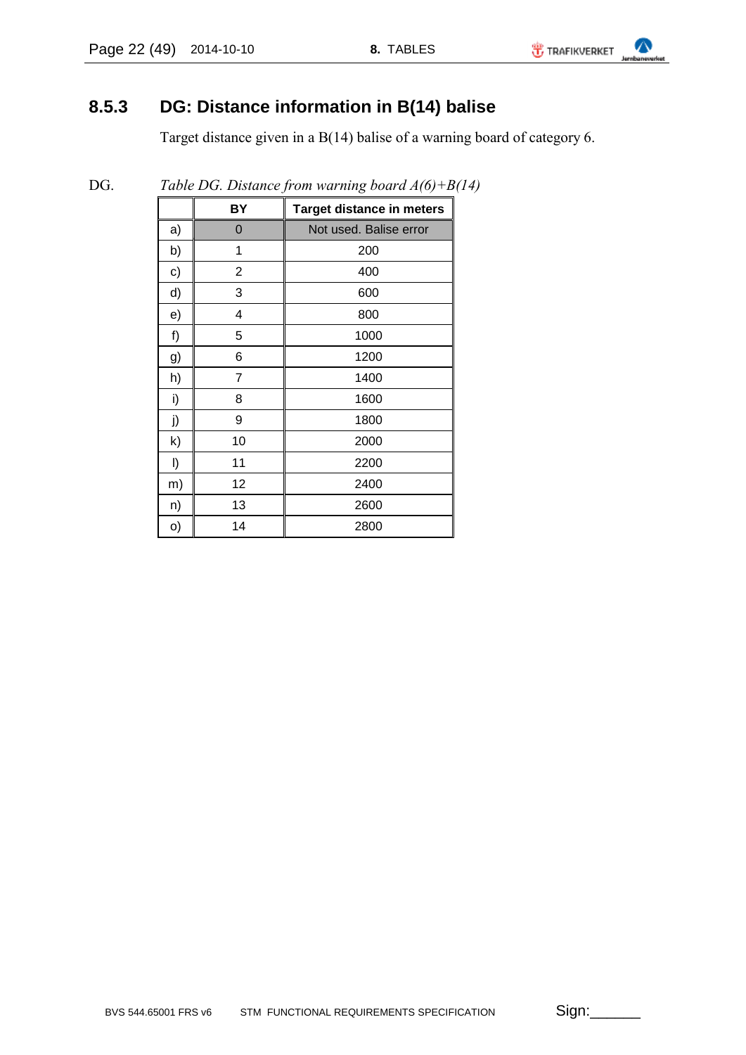### 8.5.3 DG: Distance information in B(14) balise

Target distance given in a B(14) balise of a warning board of category 6.

DG. *Table DG. Distance from warning board A(6)+B(14)*

| | BY | Target distance in meters |
|---|---|---|
| a) | 0 | Not used. Balise error |
| b) | 1 | 200 |
| c) | 2 | 400 |
| d) | 3 | 600 |
| e) | 4 | 800 |
| f) | 5 | 1000 |
| g) | 6 | 1200 |
| h) | 7 | 1400 |
| i) | 8 | 1600 |
| j) | 9 | 1800 |
| k) | 10 | 2000 |
| l) | 11 | 2200 |
| m) | 12 | 2400 |
| n) | 13 | 2600 |
| o) | 14 | 2800 |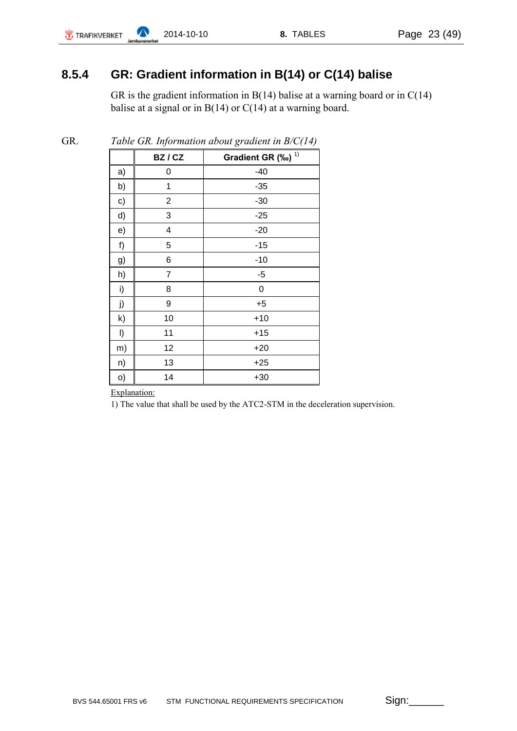### 8.5.4 GR: Gradient information in B(14) or C(14) balise

GR is the gradient information in B(14) balise at a warning board or in C(14) balise at a signal or in B(14) or C(14) at a warning board.

GR. *Table GR. Information about gradient in B/C(14)*

| | BZ / CZ | Gradient GR (‰) [1)] |
|---|---|---|
| a) | 0 | -40 |
| b) | 1 | -35 |
| c) | 2 | -30 |
| d) | 3 | -25 |
| e) | 4 | -20 |
| f) | 5 | -15 |
| g) | 6 | -10 |
| h) | 7 | -5 |
| i) | 8 | 0 |
| j) | 9 | +5 |
| k) | 10 | +10 |
| l) | 11 | +15 |
| m) | 12 | +20 |
| n) | 13 | +25 |
| o) | 14 | +30 |

Explanation:

1) The value that shall be used by the ATC2-STM in the deceleration supervision.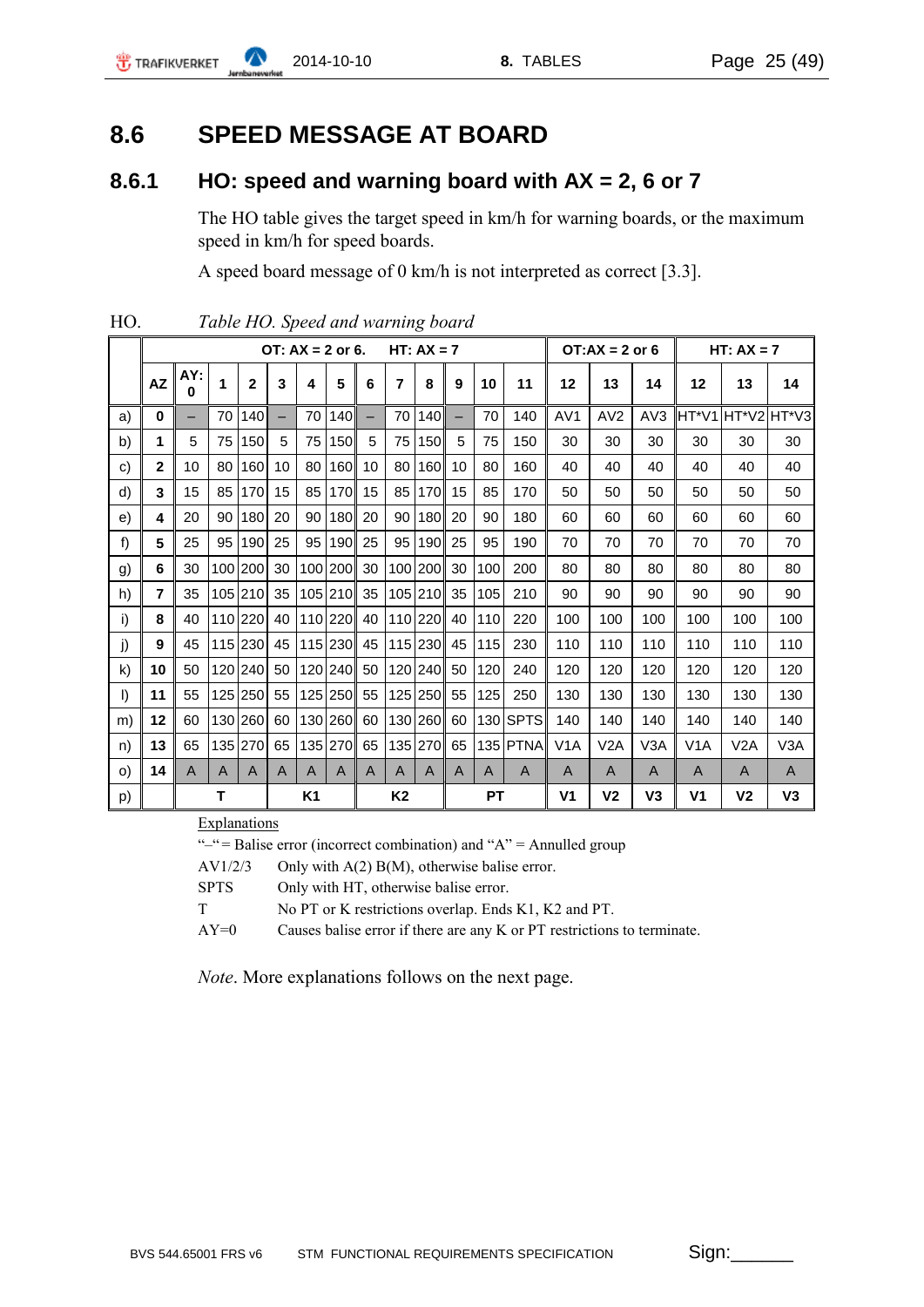# 8.6 SPEED MESSAGE AT BOARD

## 8.6.1 HO: speed and warning board with AX = 2, 6 or 7

The HO table gives the target speed in km/h for warning boards, or the maximum speed in km/h for speed boards.

A speed board message of 0 km/h is not interpreted as correct [3.3].

HO. *Table HO. Speed and warning board*

| | OT: AX = 2 or 6. HT: AX = 7 | | | | | | | | | | | | | OT:AX = 2 or 6 | | | HT: AX = 7 | | |
|---|---|---|---|---|---|---|---|---|---|---|---|---|---|---|---|---|---|---|---|
| | **AZ** | **AY: 0** | **1** | **2** | **3** | **4** | **5** | **6** | **7** | **8** | **9** | **10** | **11** | **12** | **13** | **14** | **12** | **13** | **14** |
| a) | **0** | – | 70 | 140 | – | 70 | 140 | – | 70 | 140 | – | 70 | 140 | AV1 | AV2 | AV3 | HT*V1 | HT*V2 | HT*V3 |
| b) | **1** | 5 | 75 | 150 | 5 | 75 | 150 | 5 | 75 | 150 | 5 | 75 | 150 | 30 | 30 | 30 | 30 | 30 | 30 |
| c) | **2** | 10 | 80 | 160 | 10 | 80 | 160 | 10 | 80 | 160 | 10 | 80 | 160 | 40 | 40 | 40 | 40 | 40 | 40 |
| d) | **3** | 15 | 85 | 170 | 15 | 85 | 170 | 15 | 85 | 170 | 15 | 85 | 170 | 50 | 50 | 50 | 50 | 50 | 50 |
| e) | **4** | 20 | 90 | 180 | 20 | 90 | 180 | 20 | 90 | 180 | 20 | 90 | 180 | 60 | 60 | 60 | 60 | 60 | 60 |
| f) | **5** | 25 | 95 | 190 | 25 | 95 | 190 | 25 | 95 | 190 | 25 | 95 | 190 | 70 | 70 | 70 | 70 | 70 | 70 |
| g) | **6** | 30 | 100 | 200 | 30 | 100 | 200 | 30 | 100 | 200 | 30 | 100 | 200 | 80 | 80 | 80 | 80 | 80 | 80 |
| h) | **7** | 35 | 105 | 210 | 35 | 105 | 210 | 35 | 105 | 210 | 35 | 105 | 210 | 90 | 90 | 90 | 90 | 90 | 90 |
| i) | **8** | 40 | 110 | 220 | 40 | 110 | 220 | 40 | 110 | 220 | 40 | 110 | 220 | 100 | 100 | 100 | 100 | 100 | 100 |
| j) | **9** | 45 | 115 | 230 | 45 | 115 | 230 | 45 | 115 | 230 | 45 | 115 | 230 | 110 | 110 | 110 | 110 | 110 | 110 |
| k) | **10** | 50 | 120 | 240 | 50 | 120 | 240 | 50 | 120 | 240 | 50 | 120 | 240 | 120 | 120 | 120 | 120 | 120 | 120 |
| l) | **11** | 55 | 125 | 250 | 55 | 125 | 250 | 55 | 125 | 250 | 55 | 125 | 250 | 130 | 130 | 130 | 130 | 130 | 130 |
| m) | **12** | 60 | 130 | 260 | 60 | 130 | 260 | 60 | 130 | 260 | 60 | 130 | SPTS | 140 | 140 | 140 | 140 | 140 | 140 |
| n) | **13** | 65 | 135 | 270 | 65 | 135 | 270 | 65 | 135 | 270 | 65 | 135 | PTNA | V1A | V2A | V3A | V1A | V2A | V3A |
| o) | **14** | A | A | A | A | A | A | A | A | A | A | A | A | A | A | A | A | A | A |
| p) | | **T** | | | **K1** | | | **K2** | | | **PT** | | | **V1** | **V2** | **V3** | **V1** | **V2** | **V3** |

<u>Explanations</u>

"–" = Balise error (incorrect combination) and "A" = Annulled group

AV1/2/3 Only with A(2) B(M), otherwise balise error.

SPTS Only with HT, otherwise balise error.

T No PT or K restrictions overlap. Ends K1, K2 and PT.

AY=0 Causes balise error if there are any K or PT restrictions to terminate.

*Note*. More explanations follows on the next page.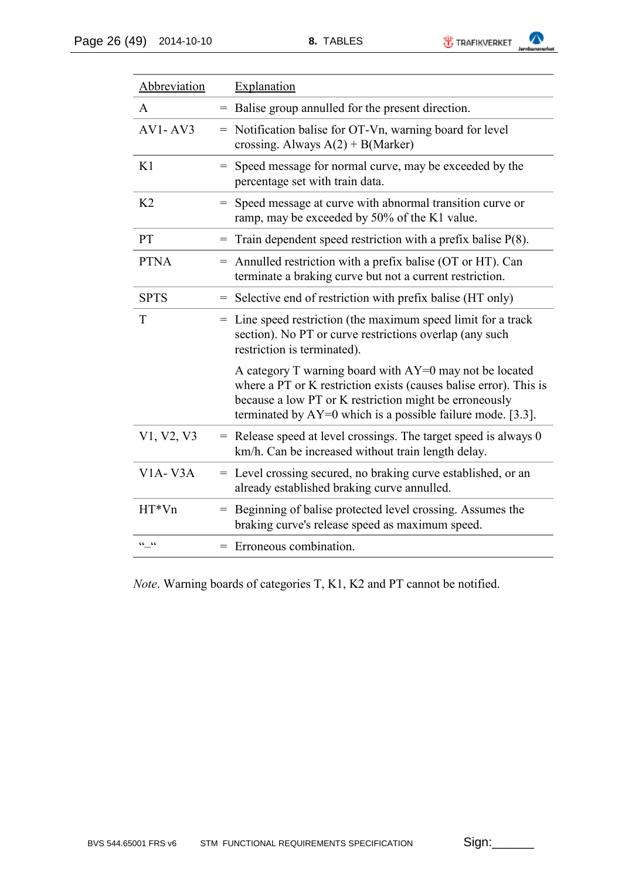| Abbreviation | | Explanation |
|---|---|---|
| A | = | Balise group annulled for the present direction. |
| AV1- AV3 | = | Notification balise for OT-Vn, warning board for level crossing. Always A(2) + B(Marker) |
| K1 | = | Speed message for normal curve, may be exceeded by the percentage set with train data. |
| K2 | = | Speed message at curve with abnormal transition curve or ramp, may be exceeded by 50% of the K1 value. |
| PT | = | Train dependent speed restriction with a prefix balise P(8). |
| PTNA | = | Annulled restriction with a prefix balise (OT or HT). Can terminate a braking curve but not a current restriction. |
| SPTS | = | Selective end of restriction with prefix balise (HT only) |
| T | = | Line speed restriction (the maximum speed limit for a track section). No PT or curve restrictions overlap (any such restriction is terminated).<br><br>A category T warning board with AY=0 may not be located where a PT or K restriction exists (causes balise error). This is because a low PT or K restriction might be erroneously terminated by AY=0 which is a possible failure mode. [3.3]. |
| V1, V2, V3 | = | Release speed at level crossings. The target speed is always 0 km/h. Can be increased without train length delay. |
| V1A- V3A | = | Level crossing secured, no braking curve established, or an already established braking curve annulled. |
| HT*Vn | = | Beginning of balise protected level crossing. Assumes the braking curve's release speed as maximum speed. |
| "–" | = | Erroneous combination. |

*Note*. Warning boards of categories T, K1, K2 and PT cannot be notified.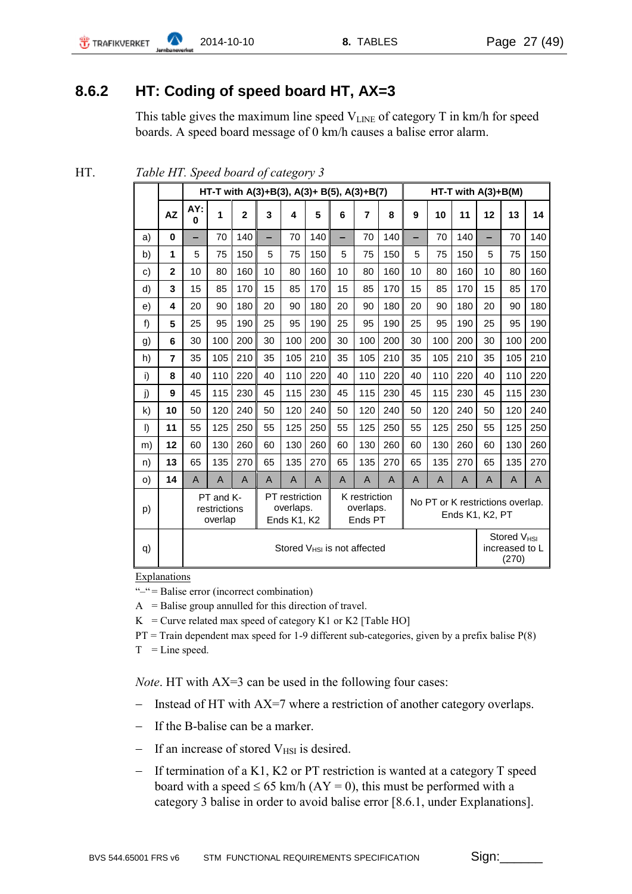## 8.6.2 HT: Coding of speed board HT, AX=3

This table gives the maximum line speed $V_{LINE}$ of category T in km/h for speed boards. A speed board message of 0 km/h causes a balise error alarm.

HT. *Table HT. Speed board of category 3*

| | | HT-T with A(3)+B(3), A(3)+ B(5), A(3)+B(7) | | | | | | | | | HT-T with A(3)+B(M) | | | | | |
|---|---|---|---|---|---|---|---|---|---|---|---|---|---|---|---|---|
| | **AZ** | **AY: 0** | **1** | **2** | **3** | **4** | **5** | **6** | **7** | **8** | **9** | **10** | **11** | **12** | **13** | **14** |
| a) | **0** | – | 70 | 140 | – | 70 | 140 | – | 70 | 140 | – | 70 | 140 | – | 70 | 140 |
| b) | **1** | 5 | 75 | 150 | 5 | 75 | 150 | 5 | 75 | 150 | 5 | 75 | 150 | 5 | 75 | 150 |
| c) | **2** | 10 | 80 | 160 | 10 | 80 | 160 | 10 | 80 | 160 | 10 | 80 | 160 | 10 | 80 | 160 |
| d) | **3** | 15 | 85 | 170 | 15 | 85 | 170 | 15 | 85 | 170 | 15 | 85 | 170 | 15 | 85 | 170 |
| e) | **4** | 20 | 90 | 180 | 20 | 90 | 180 | 20 | 90 | 180 | 20 | 90 | 180 | 20 | 90 | 180 |
| f) | **5** | 25 | 95 | 190 | 25 | 95 | 190 | 25 | 95 | 190 | 25 | 95 | 190 | 25 | 95 | 190 |
| g) | **6** | 30 | 100 | 200 | 30 | 100 | 200 | 30 | 100 | 200 | 30 | 100 | 200 | 30 | 100 | 200 |
| h) | **7** | 35 | 105 | 210 | 35 | 105 | 210 | 35 | 105 | 210 | 35 | 105 | 210 | 35 | 105 | 210 |
| i) | **8** | 40 | 110 | 220 | 40 | 110 | 220 | 40 | 110 | 220 | 40 | 110 | 220 | 40 | 110 | 220 |
| j) | **9** | 45 | 115 | 230 | 45 | 115 | 230 | 45 | 115 | 230 | 45 | 115 | 230 | 45 | 115 | 230 |
| k) | **10** | 50 | 120 | 240 | 50 | 120 | 240 | 50 | 120 | 240 | 50 | 120 | 240 | 50 | 120 | 240 |
| l) | **11** | 55 | 125 | 250 | 55 | 125 | 250 | 55 | 125 | 250 | 55 | 125 | 250 | 55 | 125 | 250 |
| m) | **12** | 60 | 130 | 260 | 60 | 130 | 260 | 60 | 130 | 260 | 60 | 130 | 260 | 60 | 130 | 260 |
| n) | **13** | 65 | 135 | 270 | 65 | 135 | 270 | 65 | 135 | 270 | 65 | 135 | 270 | 65 | 135 | 270 |
| o) | **14** | A | A | A | A | A | A | A | A | A | A | A | A | A | A | A |
| p) | | PT and K-restrictions overlap | | | PT restriction overlaps. Ends K1, K2 | | | K restriction overlaps. Ends PT | | | No PT or K restrictions overlap. Ends K1, K2, PT | | | | | |
| q) | | Stored $V_{HSI}$ is not affected | | | | | | | | | | | | Stored $V_{HSI}$ increased to L (270) | | |

Explanations

"–" = Balise error (incorrect combination)

A = Balise group annulled for this direction of travel.

K = Curve related max speed of category K1 or K2 [Table HO]

PT = Train dependent max speed for 1-9 different sub-categories, given by a prefix balise P(8)

T = Line speed.

*Note*. HT with AX=3 can be used in the following four cases:

- Instead of HT with AX=7 where a restriction of another category overlaps.
- If the B-balise can be a marker.
- If an increase of stored $V_{HSI}$ is desired.
- If termination of a K1, K2 or PT restriction is wanted at a category T speed board with a speed ≤ 65 km/h (AY = 0), this must be performed with a category 3 balise in order to avoid balise error [8.6.1, under Explanations].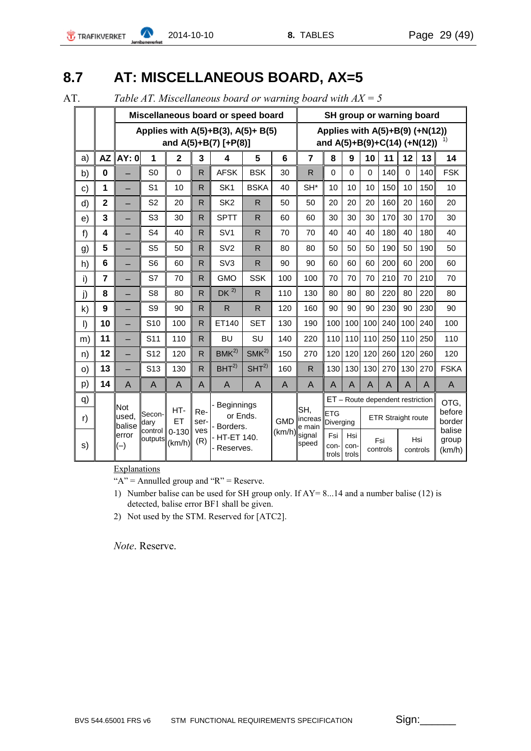## 8.7 AT: MISCELLANEOUS BOARD, AX=5

AT. *Table AT. Miscellaneous board or warning board with AX = 5*

| | | Miscellaneous board or speed board | | | | | | | SH group or warning board | | | | | | | |
|---|---|---|---|---|---|---|---|---|---|---|---|---|---|---|---|---|
| | | Applies with A(5)+B(3), A(5)+ B(5) and A(5)+B(7) [+P(8)] | | | | | | | Applies with A(5)+B(9) (+N(12)) and A(5)+B(9)+C(14) (+N(12)) [1] | | | | | | | |
| a) | AZ | AY: 0 | 1 | 2 | 3 | 4 | 5 | 6 | 7 | 8 | 9 | 10 | 11 | 12 | 13 | 14 |
| b) | 0 | – | S0 | 0 | R | AFSK | BSK | 30 | R | 0 | 0 | 0 | 140 | 0 | 140 | FSK |
| c) | 1 | – | S1 | 10 | R | SK1 | BSKA | 40 | SH* | 10 | 10 | 10 | 150 | 10 | 150 | 10 |
| d) | 2 | – | S2 | 20 | R | SK2 | R | 50 | 50 | 20 | 20 | 20 | 160 | 20 | 160 | 20 |
| e) | 3 | – | S3 | 30 | R | SPTT | R | 60 | 60 | 30 | 30 | 30 | 170 | 30 | 170 | 30 |
| f) | 4 | – | S4 | 40 | R | SV1 | R | 70 | 70 | 40 | 40 | 40 | 180 | 40 | 180 | 40 |
| g) | 5 | – | S5 | 50 | R | SV2 | R | 80 | 80 | 50 | 50 | 50 | 190 | 50 | 190 | 50 |
| h) | 6 | – | S6 | 60 | R | SV3 | R | 90 | 90 | 60 | 60 | 60 | 200 | 60 | 200 | 60 |
| i) | 7 | – | S7 | 70 | R | GMO | SSK | 100 | 100 | 70 | 70 | 70 | 210 | 70 | 210 | 70 |
| j) | 8 | – | S8 | 80 | R | DK [2] | R | 110 | 130 | 80 | 80 | 80 | 220 | 80 | 220 | 80 |
| k) | 9 | – | S9 | 90 | R | R | R | 120 | 160 | 90 | 90 | 90 | 230 | 90 | 230 | 90 |
| l) | 10 | – | S10 | 100 | R | ET140 | SET | 130 | 190 | 100 | 100 | 100 | 240 | 100 | 240 | 100 |
| m) | 11 | – | S11 | 110 | R | BU | SU | 140 | 220 | 110 | 110 | 110 | 250 | 110 | 250 | 110 |
| n) | 12 | – | S12 | 120 | R | BMK[2] | SMK[2] | 150 | 270 | 120 | 120 | 120 | 260 | 120 | 260 | 120 |
| o) | 13 | – | S13 | 130 | R | BHT[2] | SHT[2] | 160 | R | 130 | 130 | 130 | 270 | 130 | 270 | FSKA |
| p) | 14 | A | A | A | A | A | A | A | A | A | A | A | A | A | A | A |
| q) | | Not used, balise error (–) | Secondary control outputs | HT-ET 0-130 (km/h) | Reserves (R) | - Beginnings or Ends. - Borders. - HT-ET 140. - Reserves. | | GMD (km/h) | SH, increase main signal speed | ET – Route dependent restriction | | | | | | OTG, before border balise group (km/h) |
| r) | | | | | | | | | | ETG Diverging | | ETR Straight route | | | | |
| s) | | | | | | | | | | Fsi controls | Hsi controls | Fsi controls | | Hsi controls | | |

Explanations

"A" = Annulled group and "R" = Reserve.

1) Number balise can be used for SH group only. If AY= 8...14 and a number balise (12) is detected, balise error BF1 shall be given.
2) Not used by the STM. Reserved for [ATC2].

*Note*. Reserve.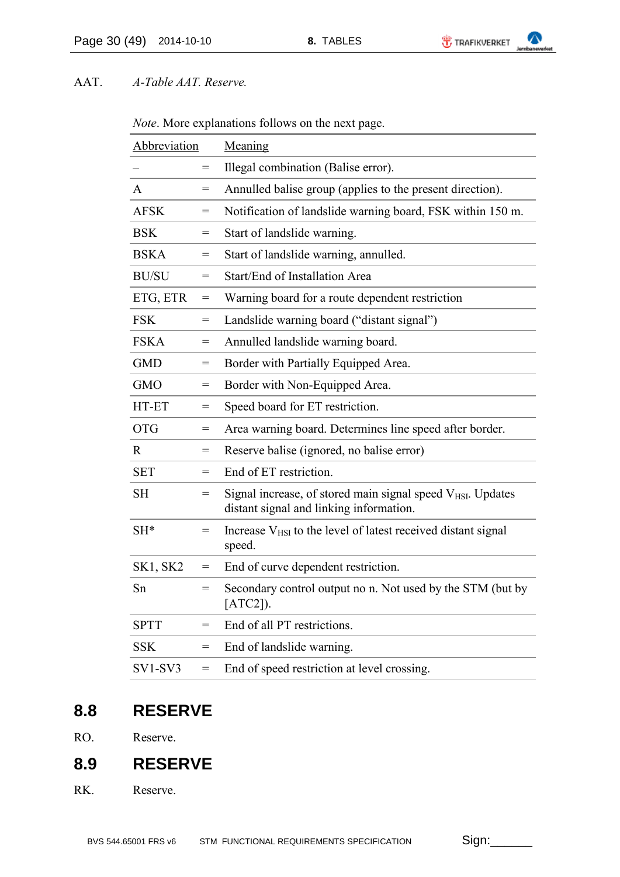AAT. *A-Table AAT. Reserve.*

*Note*. More explanations follows on the next page.

| Abbreviation | | Meaning |
|---|---|---|
| – | = | Illegal combination (Balise error). |
| A | = | Annulled balise group (applies to the present direction). |
| AFSK | = | Notification of landslide warning board, FSK within 150 m. |
| BSK | = | Start of landslide warning. |
| BSKA | = | Start of landslide warning, annulled. |
| BU/SU | = | Start/End of Installation Area |
| ETG, ETR | = | Warning board for a route dependent restriction |
| FSK | = | Landslide warning board (“distant signal”) |
| FSKA | = | Annulled landslide warning board. |
| GMD | = | Border with Partially Equipped Area. |
| GMO | = | Border with Non-Equipped Area. |
| HT-ET | = | Speed board for ET restriction. |
| OTG | = | Area warning board. Determines line speed after border. |
| R | = | Reserve balise (ignored, no balise error) |
| SET | = | End of ET restriction. |
| SH | = | Signal increase, of stored main signal speed $V_{HSI}$. Updates distant signal and linking information. |
| SH* | = | Increase $V_{HSI}$ to the level of latest received distant signal speed. |
| SK1, SK2 | = | End of curve dependent restriction. |
| Sn | = | Secondary control output no n. Not used by the STM (but by [ATC2]). |
| SPTT | = | End of all PT restrictions. |
| SSK | = | End of landslide warning. |
| SV1-SV3 | = | End of speed restriction at level crossing. |

## 8.8 RESERVE

RO. Reserve.

## 8.9 RESERVE

RK. Reserve.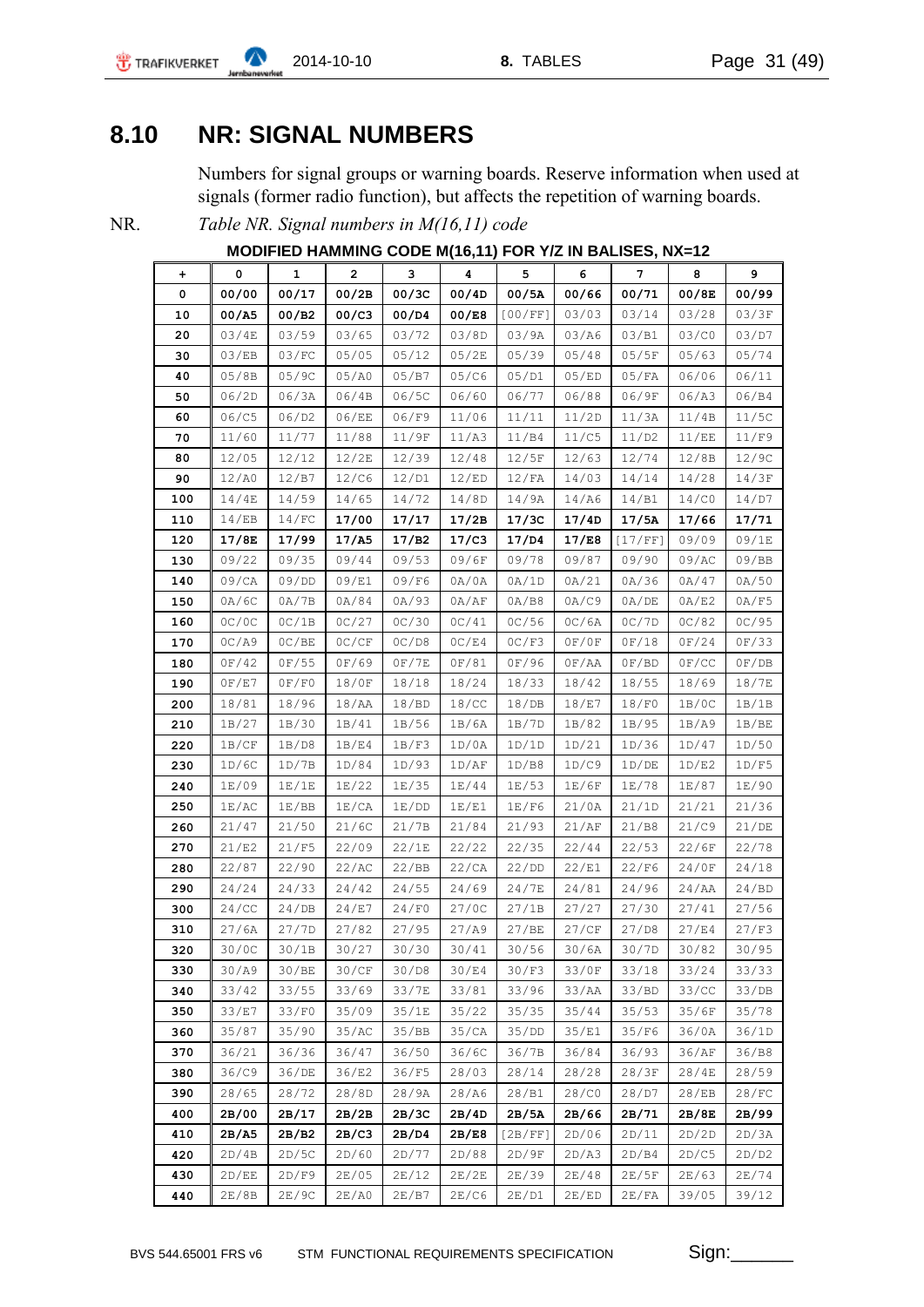## 8.10 NR: SIGNAL NUMBERS

Numbers for signal groups or warning boards. Reserve information when used at signals (former radio function), but affects the repetition of warning boards.

NR. *Table NR. Signal numbers in M(16,11) code*

**MODIFIED HAMMING CODE M(16,11) FOR Y/Z IN BALISES, NX=12**

| + | 0 | 1 | 2 | 3 | 4 | 5 | 6 | 7 | 8 | 9 |
|---|---|---|---|---|---|---|---|---|---|---|
| **0** | **00/00** | **00/17** | **00/2B** | **00/3C** | **00/4D** | **00/5A** | **00/66** | **00/71** | **00/8E** | **00/99** |
| **10** | **00/A5** | **00/B2** | **00/C3** | **00/D4** | **00/E8** | [00/FF] | 03/03 | 03/14 | 03/28 | 03/3F |
| **20** | 03/4E | 03/59 | 03/65 | 03/72 | 03/8D | 03/9A | 03/A6 | 03/B1 | 03/C0 | 03/D7 |
| **30** | 03/EB | 03/FC | 05/05 | 05/12 | 05/2E | 05/39 | 05/48 | 05/5F | 05/63 | 05/74 |
| **40** | 05/8B | 05/9C | 05/A0 | 05/B7 | 05/C6 | 05/D1 | 05/ED | 05/FA | 06/06 | 06/11 |
| **50** | 06/2D | 06/3A | 06/4B | 06/5C | 06/60 | 06/77 | 06/88 | 06/9F | 06/A3 | 06/B4 |
| **60** | 06/C5 | 06/D2 | 06/EE | 06/F9 | 11/06 | 11/11 | 11/2D | 11/3A | 11/4B | 11/5C |
| **70** | 11/60 | 11/77 | 11/88 | 11/9F | 11/A3 | 11/B4 | 11/C5 | 11/D2 | 11/EE | 11/F9 |
| **80** | 12/05 | 12/12 | 12/2E | 12/39 | 12/48 | 12/5F | 12/63 | 12/74 | 12/8B | 12/9C |
| **90** | 12/A0 | 12/B7 | 12/C6 | 12/D1 | 12/ED | 12/FA | 14/03 | 14/14 | 14/28 | 14/3F |
| **100** | 14/4E | 14/59 | 14/65 | 14/72 | 14/8D | 14/9A | 14/A6 | 14/B1 | 14/C0 | 14/D7 |
| **110** | 14/EB | 14/FC | **17/00** | **17/17** | **17/2B** | **17/3C** | **17/4D** | **17/5A** | **17/66** | **17/71** |
| **120** | **17/8E** | **17/99** | **17/A5** | **17/B2** | **17/C3** | **17/D4** | **17/E8** | [17/FF] | 09/09 | 09/1E |
| **130** | 09/22 | 09/35 | 09/44 | 09/53 | 09/6F | 09/78 | 09/87 | 09/90 | 09/AC | 09/BB |
| **140** | 09/CA | 09/DD | 09/E1 | 09/F6 | 0A/0A | 0A/1D | 0A/21 | 0A/36 | 0A/47 | 0A/50 |
| **150** | 0A/6C | 0A/7B | 0A/84 | 0A/93 | 0A/AF | 0A/B8 | 0A/C9 | 0A/DE | 0A/E2 | 0A/F5 |
| **160** | 0C/0C | 0C/1B | 0C/27 | 0C/30 | 0C/41 | 0C/56 | 0C/6A | 0C/7D | 0C/82 | 0C/95 |
| **170** | 0C/A9 | 0C/BE | 0C/CF | 0C/D8 | 0C/E4 | 0C/F3 | 0F/0F | 0F/18 | 0F/24 | 0F/33 |
| **180** | 0F/42 | 0F/55 | 0F/69 | 0F/7E | 0F/81 | 0F/96 | 0F/AA | 0F/BD | 0F/CC | 0F/DB |
| **190** | 0F/E7 | 0F/F0 | 18/0F | 18/18 | 18/24 | 18/33 | 18/42 | 18/55 | 18/69 | 18/7E |
| **200** | 18/81 | 18/96 | 18/AA | 18/BD | 18/CC | 18/DB | 18/E7 | 18/F0 | 1B/0C | 1B/1B |
| **210** | 1B/27 | 1B/30 | 1B/41 | 1B/56 | 1B/6A | 1B/7D | 1B/82 | 1B/95 | 1B/A9 | 1B/BE |
| **220** | 1B/CF | 1B/D8 | 1B/E4 | 1B/F3 | 1D/0A | 1D/1D | 1D/21 | 1D/36 | 1D/47 | 1D/50 |
| **230** | 1D/6C | 1D/7B | 1D/84 | 1D/93 | 1D/AF | 1D/B8 | 1D/C9 | 1D/DE | 1D/E2 | 1D/F5 |
| **240** | 1E/09 | 1E/1E | 1E/22 | 1E/35 | 1E/44 | 1E/53 | 1E/6F | 1E/78 | 1E/87 | 1E/90 |
| **250** | 1E/AC | 1E/BB | 1E/CA | 1E/DD | 1E/E1 | 1E/F6 | 21/0A | 21/1D | 21/21 | 21/36 |
| **260** | 21/47 | 21/50 | 21/6C | 21/7B | 21/84 | 21/93 | 21/AF | 21/B8 | 21/C9 | 21/DE |
| **270** | 21/E2 | 21/F5 | 22/09 | 22/1E | 22/22 | 22/35 | 22/44 | 22/53 | 22/6F | 22/78 |
| **280** | 22/87 | 22/90 | 22/AC | 22/BB | 22/CA | 22/DD | 22/E1 | 22/F6 | 24/0F | 24/18 |
| **290** | 24/24 | 24/33 | 24/42 | 24/55 | 24/69 | 24/7E | 24/81 | 24/96 | 24/AA | 24/BD |
| **300** | 24/CC | 24/DB | 24/E7 | 24/F0 | 27/0C | 27/1B | 27/27 | 27/30 | 27/41 | 27/56 |
| **310** | 27/6A | 27/7D | 27/82 | 27/95 | 27/A9 | 27/BE | 27/CF | 27/D8 | 27/E4 | 27/F3 |
| **320** | 30/0C | 30/1B | 30/27 | 30/30 | 30/41 | 30/56 | 30/6A | 30/7D | 30/82 | 30/95 |
| **330** | 30/A9 | 30/BE | 30/CF | 30/D8 | 30/E4 | 30/F3 | 33/0F | 33/18 | 33/24 | 33/33 |
| **340** | 33/42 | 33/55 | 33/69 | 33/7E | 33/81 | 33/96 | 33/AA | 33/BD | 33/CC | 33/DB |
| **350** | 33/E7 | 33/F0 | 35/09 | 35/1E | 35/22 | 35/35 | 35/44 | 35/53 | 35/6F | 35/78 |
| **360** | 35/87 | 35/90 | 35/AC | 35/BB | 35/CA | 35/DD | 35/E1 | 35/F6 | 36/0A | 36/1D |
| **370** | 36/21 | 36/36 | 36/47 | 36/50 | 36/6C | 36/7B | 36/84 | 36/93 | 36/AF | 36/B8 |
| **380** | 36/C9 | 36/DE | 36/E2 | 36/F5 | 28/03 | 28/14 | 28/28 | 28/3F | 28/4E | 28/59 |
| **390** | 28/65 | 28/72 | 28/8D | 28/9A | 28/A6 | 28/B1 | 28/C0 | 28/D7 | 28/EB | 28/FC |
| **400** | **2B/00** | **2B/17** | **2B/2B** | **2B/3C** | **2B/4D** | **2B/5A** | **2B/66** | **2B/71** | **2B/8E** | **2B/99** |
| **410** | **2B/A5** | **2B/B2** | **2B/C3** | **2B/D4** | **2B/E8** | [2B/FF] | 2D/06 | 2D/11 | 2D/2D | 2D/3A |
| **420** | 2D/4B | 2D/5C | 2D/60 | 2D/77 | 2D/88 | 2D/9F | 2D/A3 | 2D/B4 | 2D/C5 | 2D/D2 |
| **430** | 2D/EE | 2D/F9 | 2E/05 | 2E/12 | 2E/2E | 2E/39 | 2E/48 | 2E/5F | 2E/63 | 2E/74 |
| **440** | 2E/8B | 2E/9C | 2E/A0 | 2E/B7 | 2E/C6 | 2E/D1 | 2E/ED | 2E/FA | 39/05 | 39/12 |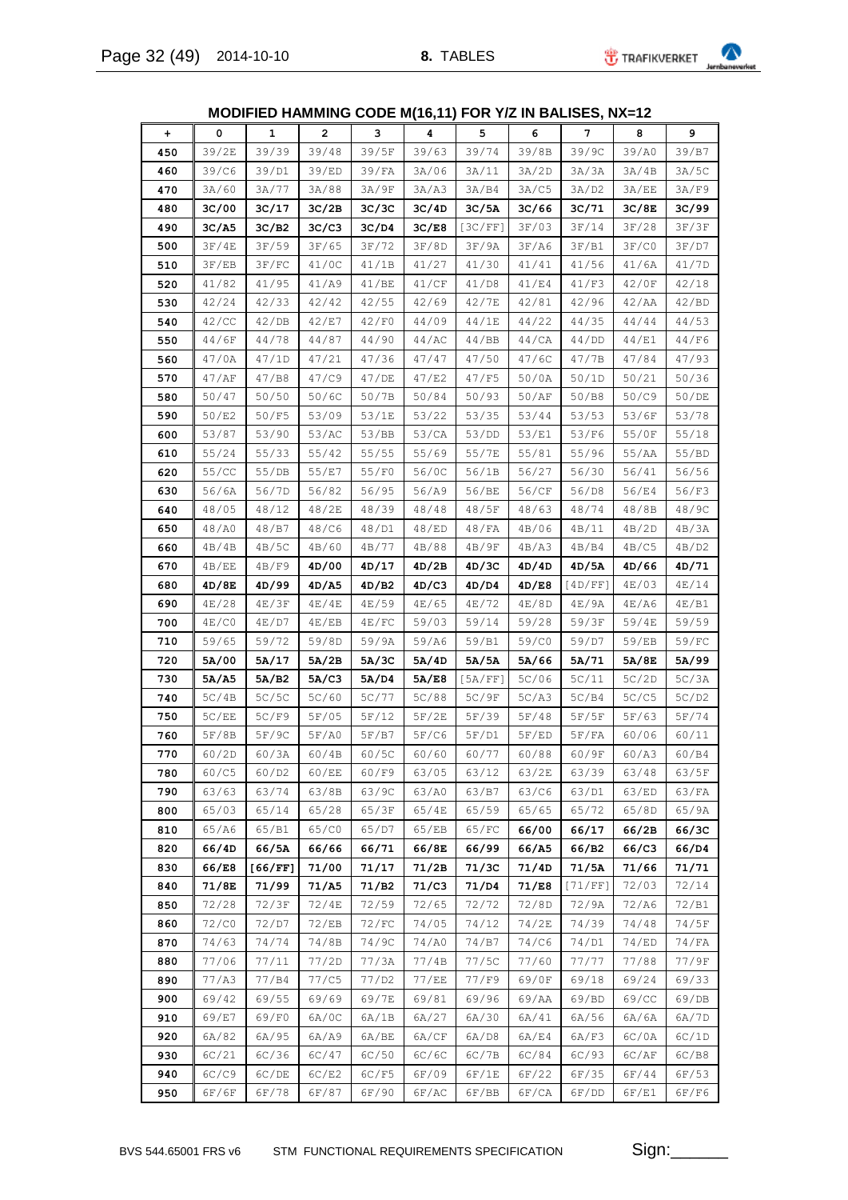**MODIFIED HAMMING CODE M(16,11) FOR Y/Z IN BALISES, NX=12**

| + | 0 | 1 | 2 | 3 | 4 | 5 | 6 | 7 | 8 | 9 |
|---|---|---|---|---|---|---|---|---|---|---|
| **450** | 39/2E | 39/39 | 39/48 | 39/5F | 39/63 | 39/74 | 39/8B | 39/9C | 39/A0 | 39/B7 |
| **460** | 39/C6 | 39/D1 | 39/ED | 39/FA | 3A/06 | 3A/11 | 3A/2D | 3A/3A | 3A/4B | 3A/5C |
| **470** | 3A/60 | 3A/77 | 3A/88 | 3A/9F | 3A/A3 | 3A/B4 | 3A/C5 | 3A/D2 | 3A/EE | 3A/F9 |
| **480** | **3C/00** | **3C/17** | **3C/2B** | **3C/3C** | **3C/4D** | **3C/5A** | **3C/66** | **3C/71** | **3C/8E** | **3C/99** |
| **490** | **3C/A5** | **3C/B2** | **3C/C3** | **3C/D4** | **3C/E8** | [3C/FF] | 3F/03 | 3F/14 | 3F/28 | 3F/3F |
| **500** | 3F/4E | 3F/59 | 3F/65 | 3F/72 | 3F/8D | 3F/9A | 3F/A6 | 3F/B1 | 3F/C0 | 3F/D7 |
| **510** | 3F/EB | 3F/FC | 41/0C | 41/1B | 41/27 | 41/30 | 41/41 | 41/56 | 41/6A | 41/7D |
| **520** | 41/82 | 41/95 | 41/A9 | 41/BE | 41/CF | 41/D8 | 41/E4 | 41/F3 | 42/0F | 42/18 |
| **530** | 42/24 | 42/33 | 42/42 | 42/55 | 42/69 | 42/7E | 42/81 | 42/96 | 42/AA | 42/BD |
| **540** | 42/CC | 42/DB | 42/E7 | 42/F0 | 44/09 | 44/1E | 44/22 | 44/35 | 44/44 | 44/53 |
| **550** | 44/6F | 44/78 | 44/87 | 44/90 | 44/AC | 44/BB | 44/CA | 44/DD | 44/E1 | 44/F6 |
| **560** | 47/0A | 47/1D | 47/21 | 47/36 | 47/47 | 47/50 | 47/6C | 47/7B | 47/84 | 47/93 |
| **570** | 47/AF | 47/B8 | 47/C9 | 47/DE | 47/E2 | 47/F5 | 50/0A | 50/1D | 50/21 | 50/36 |
| **580** | 50/47 | 50/50 | 50/6C | 50/7B | 50/84 | 50/93 | 50/AF | 50/B8 | 50/C9 | 50/DE |
| **590** | 50/E2 | 50/F5 | 53/09 | 53/1E | 53/22 | 53/35 | 53/44 | 53/53 | 53/6F | 53/78 |
| **600** | 53/87 | 53/90 | 53/AC | 53/BB | 53/CA | 53/DD | 53/E1 | 53/F6 | 55/0F | 55/18 |
| **610** | 55/24 | 55/33 | 55/42 | 55/55 | 55/69 | 55/7E | 55/81 | 55/96 | 55/AA | 55/BD |
| **620** | 55/CC | 55/DB | 55/E7 | 55/F0 | 56/0C | 56/1B | 56/27 | 56/30 | 56/41 | 56/56 |
| **630** | 56/6A | 56/7D | 56/82 | 56/95 | 56/A9 | 56/BE | 56/CF | 56/D8 | 56/E4 | 56/F3 |
| **640** | 48/05 | 48/12 | 48/2E | 48/39 | 48/48 | 48/5F | 48/63 | 48/74 | 48/8B | 48/9C |
| **650** | 48/A0 | 48/B7 | 48/C6 | 48/D1 | 48/ED | 48/FA | 4B/06 | 4B/11 | 4B/2D | 4B/3A |
| **660** | 4B/4B | 4B/5C | 4B/60 | 4B/77 | 4B/88 | 4B/9F | 4B/A3 | 4B/B4 | 4B/C5 | 4B/D2 |
| **670** | 4B/EE | 4B/F9 | **4D/00** | **4D/17** | **4D/2B** | **4D/3C** | **4D/4D** | **4D/5A** | **4D/66** | **4D/71** |
| **680** | **4D/8E** | **4D/99** | **4D/A5** | **4D/B2** | **4D/C3** | **4D/D4** | **4D/E8** | [4D/FF] | 4E/03 | 4E/14 |
| **690** | 4E/28 | 4E/3F | 4E/4E | 4E/59 | 4E/65 | 4E/72 | 4E/8D | 4E/9A | 4E/A6 | 4E/B1 |
| **700** | 4E/C0 | 4E/D7 | 4E/EB | 4E/FC | 59/03 | 59/14 | 59/28 | 59/3F | 59/4E | 59/59 |
| **710** | 59/65 | 59/72 | 59/8D | 59/9A | 59/A6 | 59/B1 | 59/C0 | 59/D7 | 59/EB | 59/FC |
| **720** | **5A/00** | **5A/17** | **5A/2B** | **5A/3C** | **5A/4D** | **5A/5A** | **5A/66** | **5A/71** | **5A/8E** | **5A/99** |
| **730** | **5A/A5** | **5A/B2** | **5A/C3** | **5A/D4** | **5A/E8** | [5A/FF] | 5C/06 | 5C/11 | 5C/2D | 5C/3A |
| **740** | 5C/4B | 5C/5C | 5C/60 | 5C/77 | 5C/88 | 5C/9F | 5C/A3 | 5C/B4 | 5C/C5 | 5C/D2 |
| **750** | 5C/EE | 5C/F9 | 5F/05 | 5F/12 | 5F/2E | 5F/39 | 5F/48 | 5F/5F | 5F/63 | 5F/74 |
| **760** | 5F/8B | 5F/9C | 5F/A0 | 5F/B7 | 5F/C6 | 5F/D1 | 5F/ED | 5F/FA | 60/06 | 60/11 |
| **770** | 60/2D | 60/3A | 60/4B | 60/5C | 60/60 | 60/77 | 60/88 | 60/9F | 60/A3 | 60/B4 |
| **780** | 60/C5 | 60/D2 | 60/EE | 60/F9 | 63/05 | 63/12 | 63/2E | 63/39 | 63/48 | 63/5F |
| **790** | 63/63 | 63/74 | 63/8B | 63/9C | 63/A0 | 63/B7 | 63/C6 | 63/D1 | 63/ED | 63/FA |
| **800** | 65/03 | 65/14 | 65/28 | 65/3F | 65/4E | 65/59 | 65/65 | 65/72 | 65/8D | 65/9A |
| **810** | 65/A6 | 65/B1 | 65/C0 | 65/D7 | 65/EB | 65/FC | **66/00** | **66/17** | **66/2B** | **66/3C** |
| **820** | **66/4D** | **66/5A** | **66/66** | **66/71** | **66/8E** | **66/99** | **66/A5** | **66/B2** | **66/C3** | **66/D4** |
| **830** | **66/E8** | **[66/FF]** | **71/00** | **71/17** | **71/2B** | **71/3C** | **71/4D** | **71/5A** | **71/66** | **71/71** |
| **840** | **71/8E** | **71/99** | **71/A5** | **71/B2** | **71/C3** | **71/D4** | **71/E8** | [71/FF] | 72/03 | 72/14 |
| **850** | 72/28 | 72/3F | 72/4E | 72/59 | 72/65 | 72/72 | 72/8D | 72/9A | 72/A6 | 72/B1 |
| **860** | 72/C0 | 72/D7 | 72/EB | 72/FC | 74/05 | 74/12 | 74/2E | 74/39 | 74/48 | 74/5F |
| **870** | 74/63 | 74/74 | 74/8B | 74/9C | 74/A0 | 74/B7 | 74/C6 | 74/D1 | 74/ED | 74/FA |
| **880** | 77/06 | 77/11 | 77/2D | 77/3A | 77/4B | 77/5C | 77/60 | 77/77 | 77/88 | 77/9F |
| **890** | 77/A3 | 77/B4 | 77/C5 | 77/D2 | 77/EE | 77/F9 | 69/0F | 69/18 | 69/24 | 69/33 |
| **900** | 69/42 | 69/55 | 69/69 | 69/7E | 69/81 | 69/96 | 69/AA | 69/BD | 69/CC | 69/DB |
| **910** | 69/E7 | 69/F0 | 6A/0C | 6A/1B | 6A/27 | 6A/30 | 6A/41 | 6A/56 | 6A/6A | 6A/7D |
| **920** | 6A/82 | 6A/95 | 6A/A9 | 6A/BE | 6A/CF | 6A/D8 | 6A/E4 | 6A/F3 | 6C/0A | 6C/1D |
| **930** | 6C/21 | 6C/36 | 6C/47 | 6C/50 | 6C/6C | 6C/7B | 6C/84 | 6C/93 | 6C/AF | 6C/B8 |
| **940** | 6C/C9 | 6C/DE | 6C/E2 | 6C/F5 | 6F/09 | 6F/1E | 6F/22 | 6F/35 | 6F/44 | 6F/53 |
| **950** | 6F/6F | 6F/78 | 6F/87 | 6F/90 | 6F/AC | 6F/BB | 6F/CA | 6F/DD | 6F/E1 | 6F/F6 |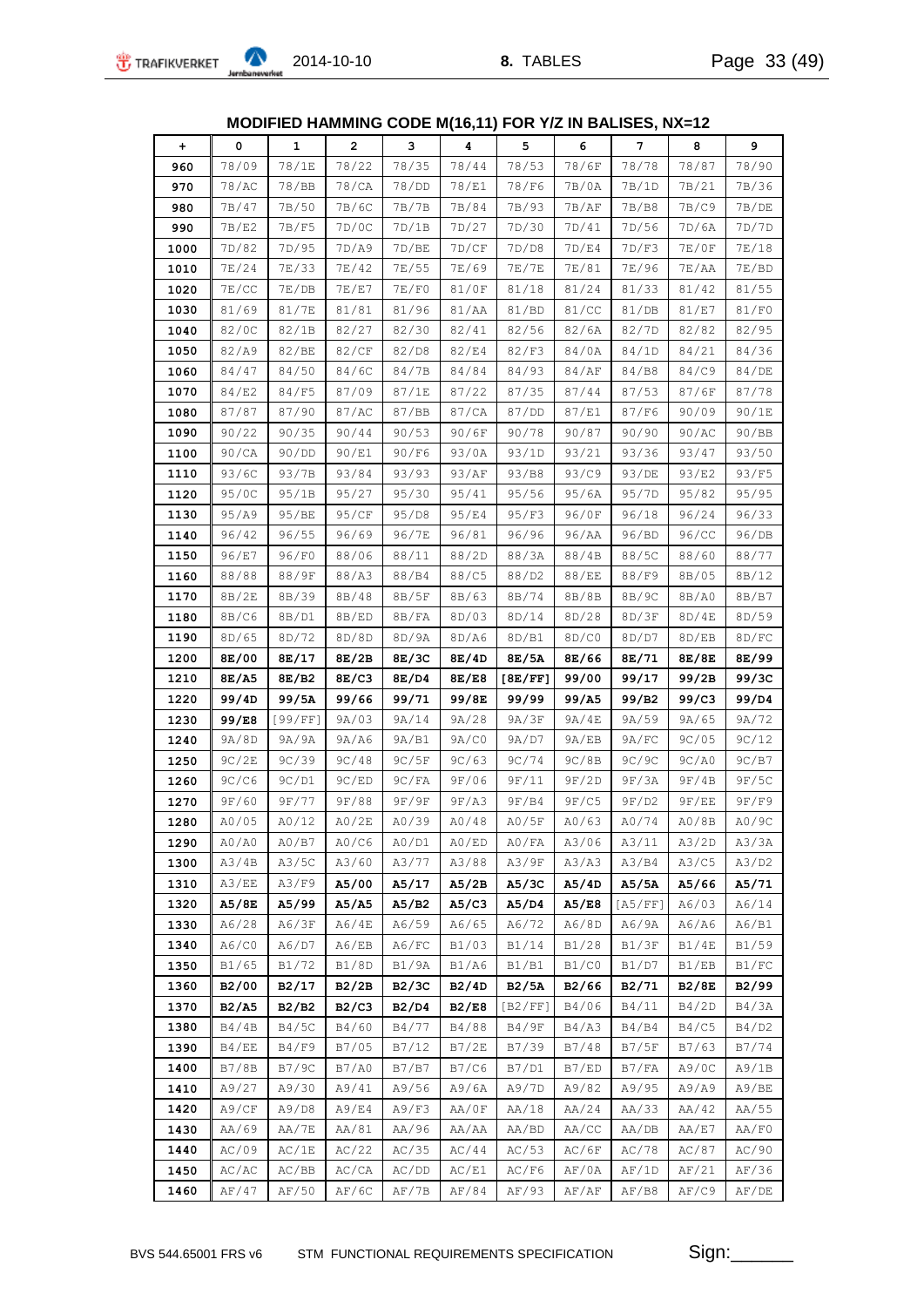## MODIFIED HAMMING CODE M(16,11) FOR Y/Z IN BALISES, NX=12

| + | 0 | 1 | 2 | 3 | 4 | 5 | 6 | 7 | 8 | 9 |
|---|---|---|---|---|---|---|---|---|---|---|
| **960** | 78/09 | 78/1E | 78/22 | 78/35 | 78/44 | 78/53 | 78/6F | 78/78 | 78/87 | 78/90 |
| **970** | 78/AC | 78/BB | 78/CA | 78/DD | 78/E1 | 78/F6 | 7B/0A | 7B/1D | 7B/21 | 7B/36 |
| **980** | 7B/47 | 7B/50 | 7B/6C | 7B/7B | 7B/84 | 7B/93 | 7B/AF | 7B/B8 | 7B/C9 | 7B/DE |
| **990** | 7B/E2 | 7B/F5 | 7D/0C | 7D/1B | 7D/27 | 7D/30 | 7D/41 | 7D/56 | 7D/6A | 7D/7D |
| **1000** | 7D/82 | 7D/95 | 7D/A9 | 7D/BE | 7D/CF | 7D/D8 | 7D/E4 | 7D/F3 | 7E/0F | 7E/18 |
| **1010** | 7E/24 | 7E/33 | 7E/42 | 7E/55 | 7E/69 | 7E/7E | 7E/81 | 7E/96 | 7E/AA | 7E/BD |
| **1020** | 7E/CC | 7E/DB | 7E/E7 | 7E/F0 | 81/0F | 81/18 | 81/24 | 81/33 | 81/42 | 81/55 |
| **1030** | 81/69 | 81/7E | 81/81 | 81/96 | 81/AA | 81/BD | 81/CC | 81/DB | 81/E7 | 81/F0 |
| **1040** | 82/0C | 82/1B | 82/27 | 82/30 | 82/41 | 82/56 | 82/6A | 82/7D | 82/82 | 82/95 |
| **1050** | 82/A9 | 82/BE | 82/CF | 82/D8 | 82/E4 | 82/F3 | 84/0A | 84/1D | 84/21 | 84/36 |
| **1060** | 84/47 | 84/50 | 84/6C | 84/7B | 84/84 | 84/93 | 84/AF | 84/B8 | 84/C9 | 84/DE |
| **1070** | 84/E2 | 84/F5 | 87/09 | 87/1E | 87/22 | 87/35 | 87/44 | 87/53 | 87/6F | 87/78 |
| **1080** | 87/87 | 87/90 | 87/AC | 87/BB | 87/CA | 87/DD | 87/E1 | 87/F6 | 90/09 | 90/1E |
| **1090** | 90/22 | 90/35 | 90/44 | 90/53 | 90/6F | 90/78 | 90/87 | 90/90 | 90/AC | 90/BB |
| **1100** | 90/CA | 90/DD | 90/E1 | 90/F6 | 93/0A | 93/1D | 93/21 | 93/36 | 93/47 | 93/50 |
| **1110** | 93/6C | 93/7B | 93/84 | 93/93 | 93/AF | 93/B8 | 93/C9 | 93/DE | 93/E2 | 93/F5 |
| **1120** | 95/0C | 95/1B | 95/27 | 95/30 | 95/41 | 95/56 | 95/6A | 95/7D | 95/82 | 95/95 |
| **1130** | 95/A9 | 95/BE | 95/CF | 95/D8 | 95/E4 | 95/F3 | 96/0F | 96/18 | 96/24 | 96/33 |
| **1140** | 96/42 | 96/55 | 96/69 | 96/7E | 96/81 | 96/96 | 96/AA | 96/BD | 96/CC | 96/DB |
| **1150** | 96/E7 | 96/F0 | 88/06 | 88/11 | 88/2D | 88/3A | 88/4B | 88/5C | 88/60 | 88/77 |
| **1160** | 88/88 | 88/9F | 88/A3 | 88/B4 | 88/C5 | 88/D2 | 88/EE | 88/F9 | 8B/05 | 8B/12 |
| **1170** | 8B/2E | 8B/39 | 8B/48 | 8B/5F | 8B/63 | 8B/74 | 8B/8B | 8B/9C | 8B/A0 | 8B/B7 |
| **1180** | 8B/C6 | 8B/D1 | 8B/ED | 8B/FA | 8D/03 | 8D/14 | 8D/28 | 8D/3F | 8D/4E | 8D/59 |
| **1190** | 8D/65 | 8D/72 | 8D/8D | 8D/9A | 8D/A6 | 8D/B1 | 8D/C0 | 8D/D7 | 8D/EB | 8D/FC |
| **1200** | **8E/00** | **8E/17** | **8E/2B** | **8E/3C** | **8E/4D** | **8E/5A** | **8E/66** | **8E/71** | **8E/8E** | **8E/99** |
| **1210** | **8E/A5** | **8E/B2** | **8E/C3** | **8E/D4** | **8E/E8** | **[8E/FF]** | **99/00** | **99/17** | **99/2B** | **99/3C** |
| **1220** | **99/4D** | **99/5A** | **99/66** | **99/71** | **99/8E** | **99/99** | **99/A5** | **99/B2** | **99/C3** | **99/D4** |
| **1230** | **99/E8** | [99/FF] | 9A/03 | 9A/14 | 9A/28 | 9A/3F | 9A/4E | 9A/59 | 9A/65 | 9A/72 |
| **1240** | 9A/8D | 9A/9A | 9A/A6 | 9A/B1 | 9A/C0 | 9A/D7 | 9A/EB | 9A/FC | 9C/05 | 9C/12 |
| **1250** | 9C/2E | 9C/39 | 9C/48 | 9C/5F | 9C/63 | 9C/74 | 9C/8B | 9C/9C | 9C/A0 | 9C/B7 |
| **1260** | 9C/C6 | 9C/D1 | 9C/ED | 9C/FA | 9F/06 | 9F/11 | 9F/2D | 9F/3A | 9F/4B | 9F/5C |
| **1270** | 9F/60 | 9F/77 | 9F/88 | 9F/9F | 9F/A3 | 9F/B4 | 9F/C5 | 9F/D2 | 9F/EE | 9F/F9 |
| **1280** | A0/05 | A0/12 | A0/2E | A0/39 | A0/48 | A0/5F | A0/63 | A0/74 | A0/8B | A0/9C |
| **1290** | A0/A0 | A0/B7 | A0/C6 | A0/D1 | A0/ED | A0/FA | A3/06 | A3/11 | A3/2D | A3/3A |
| **1300** | A3/4B | A3/5C | A3/60 | A3/77 | A3/88 | A3/9F | A3/A3 | A3/B4 | A3/C5 | A3/D2 |
| **1310** | A3/EE | A3/F9 | **A5/00** | **A5/17** | **A5/2B** | **A5/3C** | **A5/4D** | **A5/5A** | **A5/66** | **A5/71** |
| **1320** | **A5/8E** | **A5/99** | **A5/A5** | **A5/B2** | **A5/C3** | **A5/D4** | **A5/E8** | [A5/FF] | A6/03 | A6/14 |
| **1330** | A6/28 | A6/3F | A6/4E | A6/59 | A6/65 | A6/72 | A6/8D | A6/9A | A6/A6 | A6/B1 |
| **1340** | A6/C0 | A6/D7 | A6/EB | A6/FC | B1/03 | B1/14 | B1/28 | B1/3F | B1/4E | B1/59 |
| **1350** | B1/65 | B1/72 | B1/8D | B1/9A | B1/A6 | B1/B1 | B1/C0 | B1/D7 | B1/EB | B1/FC |
| **1360** | **B2/00** | **B2/17** | **B2/2B** | **B2/3C** | **B2/4D** | **B2/5A** | **B2/66** | **B2/71** | **B2/8E** | **B2/99** |
| **1370** | **B2/A5** | **B2/B2** | **B2/C3** | **B2/D4** | **B2/E8** | [B2/FF] | B4/06 | B4/11 | B4/2D | B4/3A |
| **1380** | B4/4B | B4/5C | B4/60 | B4/77 | B4/88 | B4/9F | B4/A3 | B4/B4 | B4/C5 | B4/D2 |
| **1390** | B4/EE | B4/F9 | B7/05 | B7/12 | B7/2E | B7/39 | B7/48 | B7/5F | B7/63 | B7/74 |
| **1400** | B7/8B | B7/9C | B7/A0 | B7/B7 | B7/C6 | B7/D1 | B7/ED | B7/FA | A9/0C | A9/1B |
| **1410** | A9/27 | A9/30 | A9/41 | A9/56 | A9/6A | A9/7D | A9/82 | A9/95 | A9/A9 | A9/BE |
| **1420** | A9/CF | A9/D8 | A9/E4 | A9/F3 | AA/0F | AA/18 | AA/24 | AA/33 | AA/42 | AA/55 |
| **1430** | AA/69 | AA/7E | AA/81 | AA/96 | AA/AA | AA/BD | AA/CC | AA/DB | AA/E7 | AA/F0 |
| **1440** | AC/09 | AC/1E | AC/22 | AC/35 | AC/44 | AC/53 | AC/6F | AC/78 | AC/87 | AC/90 |
| **1450** | AC/AC | AC/BB | AC/CA | AC/DD | AC/E1 | AC/F6 | AF/0A | AF/1D | AF/21 | AF/36 |
| **1460** | AF/47 | AF/50 | AF/6C | AF/7B | AF/84 | AF/93 | AF/AF | AF/B8 | AF/C9 | AF/DE |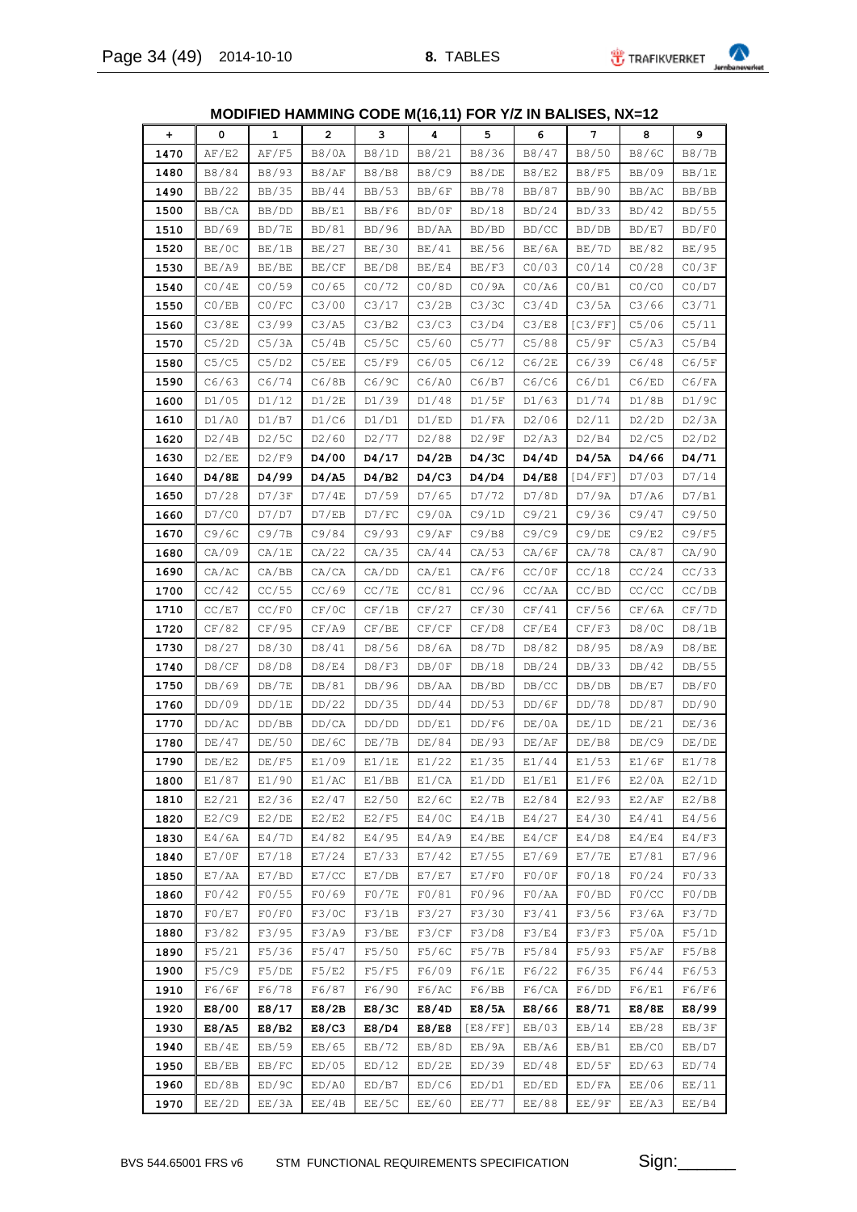## MODIFIED HAMMING CODE M(16,11) FOR Y/Z IN BALISES, NX=12

| + | 0 | 1 | 2 | 3 | 4 | 5 | 6 | 7 | 8 | 9 |
|---|---|---|---|---|---|---|---|---|---|---|
| **1470** | AF/E2 | AF/F5 | B8/0A | B8/1D | B8/21 | B8/36 | B8/47 | B8/50 | B8/6C | B8/7B |
| **1480** | B8/84 | B8/93 | B8/AF | B8/B8 | B8/C9 | B8/DE | B8/E2 | B8/F5 | BB/09 | BB/1E |
| **1490** | BB/22 | BB/35 | BB/44 | BB/53 | BB/6F | BB/78 | BB/87 | BB/90 | BB/AC | BB/BB |
| **1500** | BB/CA | BB/DD | BB/E1 | BB/F6 | BD/0F | BD/18 | BD/24 | BD/33 | BD/42 | BD/55 |
| **1510** | BD/69 | BD/7E | BD/81 | BD/96 | BD/AA | BD/BD | BD/CC | BD/DB | BD/E7 | BD/F0 |
| **1520** | BE/0C | BE/1B | BE/27 | BE/30 | BE/41 | BE/56 | BE/6A | BE/7D | BE/82 | BE/95 |
| **1530** | BE/A9 | BE/BE | BE/CF | BE/D8 | BE/E4 | BE/F3 | C0/03 | C0/14 | C0/28 | C0/3F |
| **1540** | C0/4E | C0/59 | C0/65 | C0/72 | C0/8D | C0/9A | C0/A6 | C0/B1 | C0/C0 | C0/D7 |
| **1550** | C0/EB | C0/FC | C3/00 | C3/17 | C3/2B | C3/3C | C3/4D | C3/5A | C3/66 | C3/71 |
| **1560** | C3/8E | C3/99 | C3/A5 | C3/B2 | C3/C3 | C3/D4 | C3/E8 | [C3/FF] | C5/06 | C5/11 |
| **1570** | C5/2D | C5/3A | C5/4B | C5/5C | C5/60 | C5/77 | C5/88 | C5/9F | C5/A3 | C5/B4 |
| **1580** | C5/C5 | C5/D2 | C5/EE | C5/F9 | C6/05 | C6/12 | C6/2E | C6/39 | C6/48 | C6/5F |
| **1590** | C6/63 | C6/74 | C6/8B | C6/9C | C6/A0 | C6/B7 | C6/C6 | C6/D1 | C6/ED | C6/FA |
| **1600** | D1/05 | D1/12 | D1/2E | D1/39 | D1/48 | D1/5F | D1/63 | D1/74 | D1/8B | D1/9C |
| **1610** | D1/A0 | D1/B7 | D1/C6 | D1/D1 | D1/ED | D1/FA | D2/06 | D2/11 | D2/2D | D2/3A |
| **1620** | D2/4B | D2/5C | D2/60 | D2/77 | D2/88 | D2/9F | D2/A3 | D2/B4 | D2/C5 | D2/D2 |
| **1630** | D2/EE | D2/F9 | **D4/00** | **D4/17** | **D4/2B** | **D4/3C** | **D4/4D** | **D4/5A** | **D4/66** | **D4/71** |
| **1640** | **D4/8E** | **D4/99** | **D4/A5** | **D4/B2** | **D4/C3** | **D4/D4** | **D4/E8** | [D4/FF] | D7/03 | D7/14 |
| **1650** | D7/28 | D7/3F | D7/4E | D7/59 | D7/65 | D7/72 | D7/8D | D7/9A | D7/A6 | D7/B1 |
| **1660** | D7/C0 | D7/D7 | D7/EB | D7/FC | C9/0A | C9/1D | C9/21 | C9/36 | C9/47 | C9/50 |
| **1670** | C9/6C | C9/7B | C9/84 | C9/93 | C9/AF | C9/B8 | C9/C9 | C9/DE | C9/E2 | C9/F5 |
| **1680** | CA/09 | CA/1E | CA/22 | CA/35 | CA/44 | CA/53 | CA/6F | CA/78 | CA/87 | CA/90 |
| **1690** | CA/AC | CA/BB | CA/CA | CA/DD | CA/E1 | CA/F6 | CC/0F | CC/18 | CC/24 | CC/33 |
| **1700** | CC/42 | CC/55 | CC/69 | CC/7E | CC/81 | CC/96 | CC/AA | CC/BD | CC/CC | CC/DB |
| **1710** | CC/E7 | CC/F0 | CF/0C | CF/1B | CF/27 | CF/30 | CF/41 | CF/56 | CF/6A | CF/7D |
| **1720** | CF/82 | CF/95 | CF/A9 | CF/BE | CF/CF | CF/D8 | CF/E4 | CF/F3 | D8/0C | D8/1B |
| **1730** | D8/27 | D8/30 | D8/41 | D8/56 | D8/6A | D8/7D | D8/82 | D8/95 | D8/A9 | D8/BE |
| **1740** | D8/CF | D8/D8 | D8/E4 | D8/F3 | DB/0F | DB/18 | DB/24 | DB/33 | DB/42 | DB/55 |
| **1750** | DB/69 | DB/7E | DB/81 | DB/96 | DB/AA | DB/BD | DB/CC | DB/DB | DB/E7 | DB/F0 |
| **1760** | DD/09 | DD/1E | DD/22 | DD/35 | DD/44 | DD/53 | DD/6F | DD/78 | DD/87 | DD/90 |
| **1770** | DD/AC | DD/BB | DD/CA | DD/DD | DD/E1 | DD/F6 | DE/0A | DE/1D | DE/21 | DE/36 |
| **1780** | DE/47 | DE/50 | DE/6C | DE/7B | DE/84 | DE/93 | DE/AF | DE/B8 | DE/C9 | DE/DE |
| **1790** | DE/E2 | DE/F5 | E1/09 | E1/1E | E1/22 | E1/35 | E1/44 | E1/53 | E1/6F | E1/78 |
| **1800** | E1/87 | E1/90 | E1/AC | E1/BB | E1/CA | E1/DD | E1/E1 | E1/F6 | E2/0A | E2/1D |
| **1810** | E2/21 | E2/36 | E2/47 | E2/50 | E2/6C | E2/7B | E2/84 | E2/93 | E2/AF | E2/B8 |
| **1820** | E2/C9 | E2/DE | E2/E2 | E2/F5 | E4/0C | E4/1B | E4/27 | E4/30 | E4/41 | E4/56 |
| **1830** | E4/6A | E4/7D | E4/82 | E4/95 | E4/A9 | E4/BE | E4/CF | E4/D8 | E4/E4 | E4/F3 |
| **1840** | E7/0F | E7/18 | E7/24 | E7/33 | E7/42 | E7/55 | E7/69 | E7/7E | E7/81 | E7/96 |
| **1850** | E7/AA | E7/BD | E7/CC | E7/DB | E7/E7 | E7/F0 | F0/0F | F0/18 | F0/24 | F0/33 |
| **1860** | F0/42 | F0/55 | F0/69 | F0/7E | F0/81 | F0/96 | F0/AA | F0/BD | F0/CC | F0/DB |
| **1870** | F0/E7 | F0/F0 | F3/0C | F3/1B | F3/27 | F3/30 | F3/41 | F3/56 | F3/6A | F3/7D |
| **1880** | F3/82 | F3/95 | F3/A9 | F3/BE | F3/CF | F3/D8 | F3/E4 | F3/F3 | F5/0A | F5/1D |
| **1890** | F5/21 | F5/36 | F5/47 | F5/50 | F5/6C | F5/7B | F5/84 | F5/93 | F5/AF | F5/B8 |
| **1900** | F5/C9 | F5/DE | F5/E2 | F5/F5 | F6/09 | F6/1E | F6/22 | F6/35 | F6/44 | F6/53 |
| **1910** | F6/6F | F6/78 | F6/87 | F6/90 | F6/AC | F6/BB | F6/CA | F6/DD | F6/E1 | F6/F6 |
| **1920** | **E8/00** | **E8/17** | **E8/2B** | **E8/3C** | **E8/4D** | **E8/5A** | **E8/66** | **E8/71** | **E8/8E** | **E8/99** |
| **1930** | **E8/A5** | **E8/B2** | **E8/C3** | **E8/D4** | **E8/E8** | [E8/FF] | EB/03 | EB/14 | EB/28 | EB/3F |
| **1940** | EB/4E | EB/59 | EB/65 | EB/72 | EB/8D | EB/9A | EB/A6 | EB/B1 | EB/C0 | EB/D7 |
| **1950** | EB/EB | EB/FC | ED/05 | ED/12 | ED/2E | ED/39 | ED/48 | ED/5F | ED/63 | ED/74 |
| **1960** | ED/8B | ED/9C | ED/A0 | ED/B7 | ED/C6 | ED/D1 | ED/ED | ED/FA | EE/06 | EE/11 |
| **1970** | EE/2D | EE/3A | EE/4B | EE/5C | EE/60 | EE/77 | EE/88 | EE/9F | EE/A3 | EE/B4 |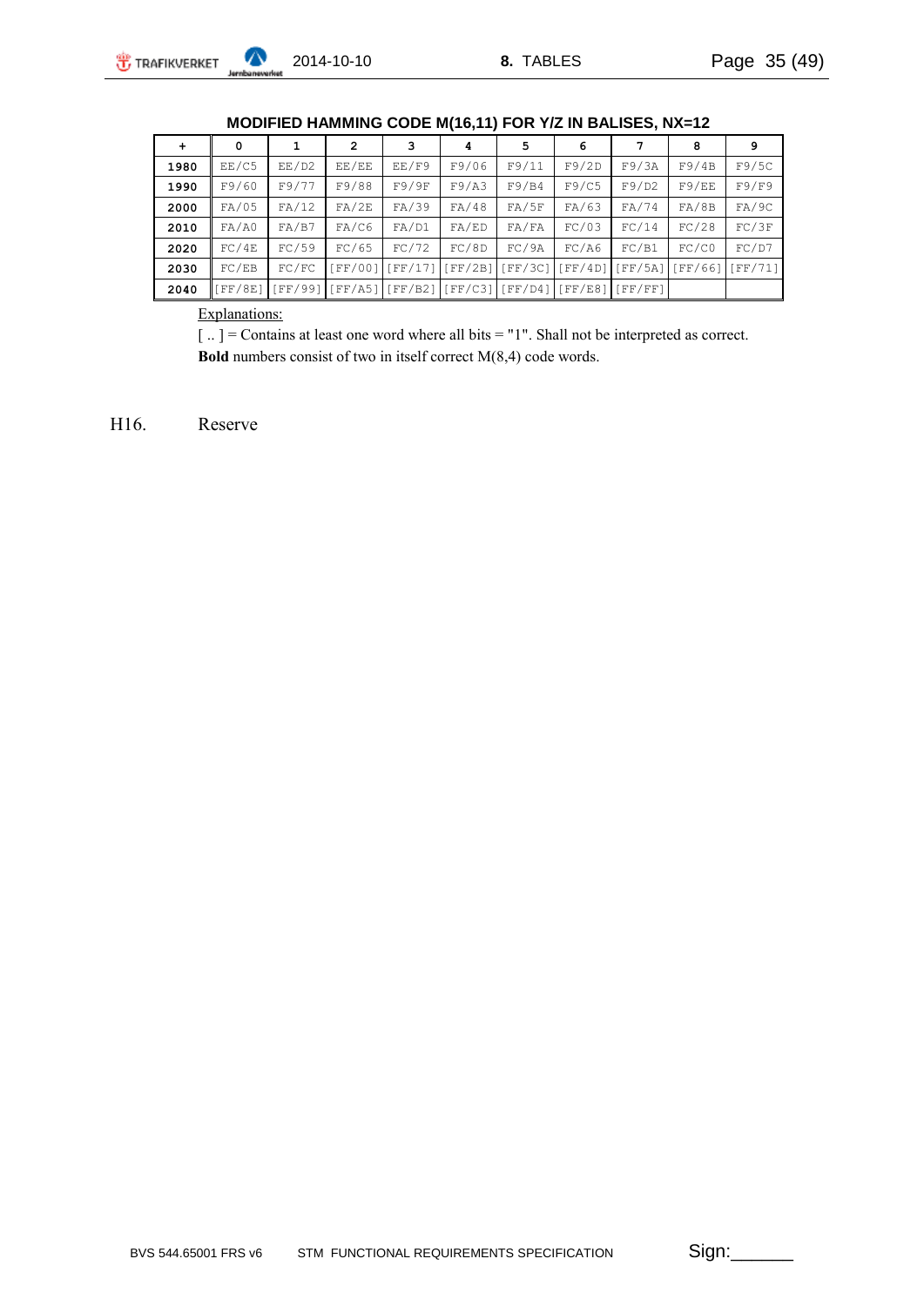### MODIFIED HAMMING CODE M(16,11) FOR Y/Z IN BALISES, NX=12

| + | 0 | 1 | 2 | 3 | 4 | 5 | 6 | 7 | 8 | 9 |
|---|---|---|---|---|---|---|---|---|---|---|
| 1980 | EE/C5 | EE/D2 | EE/EE | EE/F9 | F9/06 | F9/11 | F9/2D | F9/3A | F9/4B | F9/5C |
| 1990 | F9/60 | F9/77 | F9/88 | F9/9F | F9/A3 | F9/B4 | F9/C5 | F9/D2 | F9/EE | F9/F9 |
| 2000 | FA/05 | FA/12 | FA/2E | FA/39 | FA/48 | FA/5F | FA/63 | FA/74 | FA/8B | FA/9C |
| 2010 | FA/A0 | FA/B7 | FA/C6 | FA/D1 | FA/ED | FA/FA | FC/03 | FC/14 | FC/28 | FC/3F |
| 2020 | FC/4E | FC/59 | FC/65 | FC/72 | FC/8D | FC/9A | FC/A6 | FC/B1 | FC/C0 | FC/D7 |
| 2030 | FC/EB | FC/FC | [FF/00] | [FF/17] | [FF/2B] | [FF/3C] | [FF/4D] | [FF/5A] | [FF/66] | [FF/71] |
| 2040 | [FF/8E] | [FF/99] | [FF/A5] | [FF/B2] | [FF/C3] | [FF/D4] | [FF/E8] | [FF/FF] | | |

Explanations:

[ .. ] = Contains at least one word where all bits = "1". Shall not be interpreted as correct.

**Bold** numbers consist of two in itself correct M(8,4) code words.

H16. Reserve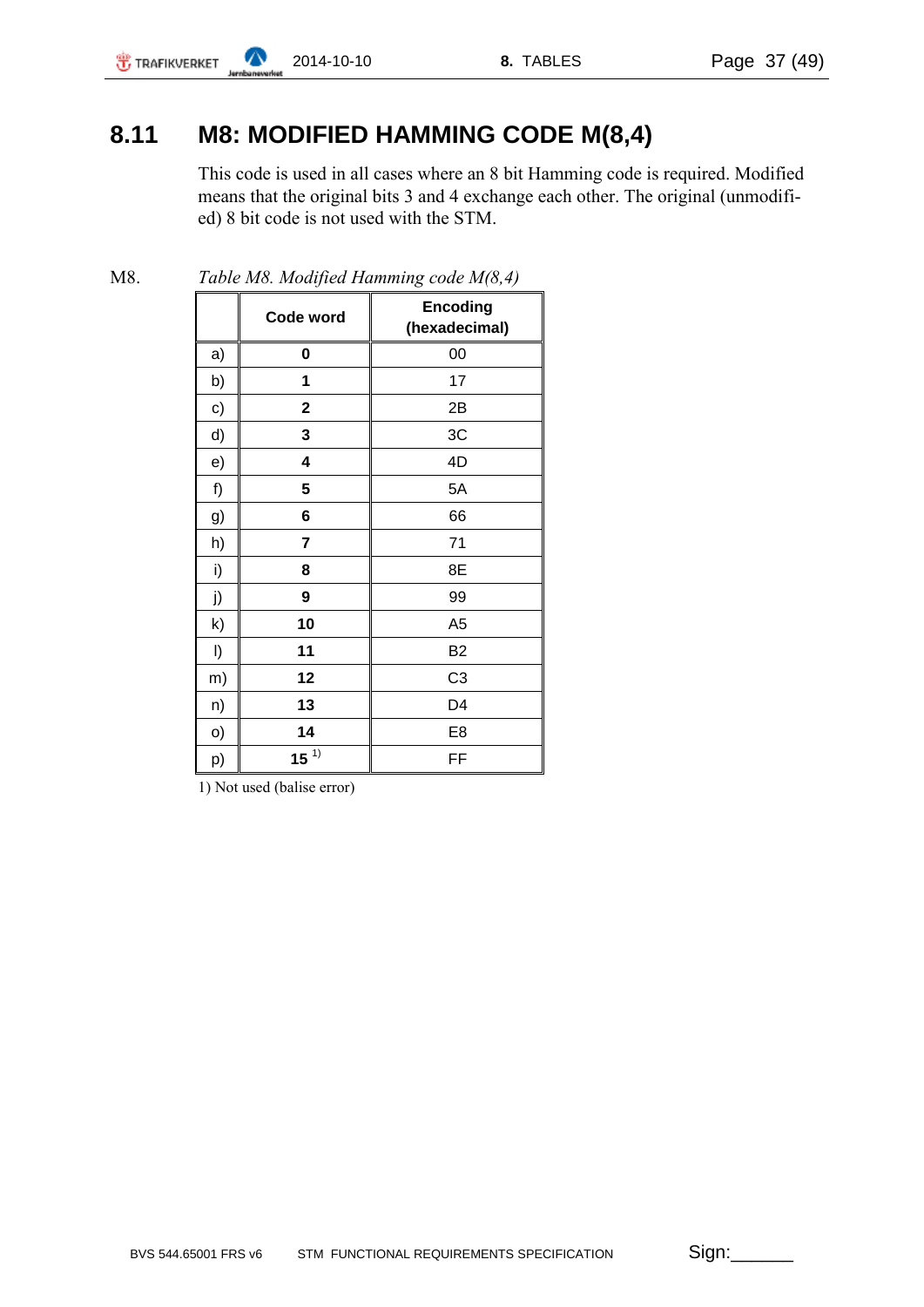## 8.11 M8: MODIFIED HAMMING CODE M(8,4)

This code is used in all cases where an 8 bit Hamming code is required. Modified means that the original bits 3 and 4 exchange each other. The original (unmodified) 8 bit code is not used with the STM.

M8. *Table M8. Modified Hamming code M(8,4)*

| | Code word | Encoding (hexadecimal) |
|---|---|---|
| a) | **0** | 00 |
| b) | **1** | 17 |
| c) | **2** | 2B |
| d) | **3** | 3C |
| e) | **4** | 4D |
| f) | **5** | 5A |
| g) | **6** | 66 |
| h) | **7** | 71 |
| i) | **8** | 8E |
| j) | **9** | 99 |
| k) | **10** | A5 |
| l) | **11** | B2 |
| m) | **12** | C3 |
| n) | **13** | D4 |
| o) | **14** | E8 |
| p) | **15** [1)] | FF |

1) Not used (balise error)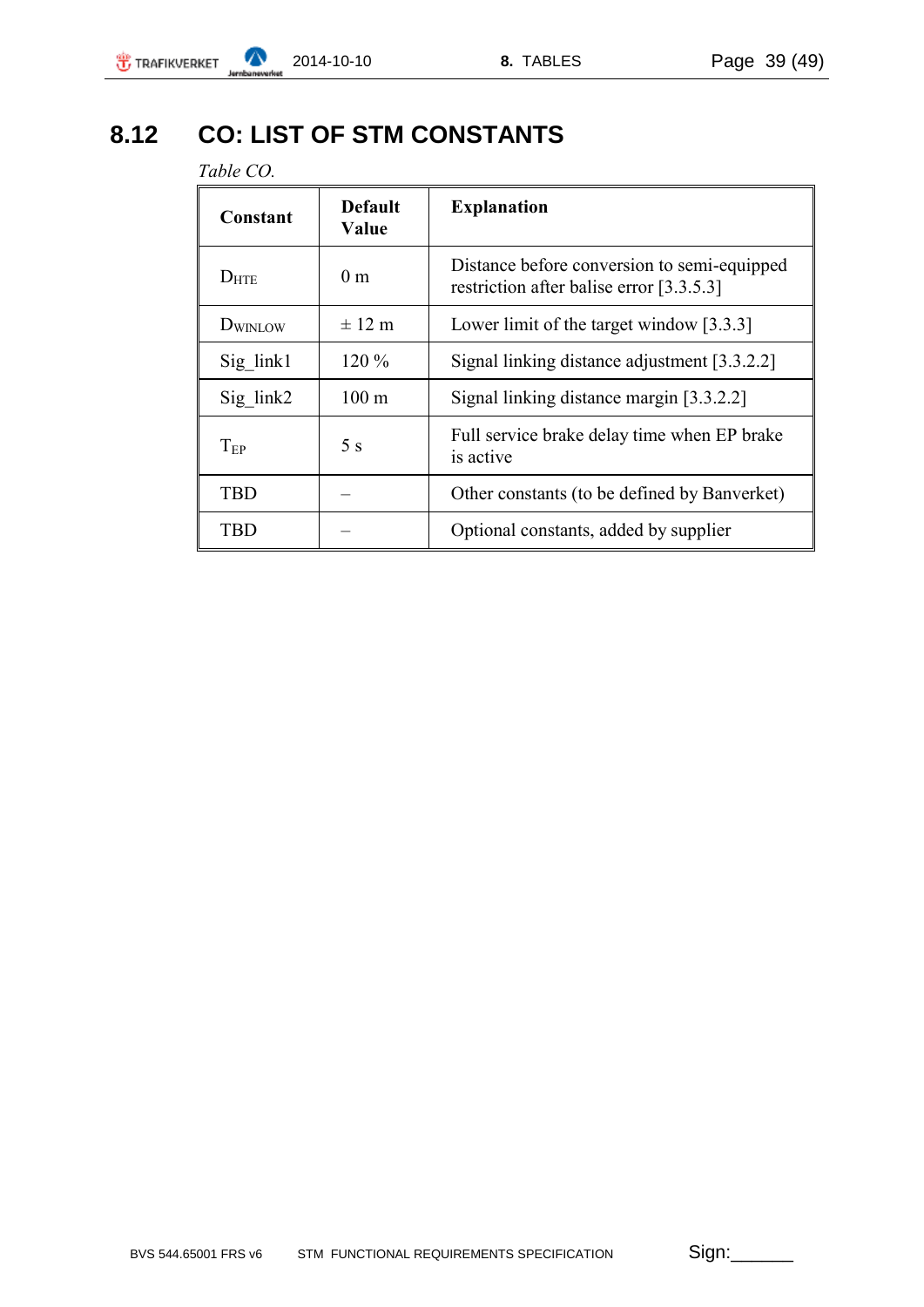## 8.12 CO: LIST OF STM CONSTANTS

*Table CO.*

| Constant | Default Value | Explanation |
|---|---|---|
| $D_{HTE}$ | 0 m | Distance before conversion to semi-equipped restriction after balise error [3.3.5.3] |
| $D_{WINLOW}$ | ± 12 m | Lower limit of the target window [3.3.3] |
| Sig_link1 | 120 % | Signal linking distance adjustment [3.3.2.2] |
| Sig_link2 | 100 m | Signal linking distance margin [3.3.2.2] |
| $T_{EP}$ | 5 s | Full service brake delay time when EP brake is active |
| TBD | – | Other constants (to be defined by Banverket) |
| TBD | – | Optional constants, added by supplier |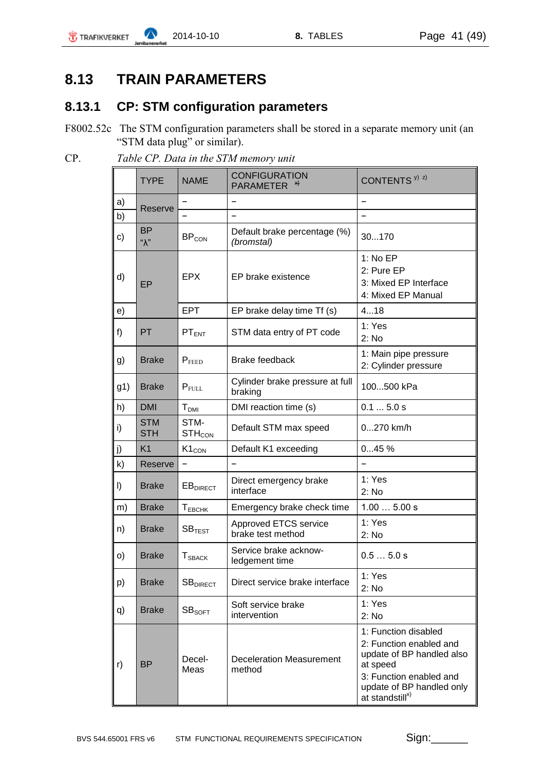## 8.13 TRAIN PARAMETERS

### 8.13.1 CP: STM configuration parameters

F8002.52c The STM configuration parameters shall be stored in a separate memory unit (an “STM data plug” or similar).

CP. *Table CP. Data in the STM memory unit*

| | TYPE | NAME | CONFIGURATION PARAMETER [x] | CONTENTS [y) z)] |
|---|---|---|---|---|
| a) | Reserve | – | – | – |
| b) | | – | – | – |
| c) | BP “λ” | $BP_{CON}$ | Default brake percentage (%) *(bromstal)* | 30...170 |
| d) | EP | EPX | EP brake existence | 1: No EP<br>2: Pure EP<br>3: Mixed EP Interface<br>4: Mixed EP Manual |
| e) | | EPT | EP brake delay time Tf (s) | 4...18 |
| f) | PT | $PT_{ENT}$ | STM data entry of PT code | 1: Yes<br>2: No |
| g) | Brake | $P_{FEED}$ | Brake feedback | 1: Main pipe pressure<br>2: Cylinder pressure |
| g1) | Brake | $P_{FULL}$ | Cylinder brake pressure at full braking | 100...500 kPa |
| h) | DMI | $T_{DMI}$ | DMI reaction time (s) | 0.1 ... 5.0 s |
| i) | STM STH | STM-$STH_{CON}$ | Default STM max speed | 0...270 km/h |
| j) | K1 | $K1_{CON}$ | Default K1 exceeding | 0...45 % |
| k) | Reserve | – | – | – |
| l) | Brake | $EB_{DIRECT}$ | Direct emergency brake interface | 1: Yes<br>2: No |
| m) | Brake | $T_{EBCHK}$ | Emergency brake check time | 1.00 … 5.00 s |
| n) | Brake | $SB_{TEST}$ | Approved ETCS service brake test method | 1: Yes<br>2: No |
| o) | Brake | $T_{SBACK}$ | Service brake acknow-ledgement time | 0.5 … 5.0 s |
| p) | Brake | $SB_{DIRECT}$ | Direct service brake interface | 1: Yes<br>2: No |
| q) | Brake | $SB_{SOFT}$ | Soft service brake intervention | 1: Yes<br>2: No |
| r) | BP | Decel-Meas | Deceleration Measurement method | 1: Function disabled<br>2: Function enabled and update of BP handled also at speed<br>3: Function enabled and update of BP handled only at standstill[x)] |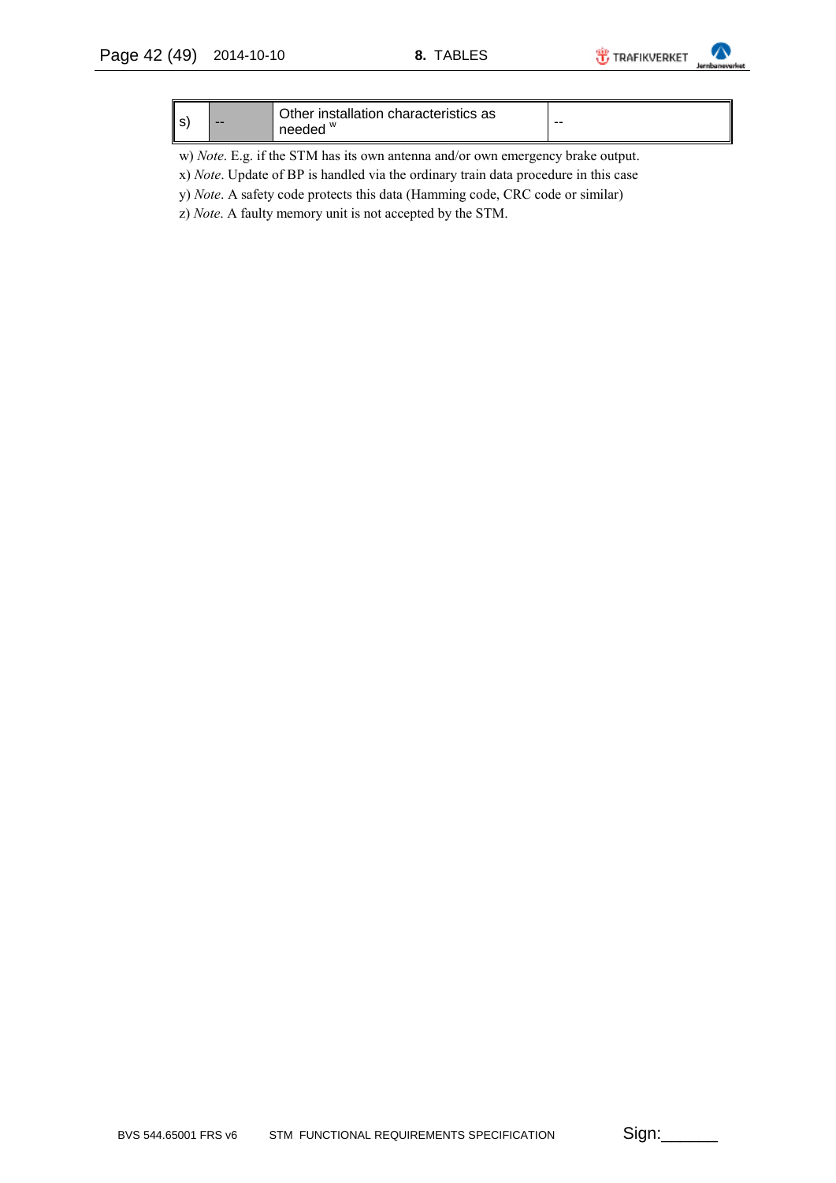| s) | -- | Other installation characteristics as needed [w] | -- |
|---|---|---|---|

w) *Note*. E.g. if the STM has its own antenna and/or own emergency brake output.

x) *Note*. Update of BP is handled via the ordinary train data procedure in this case

y) *Note*. A safety code protects this data (Hamming code, CRC code or similar)

z) *Note*. A faulty memory unit is not accepted by the STM.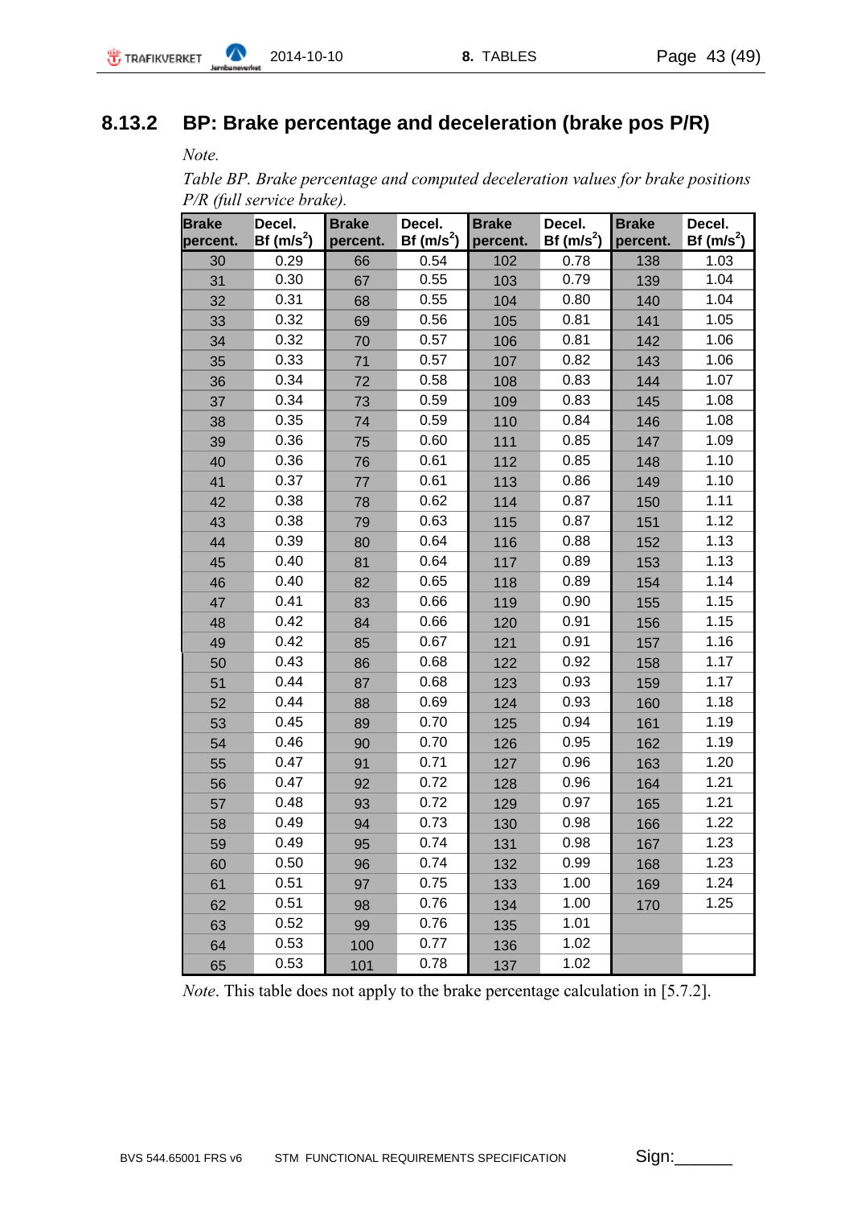## 8.13.2 BP: Brake percentage and deceleration (brake pos P/R)

*Note.*

*Table BP. Brake percentage and computed deceleration values for brake positions P/R (full service brake).*

| Brake percent. | Decel. Bf ($m/s^2$) | Brake percent. | Decel. Bf ($m/s^2$) | Brake percent. | Decel. Bf ($m/s^2$) | Brake percent. | Decel. Bf ($m/s^2$) |
|---|---|---|---|---|---|---|---|
| 30 | 0.29 | 66 | 0.54 | 102 | 0.78 | 138 | 1.03 |
| 31 | 0.30 | 67 | 0.55 | 103 | 0.79 | 139 | 1.04 |
| 32 | 0.31 | 68 | 0.55 | 104 | 0.80 | 140 | 1.04 |
| 33 | 0.32 | 69 | 0.56 | 105 | 0.81 | 141 | 1.05 |
| 34 | 0.32 | 70 | 0.57 | 106 | 0.81 | 142 | 1.06 |
| 35 | 0.33 | 71 | 0.57 | 107 | 0.82 | 143 | 1.06 |
| 36 | 0.34 | 72 | 0.58 | 108 | 0.83 | 144 | 1.07 |
| 37 | 0.34 | 73 | 0.59 | 109 | 0.83 | 145 | 1.08 |
| 38 | 0.35 | 74 | 0.59 | 110 | 0.84 | 146 | 1.08 |
| 39 | 0.36 | 75 | 0.60 | 111 | 0.85 | 147 | 1.09 |
| 40 | 0.36 | 76 | 0.61 | 112 | 0.85 | 148 | 1.10 |
| 41 | 0.37 | 77 | 0.61 | 113 | 0.86 | 149 | 1.10 |
| 42 | 0.38 | 78 | 0.62 | 114 | 0.87 | 150 | 1.11 |
| 43 | 0.38 | 79 | 0.63 | 115 | 0.87 | 151 | 1.12 |
| 44 | 0.39 | 80 | 0.64 | 116 | 0.88 | 152 | 1.13 |
| 45 | 0.40 | 81 | 0.64 | 117 | 0.89 | 153 | 1.13 |
| 46 | 0.40 | 82 | 0.65 | 118 | 0.89 | 154 | 1.14 |
| 47 | 0.41 | 83 | 0.66 | 119 | 0.90 | 155 | 1.15 |
| 48 | 0.42 | 84 | 0.66 | 120 | 0.91 | 156 | 1.15 |
| 49 | 0.42 | 85 | 0.67 | 121 | 0.91 | 157 | 1.16 |
| 50 | 0.43 | 86 | 0.68 | 122 | 0.92 | 158 | 1.17 |
| 51 | 0.44 | 87 | 0.68 | 123 | 0.93 | 159 | 1.17 |
| 52 | 0.44 | 88 | 0.69 | 124 | 0.93 | 160 | 1.18 |
| 53 | 0.45 | 89 | 0.70 | 125 | 0.94 | 161 | 1.19 |
| 54 | 0.46 | 90 | 0.70 | 126 | 0.95 | 162 | 1.19 |
| 55 | 0.47 | 91 | 0.71 | 127 | 0.96 | 163 | 1.20 |
| 56 | 0.47 | 92 | 0.72 | 128 | 0.96 | 164 | 1.21 |
| 57 | 0.48 | 93 | 0.72 | 129 | 0.97 | 165 | 1.21 |
| 58 | 0.49 | 94 | 0.73 | 130 | 0.98 | 166 | 1.22 |
| 59 | 0.49 | 95 | 0.74 | 131 | 0.98 | 167 | 1.23 |
| 60 | 0.50 | 96 | 0.74 | 132 | 0.99 | 168 | 1.23 |
| 61 | 0.51 | 97 | 0.75 | 133 | 1.00 | 169 | 1.24 |
| 62 | 0.51 | 98 | 0.76 | 134 | 1.00 | 170 | 1.25 |
| 63 | 0.52 | 99 | 0.76 | 135 | 1.01 | | |
| 64 | 0.53 | 100 | 0.77 | 136 | 1.02 | | |
| 65 | 0.53 | 101 | 0.78 | 137 | 1.02 | | |

*Note*. This table does not apply to the brake percentage calculation in [5.7.2].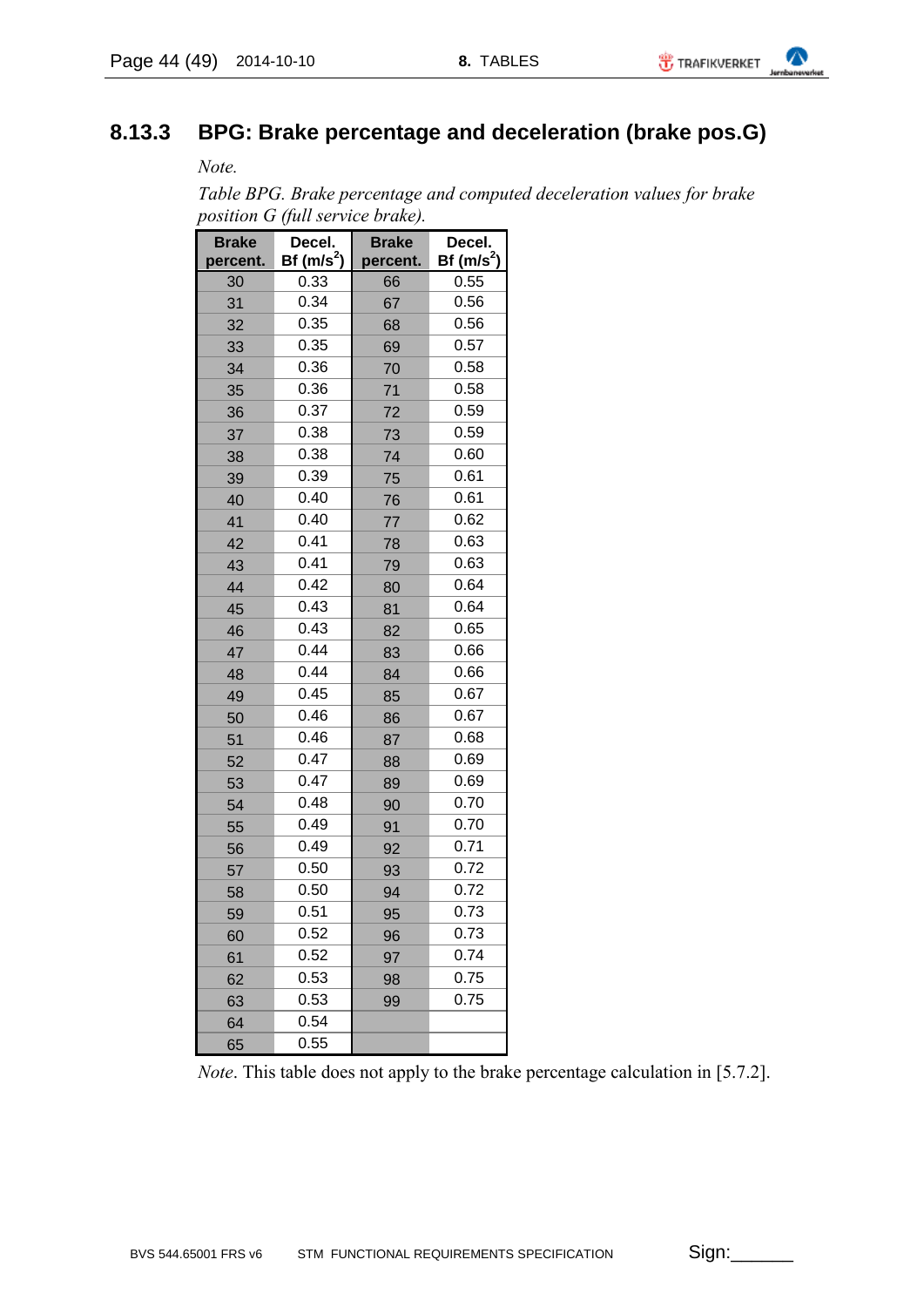### 8.13.3 BPG: Brake percentage and deceleration (brake pos.G)

*Note.*

*Table BPG. Brake percentage and computed deceleration values for brake position G (full service brake).*

| Brake percent. | Decel. Bf ($m/s^2$) | Brake percent. | Decel. Bf ($m/s^2$) |
|---|---|---|---|
| 30 | 0.33 | 66 | 0.55 |
| 31 | 0.34 | 67 | 0.56 |
| 32 | 0.35 | 68 | 0.56 |
| 33 | 0.35 | 69 | 0.57 |
| 34 | 0.36 | 70 | 0.58 |
| 35 | 0.36 | 71 | 0.58 |
| 36 | 0.37 | 72 | 0.59 |
| 37 | 0.38 | 73 | 0.59 |
| 38 | 0.38 | 74 | 0.60 |
| 39 | 0.39 | 75 | 0.61 |
| 40 | 0.40 | 76 | 0.61 |
| 41 | 0.40 | 77 | 0.62 |
| 42 | 0.41 | 78 | 0.63 |
| 43 | 0.41 | 79 | 0.63 |
| 44 | 0.42 | 80 | 0.64 |
| 45 | 0.43 | 81 | 0.64 |
| 46 | 0.43 | 82 | 0.65 |
| 47 | 0.44 | 83 | 0.66 |
| 48 | 0.44 | 84 | 0.66 |
| 49 | 0.45 | 85 | 0.67 |
| 50 | 0.46 | 86 | 0.67 |
| 51 | 0.46 | 87 | 0.68 |
| 52 | 0.47 | 88 | 0.69 |
| 53 | 0.47 | 89 | 0.69 |
| 54 | 0.48 | 90 | 0.70 |
| 55 | 0.49 | 91 | 0.70 |
| 56 | 0.49 | 92 | 0.71 |
| 57 | 0.50 | 93 | 0.72 |
| 58 | 0.50 | 94 | 0.72 |
| 59 | 0.51 | 95 | 0.73 |
| 60 | 0.52 | 96 | 0.73 |
| 61 | 0.52 | 97 | 0.74 |
| 62 | 0.53 | 98 | 0.75 |
| 63 | 0.53 | 99 | 0.75 |
| 64 | 0.54 | | |
| 65 | 0.55 | | |

*Note*. This table does not apply to the brake percentage calculation in [5.7.2].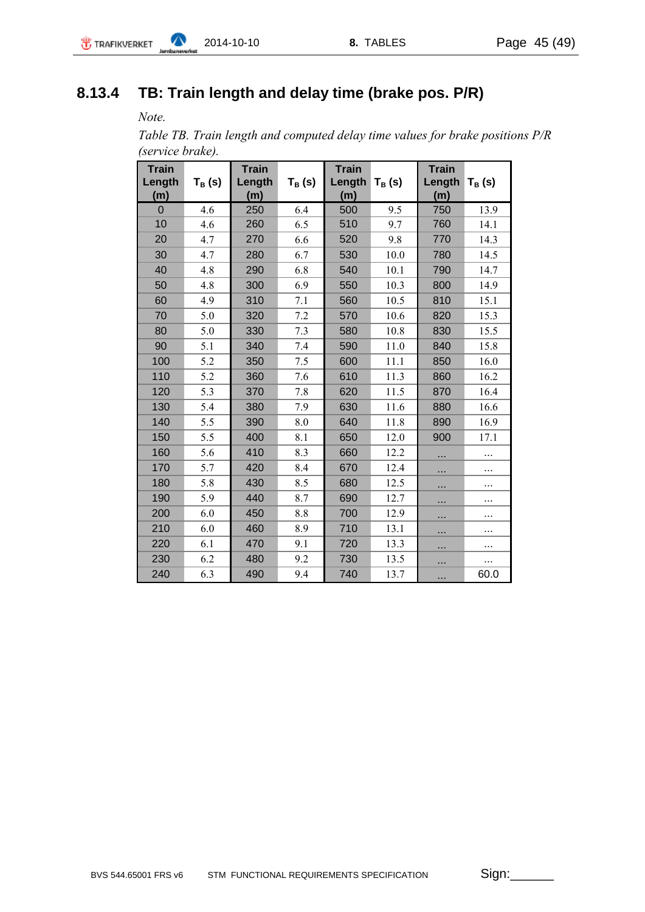## 8.13.4 TB: Train length and delay time (brake pos. P/R)

*Note.*

*Table TB. Train length and computed delay time values for brake positions P/R (service brake).*

| Train Length (m) | $T_B$ (s) | Train Length (m) | $T_B$ (s) | Train Length (m) | $T_B$ (s) | Train Length (m) | $T_B$ (s) |
|---|---|---|---|---|---|---|---|
| 0 | 4.6 | 250 | 6.4 | 500 | 9.5 | 750 | 13.9 |
| 10 | 4.6 | 260 | 6.5 | 510 | 9.7 | 760 | 14.1 |
| 20 | 4.7 | 270 | 6.6 | 520 | 9.8 | 770 | 14.3 |
| 30 | 4.7 | 280 | 6.7 | 530 | 10.0 | 780 | 14.5 |
| 40 | 4.8 | 290 | 6.8 | 540 | 10.1 | 790 | 14.7 |
| 50 | 4.8 | 300 | 6.9 | 550 | 10.3 | 800 | 14.9 |
| 60 | 4.9 | 310 | 7.1 | 560 | 10.5 | 810 | 15.1 |
| 70 | 5.0 | 320 | 7.2 | 570 | 10.6 | 820 | 15.3 |
| 80 | 5.0 | 330 | 7.3 | 580 | 10.8 | 830 | 15.5 |
| 90 | 5.1 | 340 | 7.4 | 590 | 11.0 | 840 | 15.8 |
| 100 | 5.2 | 350 | 7.5 | 600 | 11.1 | 850 | 16.0 |
| 110 | 5.2 | 360 | 7.6 | 610 | 11.3 | 860 | 16.2 |
| 120 | 5.3 | 370 | 7.8 | 620 | 11.5 | 870 | 16.4 |
| 130 | 5.4 | 380 | 7.9 | 630 | 11.6 | 880 | 16.6 |
| 140 | 5.5 | 390 | 8.0 | 640 | 11.8 | 890 | 16.9 |
| 150 | 5.5 | 400 | 8.1 | 650 | 12.0 | 900 | 17.1 |
| 160 | 5.6 | 410 | 8.3 | 660 | 12.2 | ... | ... |
| 170 | 5.7 | 420 | 8.4 | 670 | 12.4 | ... | ... |
| 180 | 5.8 | 430 | 8.5 | 680 | 12.5 | ... | ... |
| 190 | 5.9 | 440 | 8.7 | 690 | 12.7 | ... | ... |
| 200 | 6.0 | 450 | 8.8 | 700 | 12.9 | ... | ... |
| 210 | 6.0 | 460 | 8.9 | 710 | 13.1 | ... | ... |
| 220 | 6.1 | 470 | 9.1 | 720 | 13.3 | ... | ... |
| 230 | 6.2 | 480 | 9.2 | 730 | 13.5 | ... | ... |
| 240 | 6.3 | 490 | 9.4 | 740 | 13.7 | ... | 60.0 |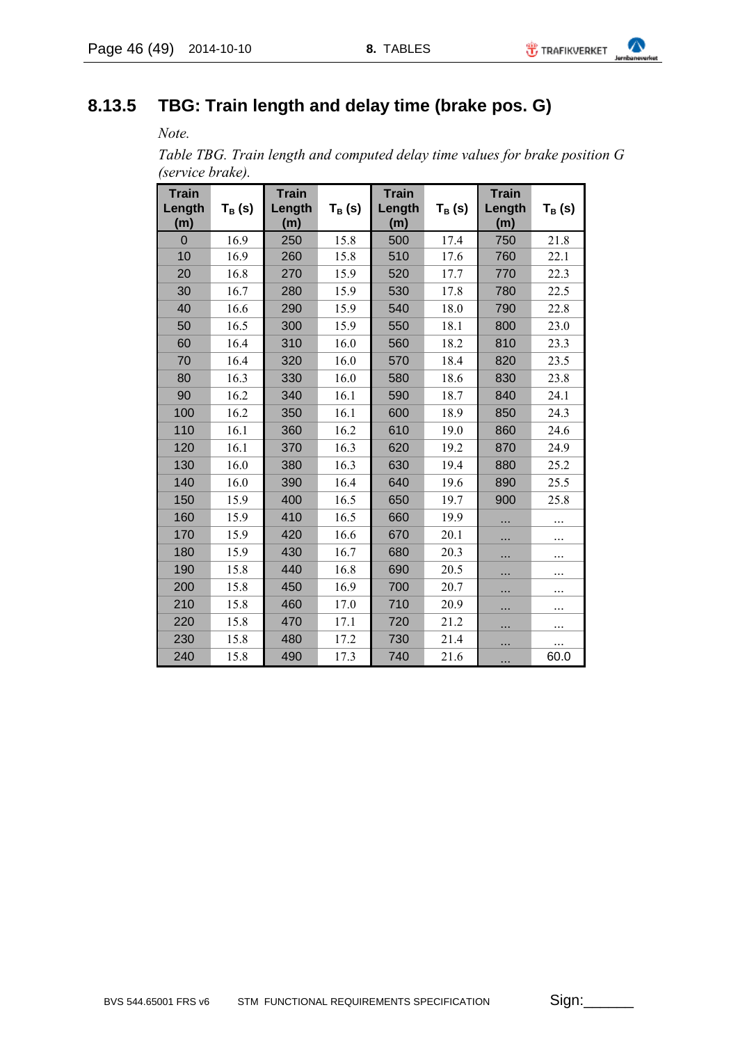## 8.13.5 TBG: Train length and delay time (brake pos. G)

*Note.*

*Table TBG. Train length and computed delay time values for brake position G (service brake).*

| Train Length (m) | $T_B$ (s) | Train Length (m) | $T_B$ (s) | Train Length (m) | $T_B$ (s) | Train Length (m) | $T_B$ (s) |
|---|---|---|---|---|---|---|---|
| 0 | 16.9 | 250 | 15.8 | 500 | 17.4 | 750 | 21.8 |
| 10 | 16.9 | 260 | 15.8 | 510 | 17.6 | 760 | 22.1 |
| 20 | 16.8 | 270 | 15.9 | 520 | 17.7 | 770 | 22.3 |
| 30 | 16.7 | 280 | 15.9 | 530 | 17.8 | 780 | 22.5 |
| 40 | 16.6 | 290 | 15.9 | 540 | 18.0 | 790 | 22.8 |
| 50 | 16.5 | 300 | 15.9 | 550 | 18.1 | 800 | 23.0 |
| 60 | 16.4 | 310 | 16.0 | 560 | 18.2 | 810 | 23.3 |
| 70 | 16.4 | 320 | 16.0 | 570 | 18.4 | 820 | 23.5 |
| 80 | 16.3 | 330 | 16.0 | 580 | 18.6 | 830 | 23.8 |
| 90 | 16.2 | 340 | 16.1 | 590 | 18.7 | 840 | 24.1 |
| 100 | 16.2 | 350 | 16.1 | 600 | 18.9 | 850 | 24.3 |
| 110 | 16.1 | 360 | 16.2 | 610 | 19.0 | 860 | 24.6 |
| 120 | 16.1 | 370 | 16.3 | 620 | 19.2 | 870 | 24.9 |
| 130 | 16.0 | 380 | 16.3 | 630 | 19.4 | 880 | 25.2 |
| 140 | 16.0 | 390 | 16.4 | 640 | 19.6 | 890 | 25.5 |
| 150 | 15.9 | 400 | 16.5 | 650 | 19.7 | 900 | 25.8 |
| 160 | 15.9 | 410 | 16.5 | 660 | 19.9 | ... | ... |
| 170 | 15.9 | 420 | 16.6 | 670 | 20.1 | ... | ... |
| 180 | 15.9 | 430 | 16.7 | 680 | 20.3 | ... | ... |
| 190 | 15.8 | 440 | 16.8 | 690 | 20.5 | ... | ... |
| 200 | 15.8 | 450 | 16.9 | 700 | 20.7 | ... | ... |
| 210 | 15.8 | 460 | 17.0 | 710 | 20.9 | ... | ... |
| 220 | 15.8 | 470 | 17.1 | 720 | 21.2 | ... | ... |
| 230 | 15.8 | 480 | 17.2 | 730 | 21.4 | ... | ... |
| 240 | 15.8 | 490 | 17.3 | 740 | 21.6 | ... | 60.0 |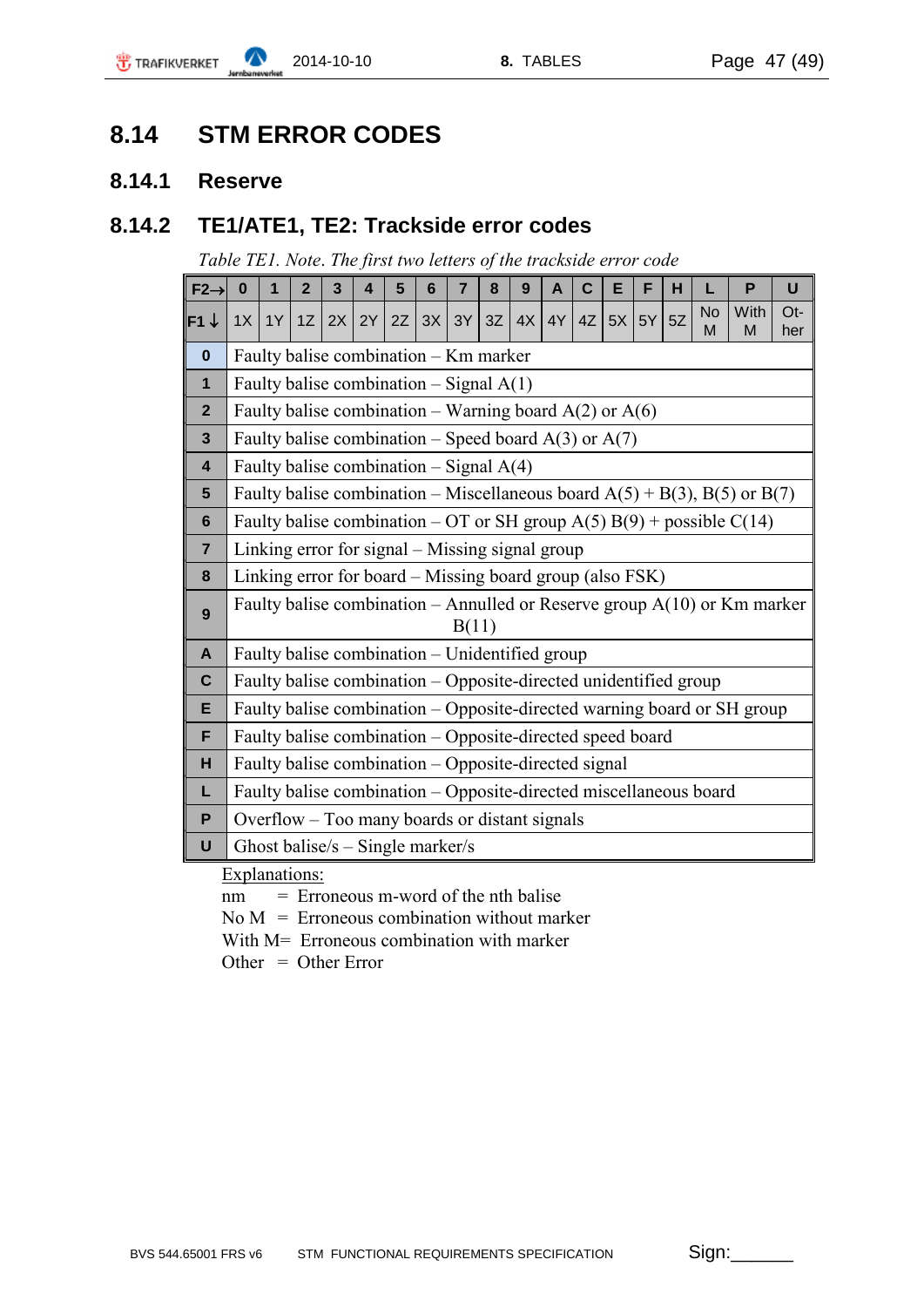## 8.14 STM ERROR CODES

### 8.14.1 Reserve

### 8.14.2 TE1/ATE1, TE2: Trackside error codes

*Table TE1. Note. The first two letters of the trackside error code*

| F2→ | 0 | 1 | 2 | 3 | 4 | 5 | 6 | 7 | 8 | 9 | A | C | E | F | H | L | P | U |
|---|---|---|---|---|---|---|---|---|---|---|---|---|---|---|---|---|---|---|
| **F1 ↓** | 1X | 1Y | 1Z | 2X | 2Y | 2Z | 3X | 3Y | 3Z | 4X | 4Y | 4Z | 5X | 5Y | 5Z | No M | With M | Ot-her |
| **0** | Faulty balise combination – Km marker | | | | | | | | | | | | | | | | | |
| **1** | Faulty balise combination – Signal A(1) | | | | | | | | | | | | | | | | | |
| **2** | Faulty balise combination – Warning board A(2) or A(6) | | | | | | | | | | | | | | | | | |
| **3** | Faulty balise combination – Speed board A(3) or A(7) | | | | | | | | | | | | | | | | | |
| **4** | Faulty balise combination – Signal A(4) | | | | | | | | | | | | | | | | | |
| **5** | Faulty balise combination – Miscellaneous board A(5) + B(3), B(5) or B(7) | | | | | | | | | | | | | | | | | |
| **6** | Faulty balise combination – OT or SH group A(5) B(9) + possible C(14) | | | | | | | | | | | | | | | | | |
| **7** | Linking error for signal – Missing signal group | | | | | | | | | | | | | | | | | |
| **8** | Linking error for board – Missing board group (also FSK) | | | | | | | | | | | | | | | | | |
| **9** | Faulty balise combination – Annulled or Reserve group A(10) or Km marker B(11) | | | | | | | | | | | | | | | | | |
| **A** | Faulty balise combination – Unidentified group | | | | | | | | | | | | | | | | | |
| **C** | Faulty balise combination – Opposite-directed unidentified group | | | | | | | | | | | | | | | | | |
| **E** | Faulty balise combination – Opposite-directed warning board or SH group | | | | | | | | | | | | | | | | | |
| **F** | Faulty balise combination – Opposite-directed speed board | | | | | | | | | | | | | | | | | |
| **H** | Faulty balise combination – Opposite-directed signal | | | | | | | | | | | | | | | | | |
| **L** | Faulty balise combination – Opposite-directed miscellaneous board | | | | | | | | | | | | | | | | | |
| **P** | Overflow – Too many boards or distant signals | | | | | | | | | | | | | | | | | |
| **U** | Ghost balise/s – Single marker/s | | | | | | | | | | | | | | | | | |

Explanations:

nm = Erroneous m-word of the nth balise
No M = Erroneous combination without marker
With M= Erroneous combination with marker
Other = Other Error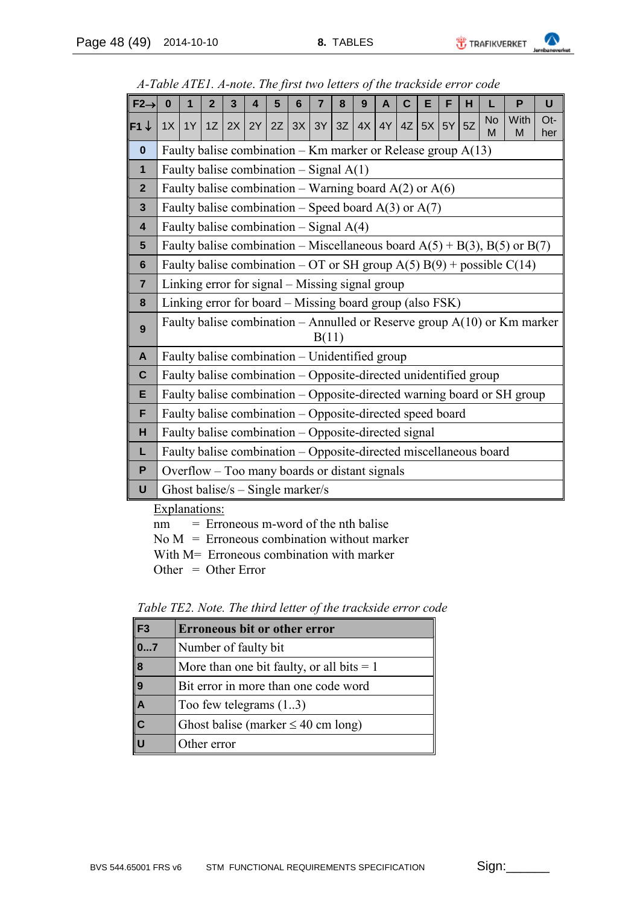*A-Table ATE1. A-note. The first two letters of the trackside error code*

| F2→ | 0 | 1 | 2 | 3 | 4 | 5 | 6 | 7 | 8 | 9 | A | C | E | F | H | L | P | U |
|---|---|---|---|---|---|---|---|---|---|---|---|---|---|---|---|---|---|---|
| **F1 ↓** | 1X | 1Y | 1Z | 2X | 2Y | 2Z | 3X | 3Y | 3Z | 4X | 4Y | 4Z | 5X | 5Y | 5Z | No M | With M | Ot-her |
| **0** | Faulty balise combination – Km marker or Release group A(13) | | | | | | | | | | | | | | | | | |
| **1** | Faulty balise combination – Signal A(1) | | | | | | | | | | | | | | | | | |
| **2** | Faulty balise combination – Warning board A(2) or A(6) | | | | | | | | | | | | | | | | | |
| **3** | Faulty balise combination – Speed board A(3) or A(7) | | | | | | | | | | | | | | | | | |
| **4** | Faulty balise combination – Signal A(4) | | | | | | | | | | | | | | | | | |
| **5** | Faulty balise combination – Miscellaneous board A(5) + B(3), B(5) or B(7) | | | | | | | | | | | | | | | | | |
| **6** | Faulty balise combination – OT or SH group A(5) B(9) + possible C(14) | | | | | | | | | | | | | | | | | |
| **7** | Linking error for signal – Missing signal group | | | | | | | | | | | | | | | | | |
| **8** | Linking error for board – Missing board group (also FSK) | | | | | | | | | | | | | | | | | |
| **9** | Faulty balise combination – Annulled or Reserve group A(10) or Km marker B(11) | | | | | | | | | | | | | | | | | |
| **A** | Faulty balise combination – Unidentified group | | | | | | | | | | | | | | | | | |
| **C** | Faulty balise combination – Opposite-directed unidentified group | | | | | | | | | | | | | | | | | |
| **E** | Faulty balise combination – Opposite-directed warning board or SH group | | | | | | | | | | | | | | | | | |
| **F** | Faulty balise combination – Opposite-directed speed board | | | | | | | | | | | | | | | | | |
| **H** | Faulty balise combination – Opposite-directed signal | | | | | | | | | | | | | | | | | |
| **L** | Faulty balise combination – Opposite-directed miscellaneous board | | | | | | | | | | | | | | | | | |
| **P** | Overflow – Too many boards or distant signals | | | | | | | | | | | | | | | | | |
| **U** | Ghost balise/s – Single marker/s | | | | | | | | | | | | | | | | | |

Explanations:

nm = Erroneous m-word of the nth balise
No M = Erroneous combination without marker
With M= Erroneous combination with marker
Other = Other Error

*Table TE2. Note. The third letter of the trackside error code*

| F3 | Erroneous bit or other error |
|---|---|
| **0...7** | Number of faulty bit |
| **8** | More than one bit faulty, or all bits = 1 |
| **9** | Bit error in more than one code word |
| **A** | Too few telegrams (1..3) |
| **C** | Ghost balise (marker ≤ 40 cm long) |
| **U** | Other error |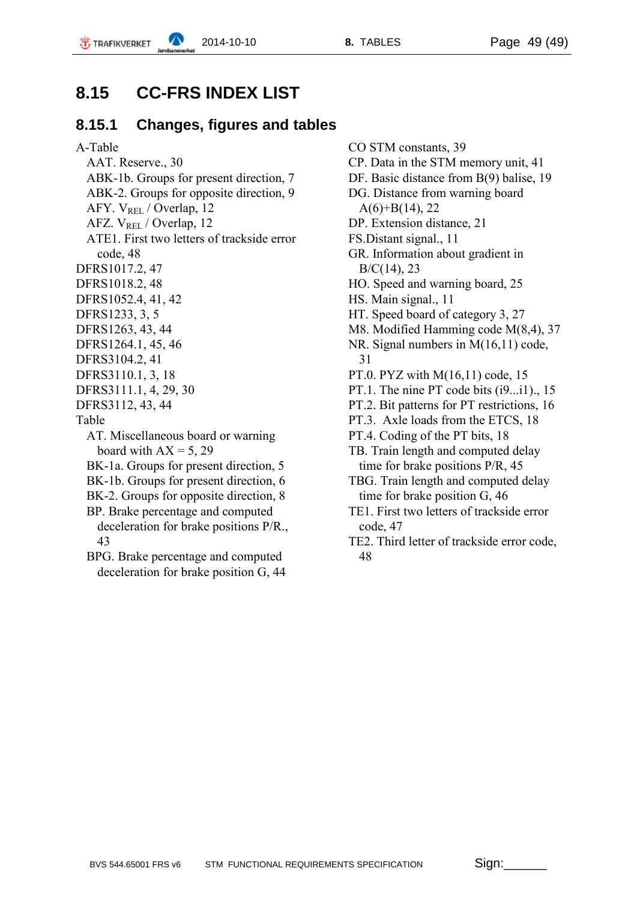## 8.15 CC-FRS INDEX LIST

### 8.15.1 Changes, figures and tables

A-Table
- AAT. Reserve., 30
- ABK-1b. Groups for present direction, 7
- ABK-2. Groups for opposite direction, 9
- AFY. $V_{REL}$ / Overlap, 12
- AFZ. $V_{REL}$ / Overlap, 12
- ATE1. First two letters of trackside error code, 48

DFRS1017.2, 47
DFRS1018.2, 48
DFRS1052.4, 41, 42
DFRS1233, 3, 5
DFRS1263, 43, 44
DFRS1264.1, 45, 46
DFRS3104.2, 41
DFRS3110.1, 3, 18
DFRS3111.1, 4, 29, 30
DFRS3112, 43, 44

Table
- AT. Miscellaneous board or warning board with AX = 5, 29
- BK-1a. Groups for present direction, 5
- BK-1b. Groups for present direction, 6
- BK-2. Groups for opposite direction, 8
- BP. Brake percentage and computed deceleration for brake positions P/R., 43
- BPG. Brake percentage and computed deceleration for brake position G, 44
- CO STM constants, 39
- CP. Data in the STM memory unit, 41
- DF. Basic distance from B(9) balise, 19
- DG. Distance from warning board A(6)+B(14), 22
- DP. Extension distance, 21
- FS.Distant signal., 11
- GR. Information about gradient in B/C(14), 23
- HO. Speed and warning board, 25
- HS. Main signal., 11
- HT. Speed board of category 3, 27
- M8. Modified Hamming code M(8,4), 37
- NR. Signal numbers in M(16,11) code, 31
- PT.0. PYZ with M(16,11) code, 15
- PT.1. The nine PT code bits (i9...i1)., 15
- PT.2. Bit patterns for PT restrictions, 16
- PT.3. Axle loads from the ETCS, 18
- PT.4. Coding of the PT bits, 18
- TB. Train length and computed delay time for brake positions P/R, 45
- TBG. Train length and computed delay time for brake position G, 46
- TE1. First two letters of trackside error code, 47
- TE2. Third letter of trackside error code, 48